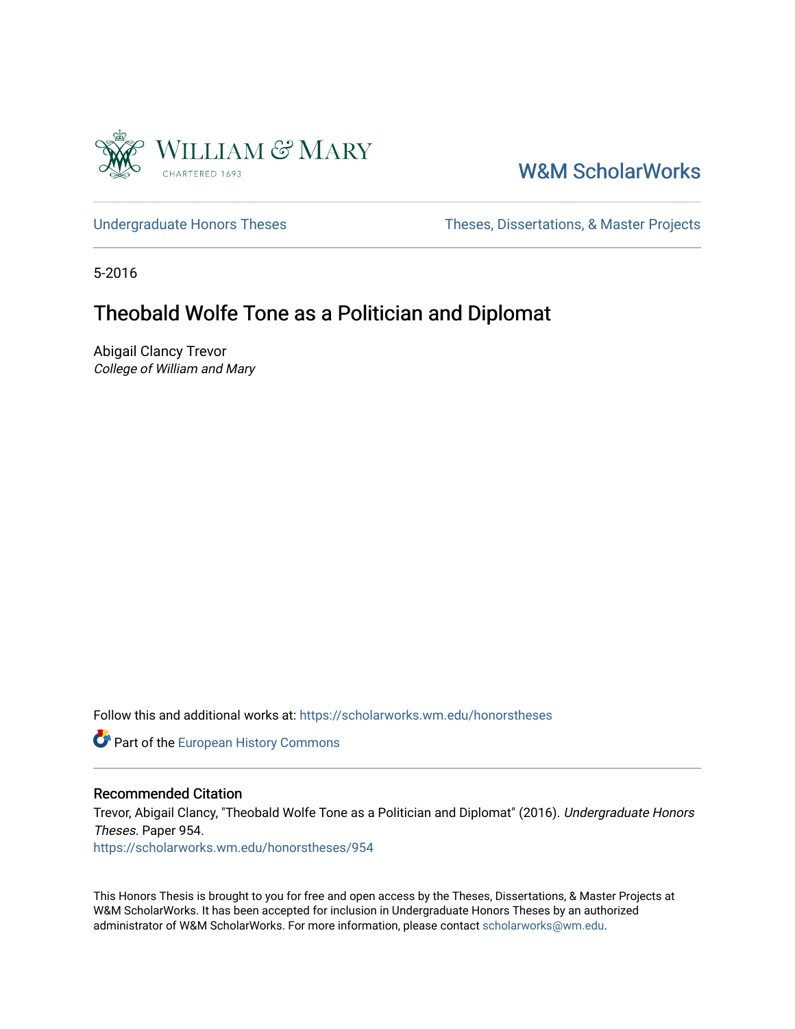William & Mary
CHARTERED 1693

W&M ScholarWorks

Undergraduate Honors Theses | Theses, Dissertations, & Master Projects

5-2016

# Theobald Wolfe Tone as a Politician and Diplomat

Abigail Clancy Trevor
*College of William and Mary*

Follow this and additional works at: https://scholarworks.wm.edu/honorstheses

Part of the European History Commons

### Recommended Citation

Trevor, Abigail Clancy, "Theobald Wolfe Tone as a Politician and Diplomat" (2016). *Undergraduate Honors Theses.* Paper 954.
https://scholarworks.wm.edu/honorstheses/954

This Honors Thesis is brought to you for free and open access by the Theses, Dissertations, & Master Projects at W&M ScholarWorks. It has been accepted for inclusion in Undergraduate Honors Theses by an authorized administrator of W&M ScholarWorks. For more information, please contact scholarworks@wm.edu.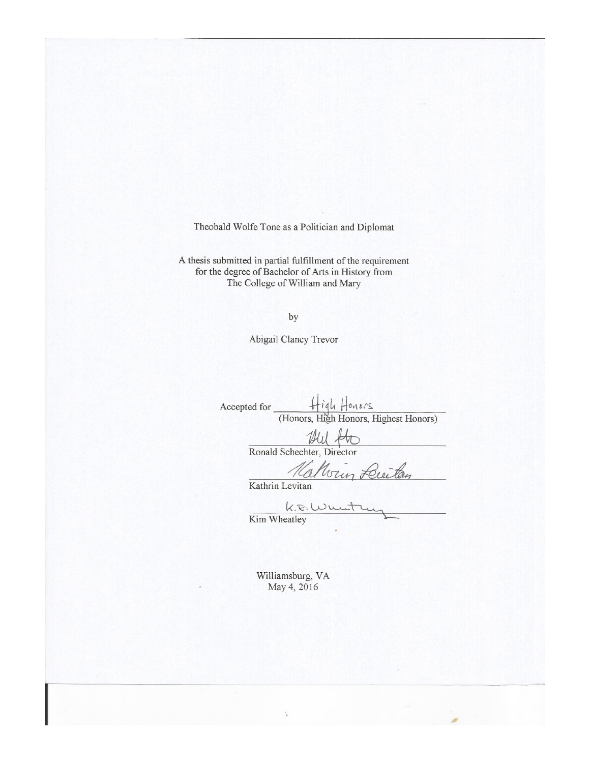Theobald Wolfe Tone as a Politician and Diplomat

A thesis submitted in partial fulfillment of the requirement for the degree of Bachelor of Arts in History from The College of William and Mary

by

Abigail Clancy Trevor

Accepted for High Honors
(Honors, High Honors, Highest Honors)

Ronald Schechter, Director

Kathrin Levitan

Kim Wheatley

Williamsburg, VA
May 4, 2016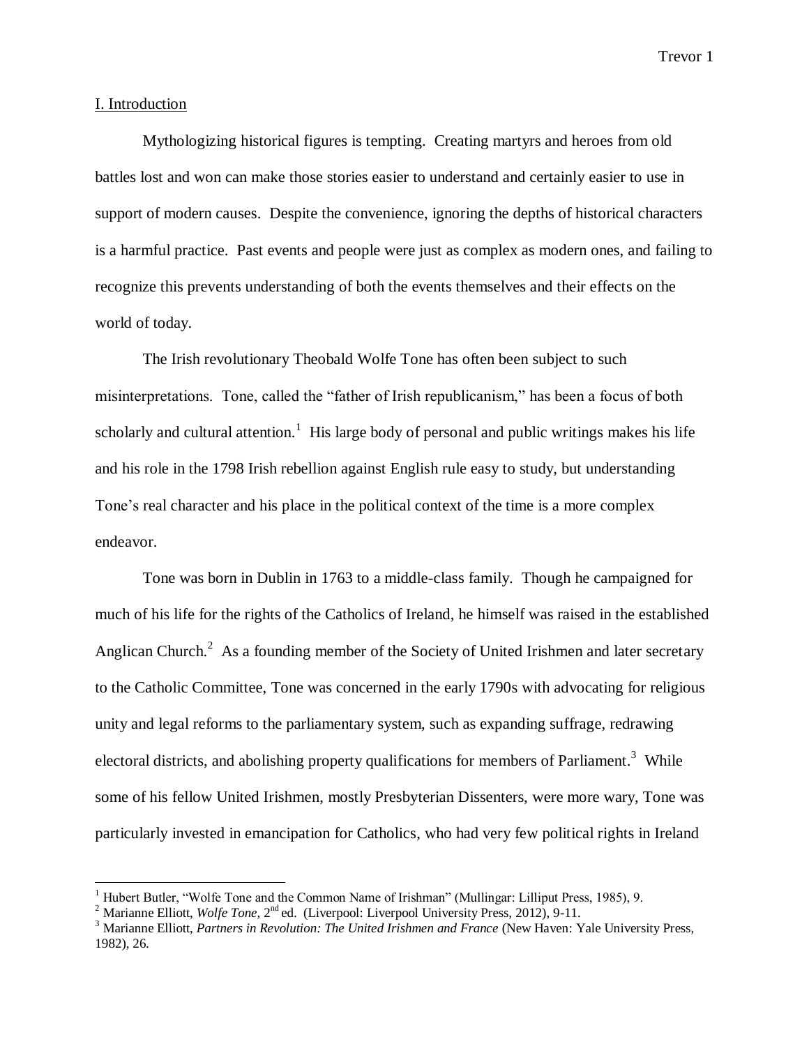I. Introduction

Mythologizing historical figures is tempting. Creating martyrs and heroes from old battles lost and won can make those stories easier to understand and certainly easier to use in support of modern causes. Despite the convenience, ignoring the depths of historical characters is a harmful practice. Past events and people were just as complex as modern ones, and failing to recognize this prevents understanding of both the events themselves and their effects on the world of today.

The Irish revolutionary Theobald Wolfe Tone has often been subject to such misinterpretations. Tone, called the "father of Irish republicanism," has been a focus of both scholarly and cultural attention.[1] His large body of personal and public writings makes his life and his role in the 1798 Irish rebellion against English rule easy to study, but understanding Tone's real character and his place in the political context of the time is a more complex endeavor.

Tone was born in Dublin in 1763 to a middle-class family. Though he campaigned for much of his life for the rights of the Catholics of Ireland, he himself was raised in the established Anglican Church.[2] As a founding member of the Society of United Irishmen and later secretary to the Catholic Committee, Tone was concerned in the early 1790s with advocating for religious unity and legal reforms to the parliamentary system, such as expanding suffrage, redrawing electoral districts, and abolishing property qualifications for members of Parliament.[3] While some of his fellow United Irishmen, mostly Presbyterian Dissenters, were more wary, Tone was particularly invested in emancipation for Catholics, who had very few political rights in Ireland

---

[1] Hubert Butler, "Wolfe Tone and the Common Name of Irishman" (Mullingar: Lilliput Press, 1985), 9.

[2] Marianne Elliott, *Wolfe Tone,* 2nd ed. (Liverpool: Liverpool University Press, 2012), 9-11.

[3] Marianne Elliott, *Partners in Revolution: The United Irishmen and France* (New Haven: Yale University Press, 1982), 26.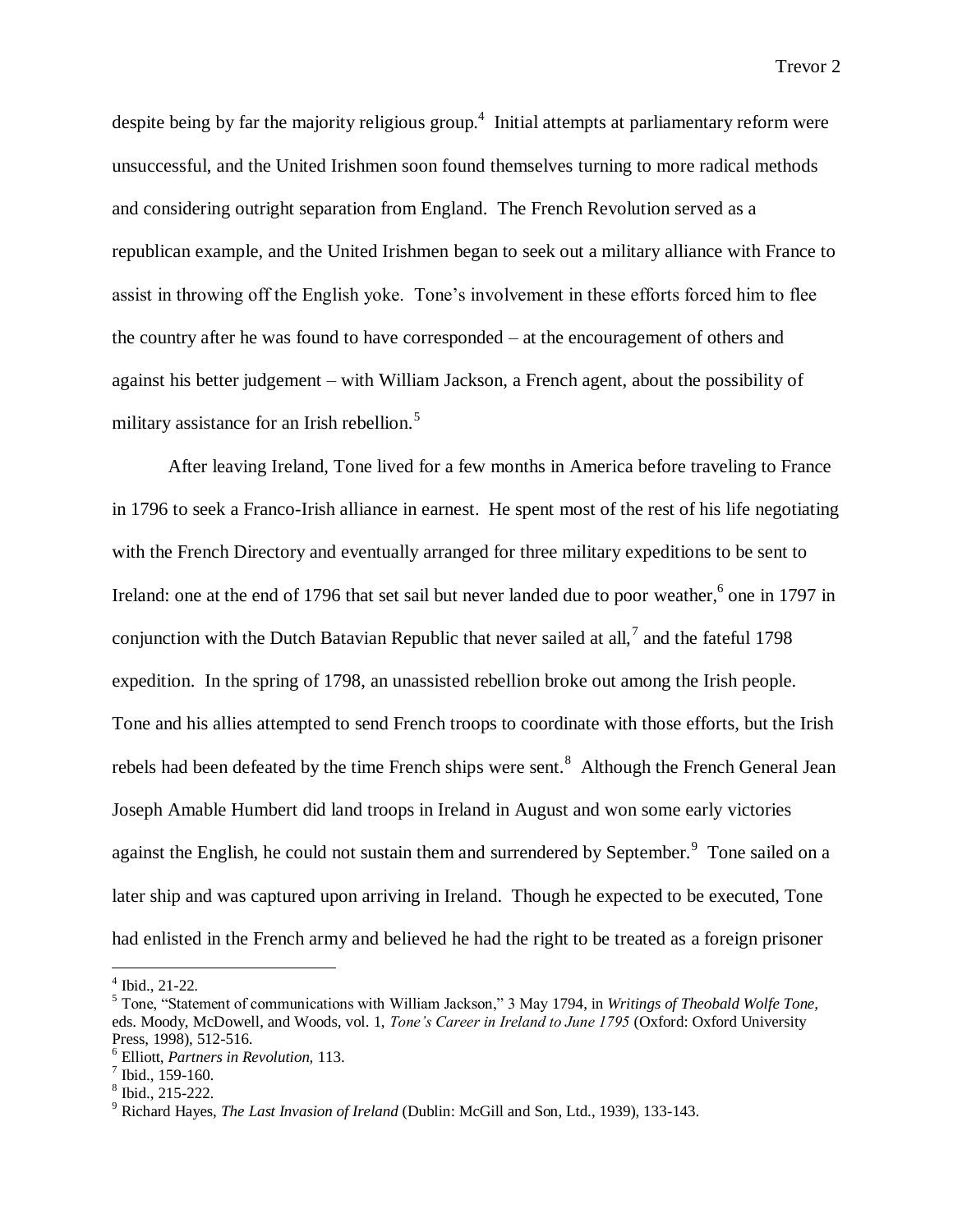despite being by far the majority religious group.[4] Initial attempts at parliamentary reform were unsuccessful, and the United Irishmen soon found themselves turning to more radical methods and considering outright separation from England. The French Revolution served as a republican example, and the United Irishmen began to seek out a military alliance with France to assist in throwing off the English yoke. Tone's involvement in these efforts forced him to flee the country after he was found to have corresponded – at the encouragement of others and against his better judgement – with William Jackson, a French agent, about the possibility of military assistance for an Irish rebellion.[5]

After leaving Ireland, Tone lived for a few months in America before traveling to France in 1796 to seek a Franco-Irish alliance in earnest. He spent most of the rest of his life negotiating with the French Directory and eventually arranged for three military expeditions to be sent to Ireland: one at the end of 1796 that set sail but never landed due to poor weather,[6] one in 1797 in conjunction with the Dutch Batavian Republic that never sailed at all,[7] and the fateful 1798 expedition. In the spring of 1798, an unassisted rebellion broke out among the Irish people. Tone and his allies attempted to send French troops to coordinate with those efforts, but the Irish rebels had been defeated by the time French ships were sent.[8] Although the French General Jean Joseph Amable Humbert did land troops in Ireland in August and won some early victories against the English, he could not sustain them and surrendered by September.[9] Tone sailed on a later ship and was captured upon arriving in Ireland. Though he expected to be executed, Tone had enlisted in the French army and believed he had the right to be treated as a foreign prisoner

---

[4] Ibid., 21-22.

[5] Tone, "Statement of communications with William Jackson," 3 May 1794, in *Writings of Theobald Wolfe Tone*, eds. Moody, McDowell, and Woods, vol. 1, *Tone's Career in Ireland to June 1795* (Oxford: Oxford University Press, 1998), 512-516.

[6] Elliott, *Partners in Revolution*, 113.

[7] Ibid., 159-160.

[8] Ibid., 215-222.

[9] Richard Hayes, *The Last Invasion of Ireland* (Dublin: McGill and Son, Ltd., 1939), 133-143.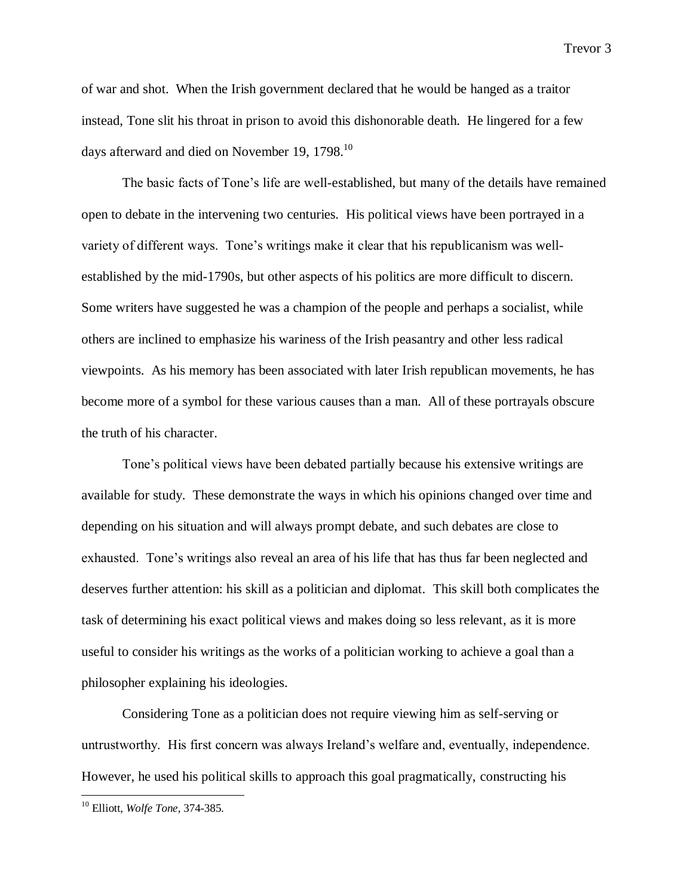of war and shot. When the Irish government declared that he would be hanged as a traitor instead, Tone slit his throat in prison to avoid this dishonorable death. He lingered for a few days afterward and died on November 19, 1798.[10]

The basic facts of Tone's life are well-established, but many of the details have remained open to debate in the intervening two centuries. His political views have been portrayed in a variety of different ways. Tone's writings make it clear that his republicanism was well-established by the mid-1790s, but other aspects of his politics are more difficult to discern. Some writers have suggested he was a champion of the people and perhaps a socialist, while others are inclined to emphasize his wariness of the Irish peasantry and other less radical viewpoints. As his memory has been associated with later Irish republican movements, he has become more of a symbol for these various causes than a man. All of these portrayals obscure the truth of his character.

Tone's political views have been debated partially because his extensive writings are available for study. These demonstrate the ways in which his opinions changed over time and depending on his situation and will always prompt debate, and such debates are close to exhausted. Tone's writings also reveal an area of his life that has thus far been neglected and deserves further attention: his skill as a politician and diplomat. This skill both complicates the task of determining his exact political views and makes doing so less relevant, as it is more useful to consider his writings as the works of a politician working to achieve a goal than a philosopher explaining his ideologies.

Considering Tone as a politician does not require viewing him as self-serving or untrustworthy. His first concern was always Ireland's welfare and, eventually, independence. However, he used his political skills to approach this goal pragmatically, constructing his

---

[10] Elliott, *Wolfe Tone,* 374-385.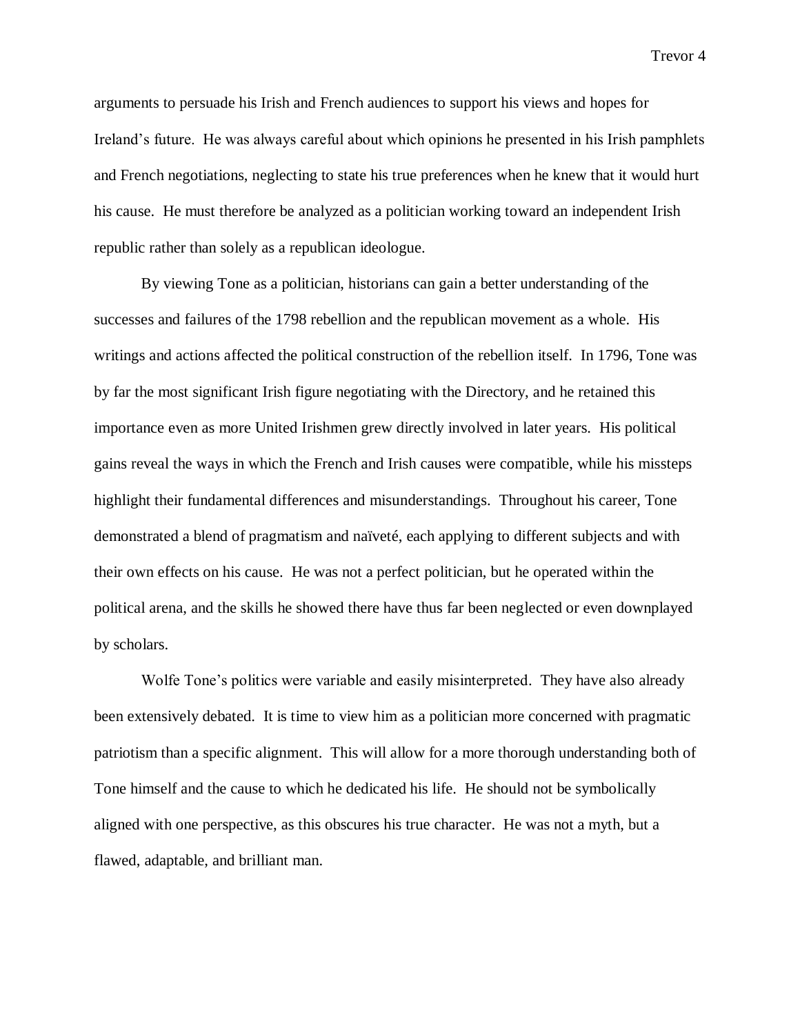arguments to persuade his Irish and French audiences to support his views and hopes for Ireland's future. He was always careful about which opinions he presented in his Irish pamphlets and French negotiations, neglecting to state his true preferences when he knew that it would hurt his cause. He must therefore be analyzed as a politician working toward an independent Irish republic rather than solely as a republican ideologue.

By viewing Tone as a politician, historians can gain a better understanding of the successes and failures of the 1798 rebellion and the republican movement as a whole. His writings and actions affected the political construction of the rebellion itself. In 1796, Tone was by far the most significant Irish figure negotiating with the Directory, and he retained this importance even as more United Irishmen grew directly involved in later years. His political gains reveal the ways in which the French and Irish causes were compatible, while his missteps highlight their fundamental differences and misunderstandings. Throughout his career, Tone demonstrated a blend of pragmatism and naïveté, each applying to different subjects and with their own effects on his cause. He was not a perfect politician, but he operated within the political arena, and the skills he showed there have thus far been neglected or even downplayed by scholars.

Wolfe Tone's politics were variable and easily misinterpreted. They have also already been extensively debated. It is time to view him as a politician more concerned with pragmatic patriotism than a specific alignment. This will allow for a more thorough understanding both of Tone himself and the cause to which he dedicated his life. He should not be symbolically aligned with one perspective, as this obscures his true character. He was not a myth, but a flawed, adaptable, and brilliant man.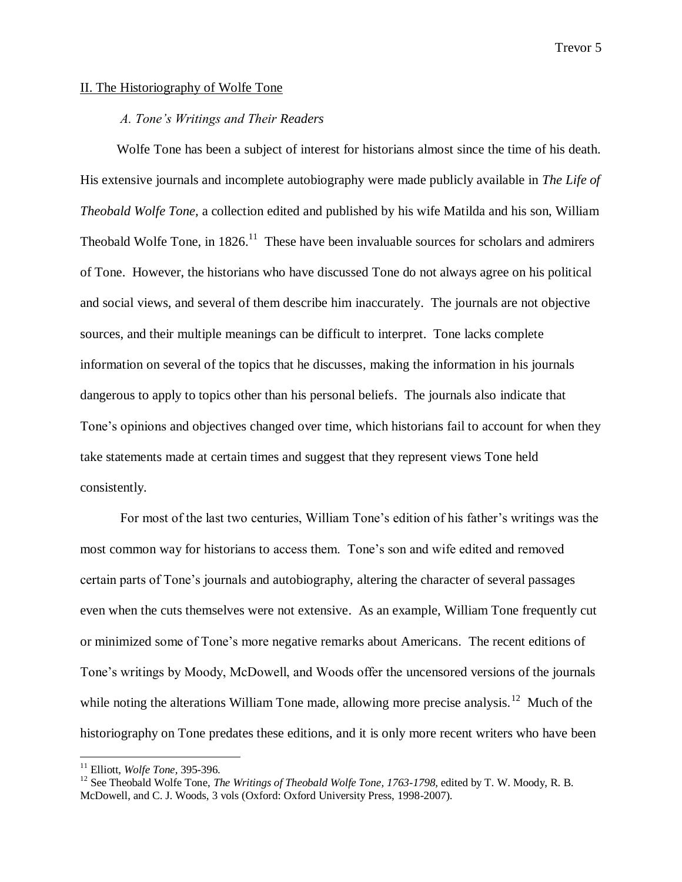## II. The Historiography of Wolfe Tone

### *A. Tone's Writings and Their Readers*

Wolfe Tone has been a subject of interest for historians almost since the time of his death. His extensive journals and incomplete autobiography were made publicly available in *The Life of Theobald Wolfe Tone,* a collection edited and published by his wife Matilda and his son, William Theobald Wolfe Tone, in 1826.[11] These have been invaluable sources for scholars and admirers of Tone. However, the historians who have discussed Tone do not always agree on his political and social views, and several of them describe him inaccurately. The journals are not objective sources, and their multiple meanings can be difficult to interpret. Tone lacks complete information on several of the topics that he discusses, making the information in his journals dangerous to apply to topics other than his personal beliefs. The journals also indicate that Tone's opinions and objectives changed over time, which historians fail to account for when they take statements made at certain times and suggest that they represent views Tone held consistently.

For most of the last two centuries, William Tone's edition of his father's writings was the most common way for historians to access them. Tone's son and wife edited and removed certain parts of Tone's journals and autobiography, altering the character of several passages even when the cuts themselves were not extensive. As an example, William Tone frequently cut or minimized some of Tone's more negative remarks about Americans. The recent editions of Tone's writings by Moody, McDowell, and Woods offer the uncensored versions of the journals while noting the alterations William Tone made, allowing more precise analysis.[12] Much of the historiography on Tone predates these editions, and it is only more recent writers who have been

---

[11] Elliott, *Wolfe Tone,* 395-396.

[12] See Theobald Wolfe Tone, *The Writings of Theobald Wolfe Tone, 1763-1798,* edited by T. W. Moody, R. B. McDowell, and C. J. Woods, 3 vols (Oxford: Oxford University Press, 1998-2007).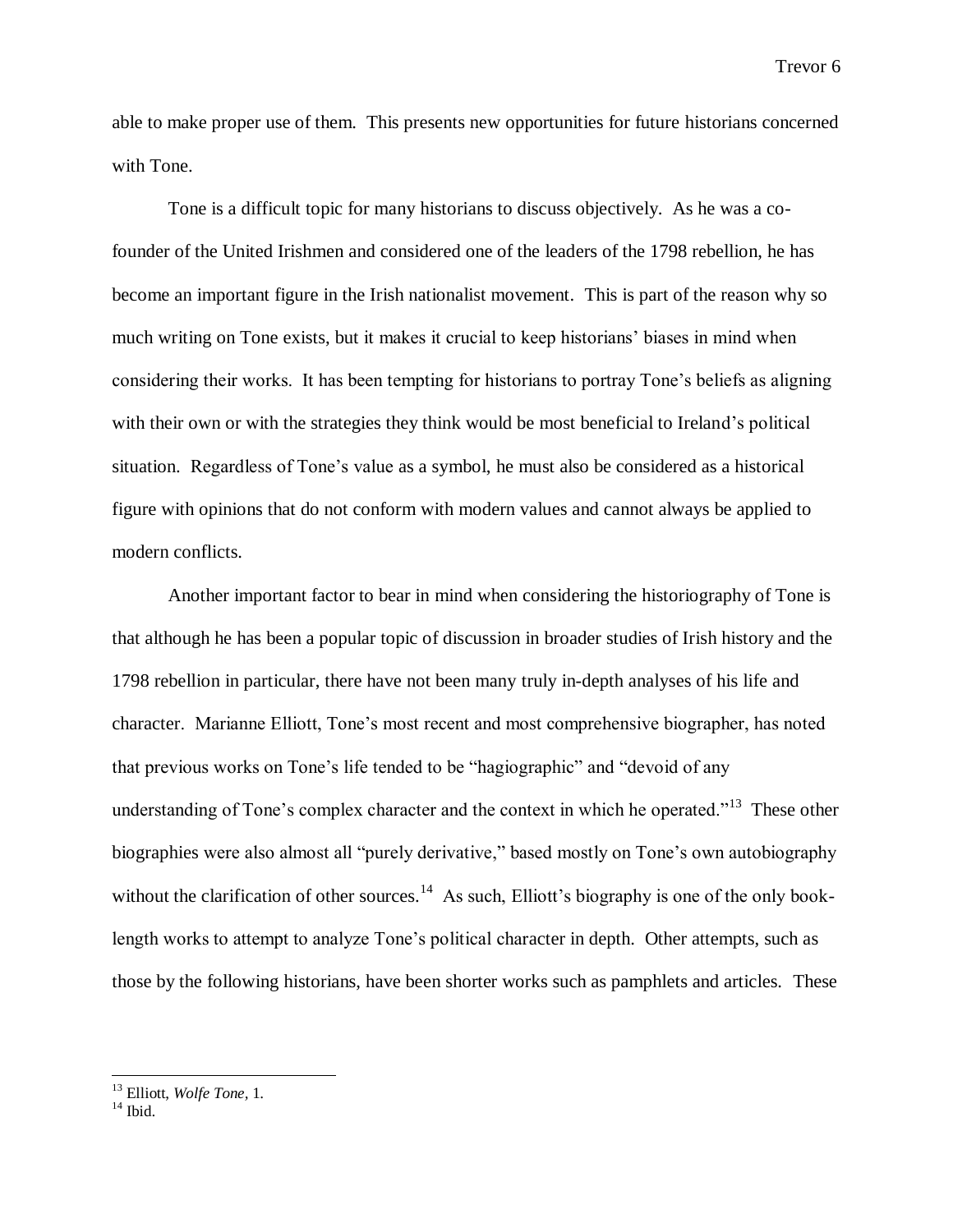able to make proper use of them. This presents new opportunities for future historians concerned with Tone.

Tone is a difficult topic for many historians to discuss objectively. As he was a co-founder of the United Irishmen and considered one of the leaders of the 1798 rebellion, he has become an important figure in the Irish nationalist movement. This is part of the reason why so much writing on Tone exists, but it makes it crucial to keep historians' biases in mind when considering their works. It has been tempting for historians to portray Tone's beliefs as aligning with their own or with the strategies they think would be most beneficial to Ireland's political situation. Regardless of Tone's value as a symbol, he must also be considered as a historical figure with opinions that do not conform with modern values and cannot always be applied to modern conflicts.

Another important factor to bear in mind when considering the historiography of Tone is that although he has been a popular topic of discussion in broader studies of Irish history and the 1798 rebellion in particular, there have not been many truly in-depth analyses of his life and character. Marianne Elliott, Tone's most recent and most comprehensive biographer, has noted that previous works on Tone's life tended to be "hagiographic" and "devoid of any understanding of Tone's complex character and the context in which he operated."[13] These other biographies were also almost all "purely derivative," based mostly on Tone's own autobiography without the clarification of other sources.[14] As such, Elliott's biography is one of the only book-length works to attempt to analyze Tone's political character in depth. Other attempts, such as those by the following historians, have been shorter works such as pamphlets and articles. These

---

[13] Elliott, *Wolfe Tone,* 1.
[14] Ibid.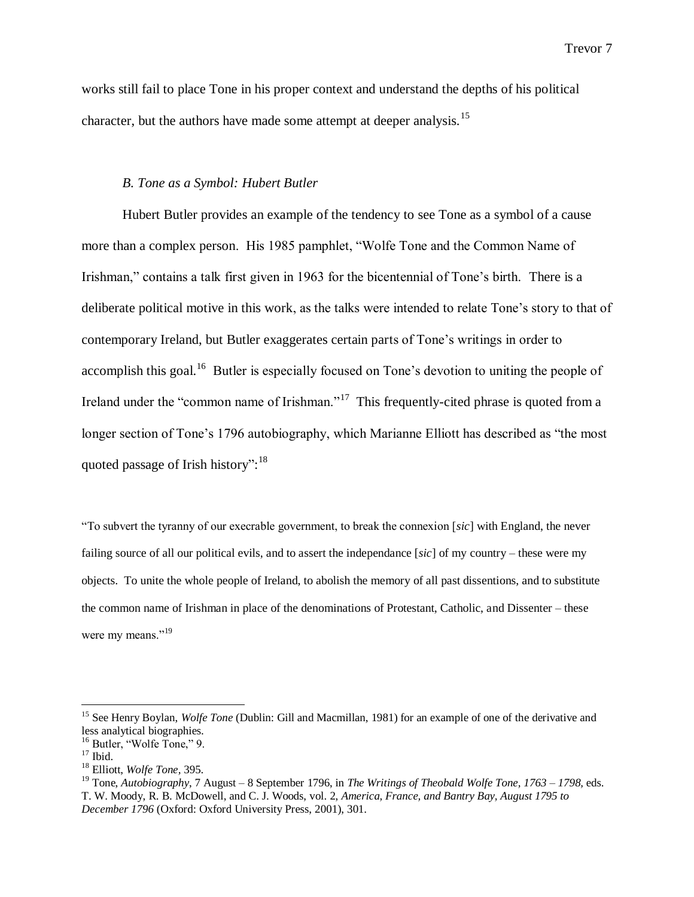works still fail to place Tone in his proper context and understand the depths of his political character, but the authors have made some attempt at deeper analysis.[15]

### *B. Tone as a Symbol: Hubert Butler*

Hubert Butler provides an example of the tendency to see Tone as a symbol of a cause more than a complex person. His 1985 pamphlet, "Wolfe Tone and the Common Name of Irishman," contains a talk first given in 1963 for the bicentennial of Tone's birth. There is a deliberate political motive in this work, as the talks were intended to relate Tone's story to that of contemporary Ireland, but Butler exaggerates certain parts of Tone's writings in order to accomplish this goal.[16] Butler is especially focused on Tone's devotion to uniting the people of Ireland under the "common name of Irishman."[17] This frequently-cited phrase is quoted from a longer section of Tone's 1796 autobiography, which Marianne Elliott has described as "the most quoted passage of Irish history":[18]

> "To subvert the tyranny of our execrable government, to break the connexion [*sic*] with England, the never failing source of all our political evils, and to assert the independance [*sic*] of my country – these were my objects. To unite the whole people of Ireland, to abolish the memory of all past dissentions, and to substitute the common name of Irishman in place of the denominations of Protestant, Catholic, and Dissenter – these were my means."[19]

---

[15] See Henry Boylan, *Wolfe Tone* (Dublin: Gill and Macmillan, 1981) for an example of one of the derivative and less analytical biographies.

[16] Butler, "Wolfe Tone," 9.

[17] Ibid.

[18] Elliott, *Wolfe Tone,* 395.

[19] Tone, *Autobiography*, 7 August – 8 September 1796, in *The Writings of Theobald Wolfe Tone, 1763 – 1798,* eds. T. W. Moody, R. B. McDowell, and C. J. Woods, vol. 2, *America, France, and Bantry Bay, August 1795 to December 1796* (Oxford: Oxford University Press, 2001), 301.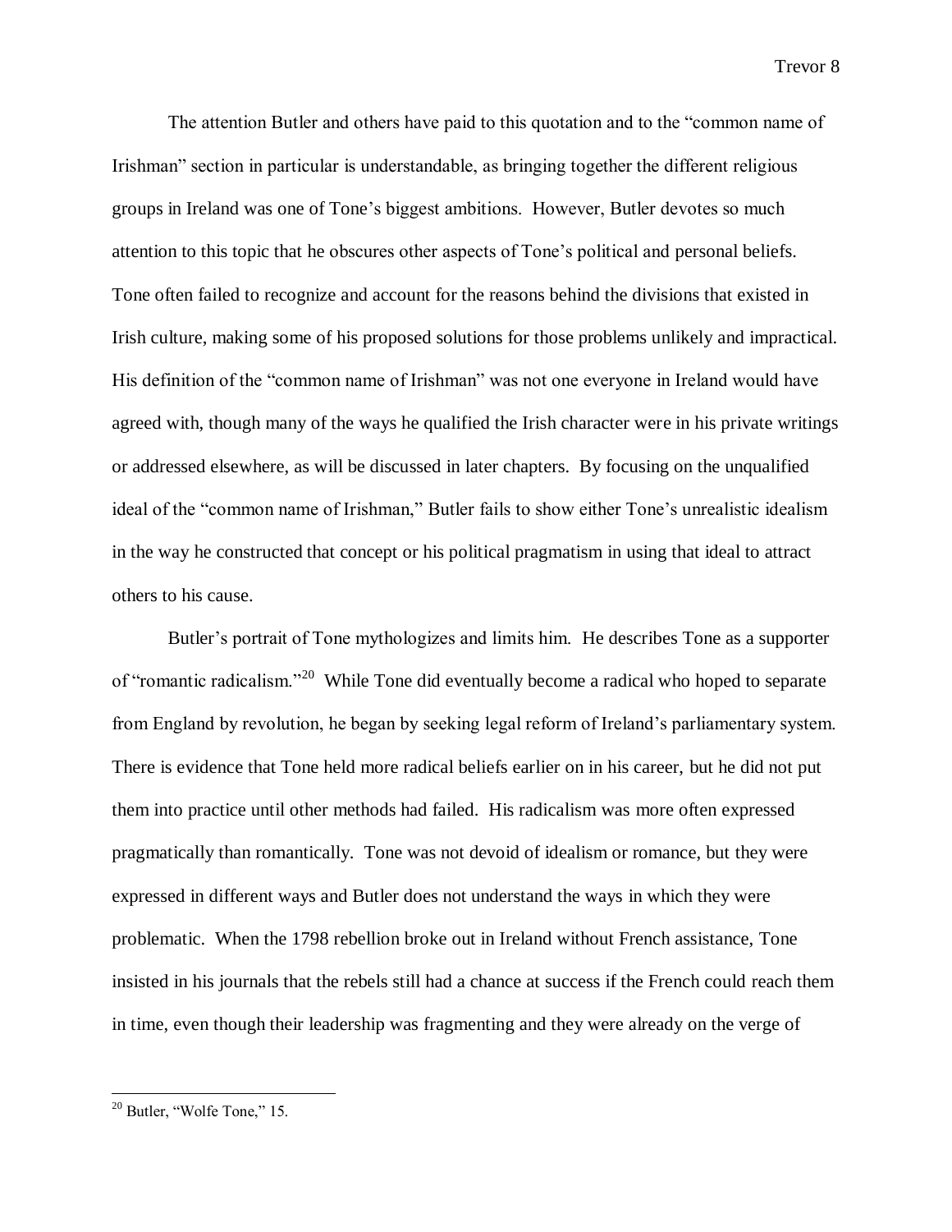The attention Butler and others have paid to this quotation and to the "common name of Irishman" section in particular is understandable, as bringing together the different religious groups in Ireland was one of Tone's biggest ambitions. However, Butler devotes so much attention to this topic that he obscures other aspects of Tone's political and personal beliefs. Tone often failed to recognize and account for the reasons behind the divisions that existed in Irish culture, making some of his proposed solutions for those problems unlikely and impractical. His definition of the "common name of Irishman" was not one everyone in Ireland would have agreed with, though many of the ways he qualified the Irish character were in his private writings or addressed elsewhere, as will be discussed in later chapters. By focusing on the unqualified ideal of the "common name of Irishman," Butler fails to show either Tone's unrealistic idealism in the way he constructed that concept or his political pragmatism in using that ideal to attract others to his cause.

Butler's portrait of Tone mythologizes and limits him. He describes Tone as a supporter of "romantic radicalism."[20] While Tone did eventually become a radical who hoped to separate from England by revolution, he began by seeking legal reform of Ireland's parliamentary system. There is evidence that Tone held more radical beliefs earlier on in his career, but he did not put them into practice until other methods had failed. His radicalism was more often expressed pragmatically than romantically. Tone was not devoid of idealism or romance, but they were expressed in different ways and Butler does not understand the ways in which they were problematic. When the 1798 rebellion broke out in Ireland without French assistance, Tone insisted in his journals that the rebels still had a chance at success if the French could reach them in time, even though their leadership was fragmenting and they were already on the verge of

[20] Butler, "Wolfe Tone," 15.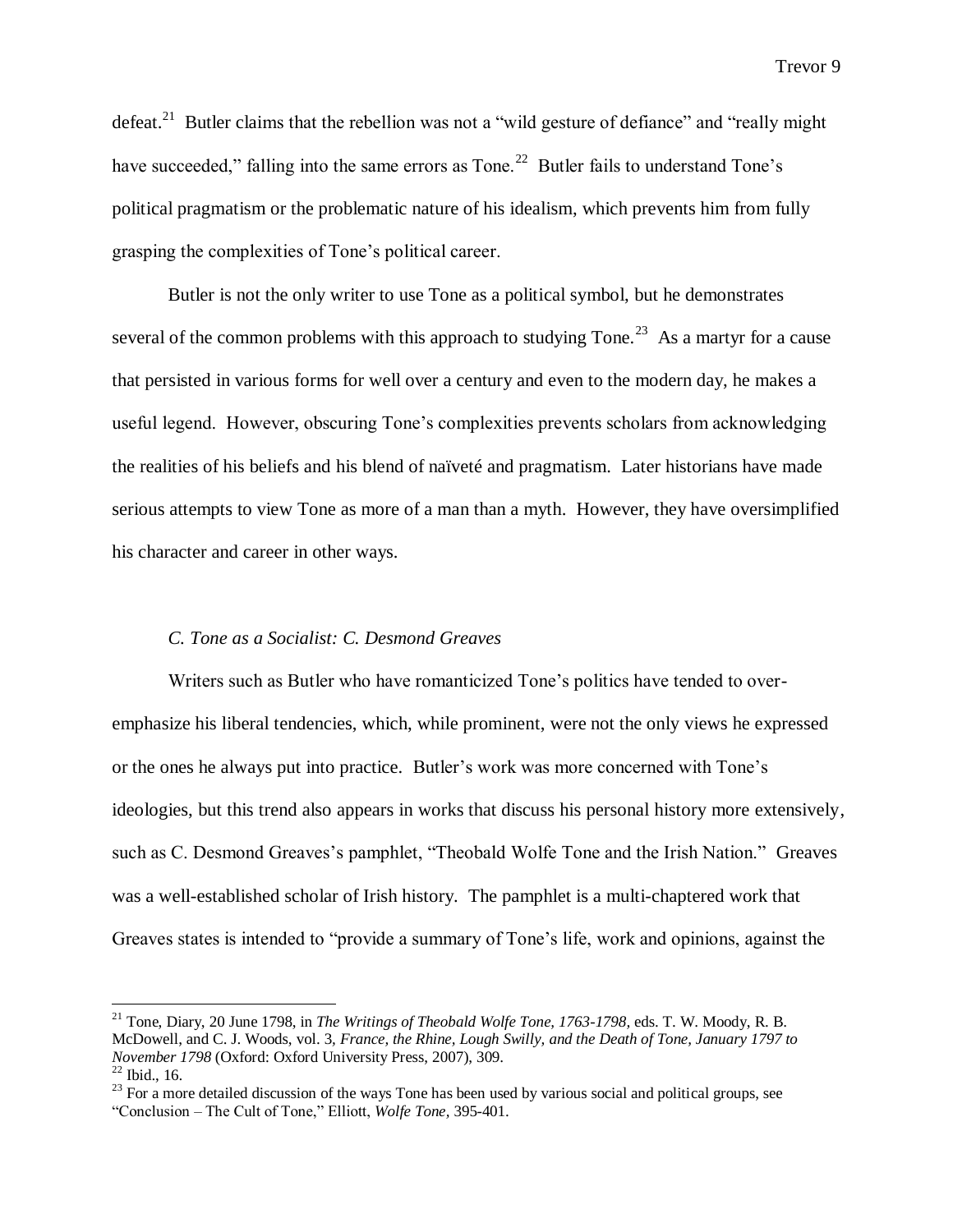defeat.[21] Butler claims that the rebellion was not a "wild gesture of defiance" and "really might have succeeded," falling into the same errors as Tone.[22] Butler fails to understand Tone's political pragmatism or the problematic nature of his idealism, which prevents him from fully grasping the complexities of Tone's political career.

Butler is not the only writer to use Tone as a political symbol, but he demonstrates several of the common problems with this approach to studying Tone.[23] As a martyr for a cause that persisted in various forms for well over a century and even to the modern day, he makes a useful legend. However, obscuring Tone's complexities prevents scholars from acknowledging the realities of his beliefs and his blend of naïveté and pragmatism. Later historians have made serious attempts to view Tone as more of a man than a myth. However, they have oversimplified his character and career in other ways.

### *C. Tone as a Socialist: C. Desmond Greaves*

Writers such as Butler who have romanticized Tone's politics have tended to over-emphasize his liberal tendencies, which, while prominent, were not the only views he expressed or the ones he always put into practice. Butler's work was more concerned with Tone's ideologies, but this trend also appears in works that discuss his personal history more extensively, such as C. Desmond Greaves's pamphlet, "Theobald Wolfe Tone and the Irish Nation." Greaves was a well-established scholar of Irish history. The pamphlet is a multi-chaptered work that Greaves states is intended to "provide a summary of Tone's life, work and opinions, against the

---

[21] Tone, Diary, 20 June 1798, in *The Writings of Theobald Wolfe Tone, 1763-1798,* eds. T. W. Moody, R. B. McDowell, and C. J. Woods, vol. 3, *France, the Rhine, Lough Swilly, and the Death of Tone, January 1797 to November 1798* (Oxford: Oxford University Press, 2007), 309.

[22] Ibid., 16.

[23] For a more detailed discussion of the ways Tone has been used by various social and political groups, see "Conclusion – The Cult of Tone," Elliott, *Wolfe Tone,* 395-401.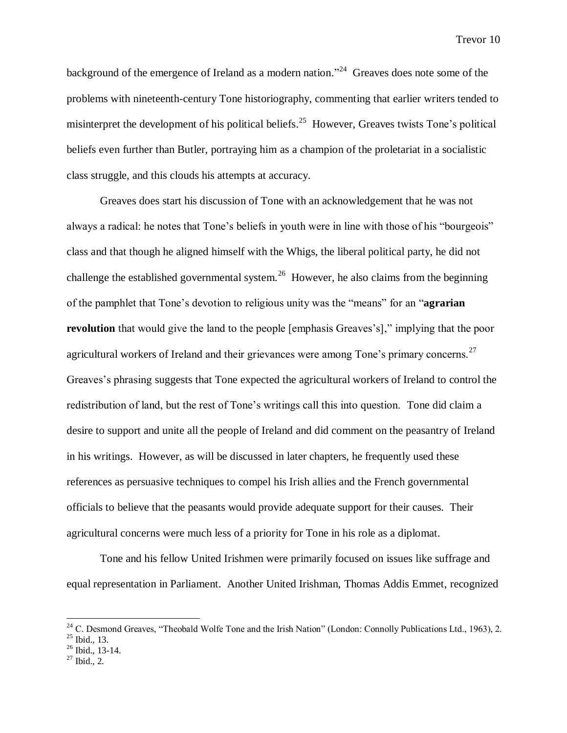background of the emergence of Ireland as a modern nation."[24] Greaves does note some of the problems with nineteenth-century Tone historiography, commenting that earlier writers tended to misinterpret the development of his political beliefs.[25] However, Greaves twists Tone's political beliefs even further than Butler, portraying him as a champion of the proletariat in a socialistic class struggle, and this clouds his attempts at accuracy.

Greaves does start his discussion of Tone with an acknowledgement that he was not always a radical: he notes that Tone's beliefs in youth were in line with those of his "bourgeois" class and that though he aligned himself with the Whigs, the liberal political party, he did not challenge the established governmental system.[26] However, he also claims from the beginning of the pamphlet that Tone's devotion to religious unity was the "means" for an "**agrarian revolution** that would give the land to the people [emphasis Greaves's]," implying that the poor agricultural workers of Ireland and their grievances were among Tone's primary concerns.[27] Greaves's phrasing suggests that Tone expected the agricultural workers of Ireland to control the redistribution of land, but the rest of Tone's writings call this into question. Tone did claim a desire to support and unite all the people of Ireland and did comment on the peasantry of Ireland in his writings. However, as will be discussed in later chapters, he frequently used these references as persuasive techniques to compel his Irish allies and the French governmental officials to believe that the peasants would provide adequate support for their causes. Their agricultural concerns were much less of a priority for Tone in his role as a diplomat.

Tone and his fellow United Irishmen were primarily focused on issues like suffrage and equal representation in Parliament. Another United Irishman, Thomas Addis Emmet, recognized

---

[24] C. Desmond Greaves, "Theobald Wolfe Tone and the Irish Nation" (London: Connolly Publications Ltd., 1963), 2.
[25] Ibid., 13.
[26] Ibid., 13-14.
[27] Ibid., 2.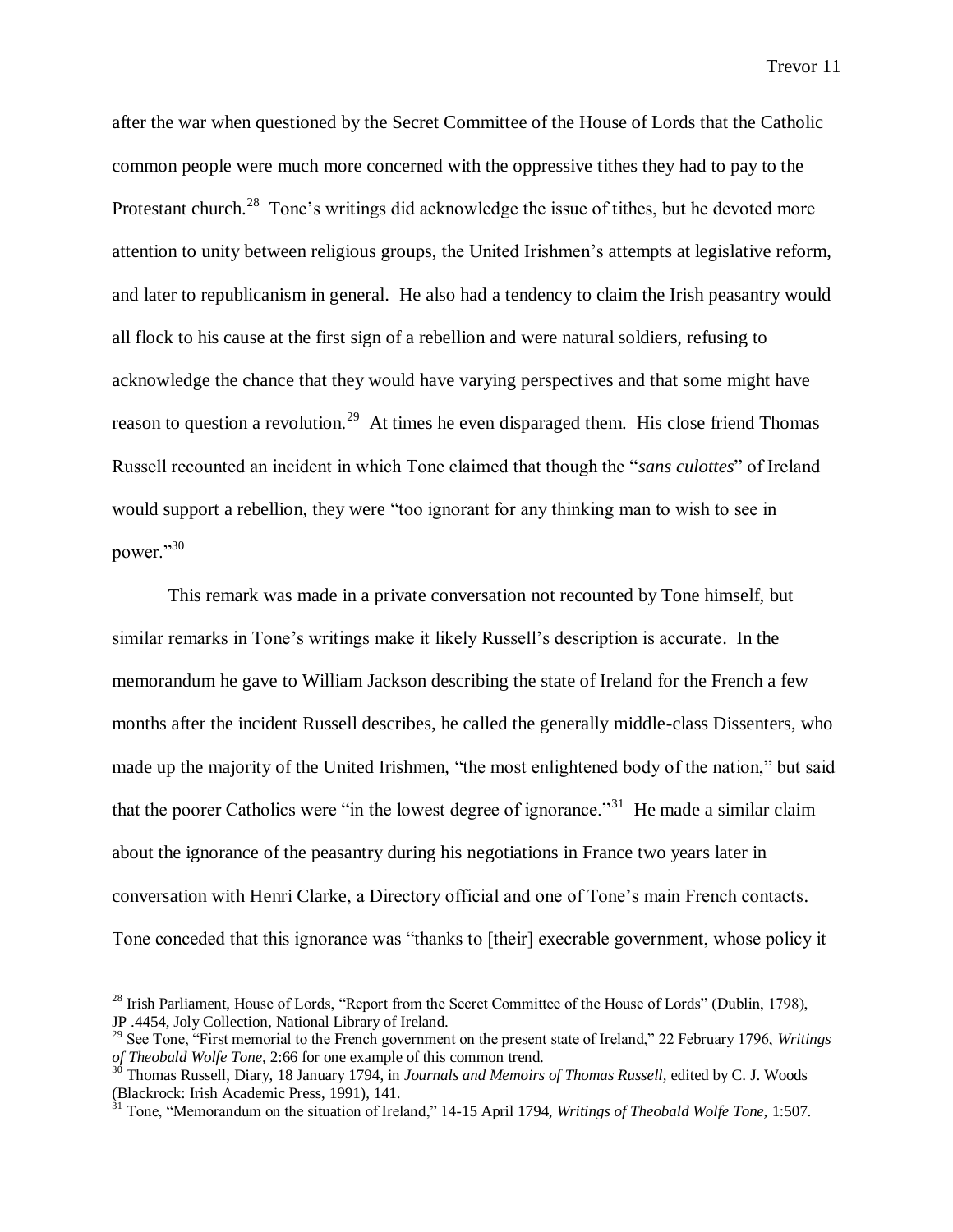after the war when questioned by the Secret Committee of the House of Lords that the Catholic common people were much more concerned with the oppressive tithes they had to pay to the Protestant church.[28] Tone's writings did acknowledge the issue of tithes, but he devoted more attention to unity between religious groups, the United Irishmen's attempts at legislative reform, and later to republicanism in general. He also had a tendency to claim the Irish peasantry would all flock to his cause at the first sign of a rebellion and were natural soldiers, refusing to acknowledge the chance that they would have varying perspectives and that some might have reason to question a revolution.[29] At times he even disparaged them. His close friend Thomas Russell recounted an incident in which Tone claimed that though the "*sans culottes*" of Ireland would support a rebellion, they were "too ignorant for any thinking man to wish to see in power."[30]

This remark was made in a private conversation not recounted by Tone himself, but similar remarks in Tone's writings make it likely Russell's description is accurate. In the memorandum he gave to William Jackson describing the state of Ireland for the French a few months after the incident Russell describes, he called the generally middle-class Dissenters, who made up the majority of the United Irishmen, "the most enlightened body of the nation," but said that the poorer Catholics were "in the lowest degree of ignorance."[31] He made a similar claim about the ignorance of the peasantry during his negotiations in France two years later in conversation with Henri Clarke, a Directory official and one of Tone's main French contacts. Tone conceded that this ignorance was "thanks to [their] execrable government, whose policy it

---

[28] Irish Parliament, House of Lords, "Report from the Secret Committee of the House of Lords" (Dublin, 1798), JP .4454, Joly Collection, National Library of Ireland.

[29] See Tone, "First memorial to the French government on the present state of Ireland," 22 February 1796, *Writings of Theobald Wolfe Tone,* 2:66 for one example of this common trend.

[30] Thomas Russell, Diary, 18 January 1794, in *Journals and Memoirs of Thomas Russell,* edited by C. J. Woods (Blackrock: Irish Academic Press, 1991), 141.

[31] Tone, "Memorandum on the situation of Ireland," 14-15 April 1794, *Writings of Theobald Wolfe Tone,* 1:507.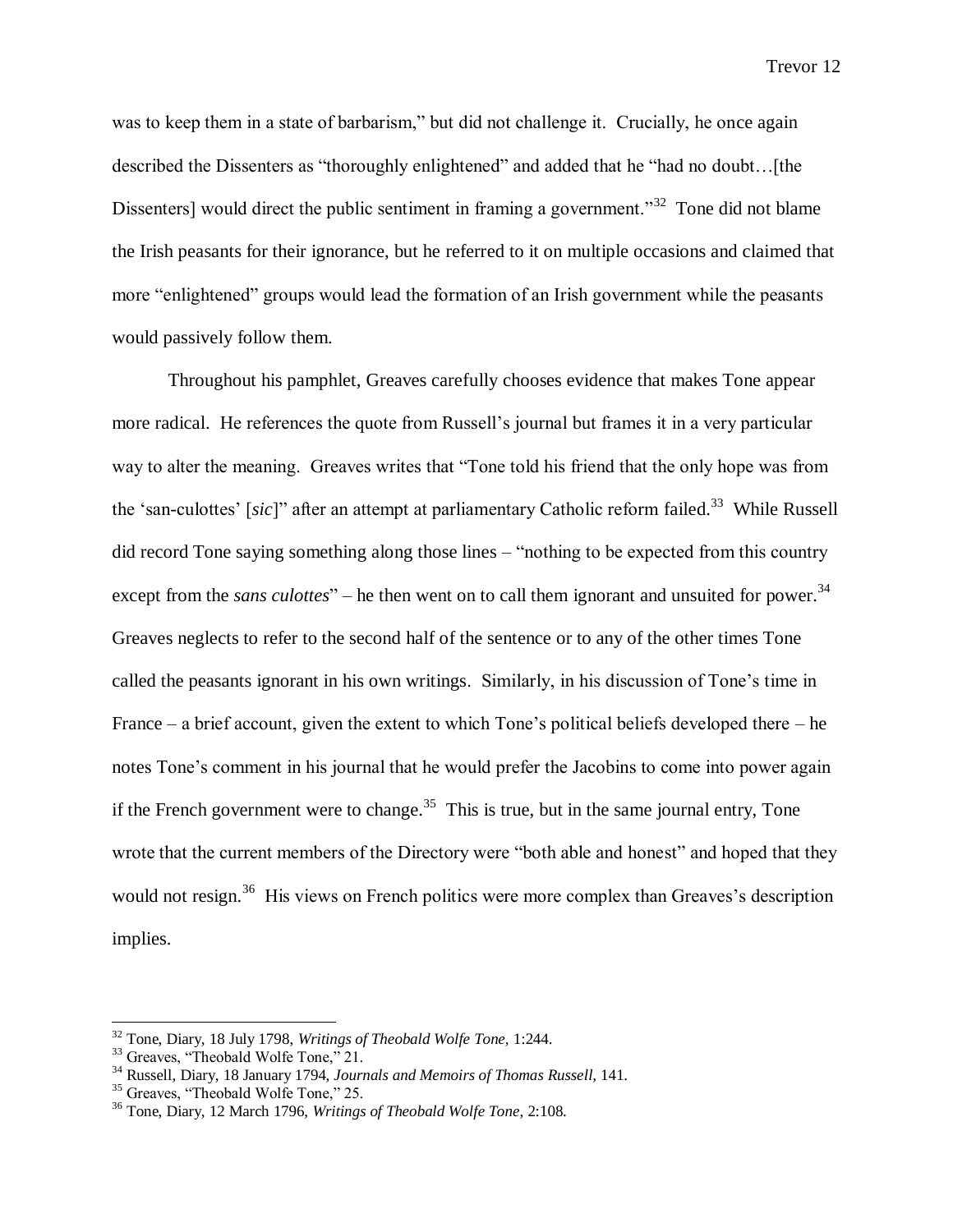was to keep them in a state of barbarism," but did not challenge it. Crucially, he once again described the Dissenters as "thoroughly enlightened" and added that he "had no doubt…[the Dissenters] would direct the public sentiment in framing a government."[32] Tone did not blame the Irish peasants for their ignorance, but he referred to it on multiple occasions and claimed that more "enlightened" groups would lead the formation of an Irish government while the peasants would passively follow them.

Throughout his pamphlet, Greaves carefully chooses evidence that makes Tone appear more radical. He references the quote from Russell's journal but frames it in a very particular way to alter the meaning. Greaves writes that "Tone told his friend that the only hope was from the 'san-culottes' [*sic*]" after an attempt at parliamentary Catholic reform failed.[33] While Russell did record Tone saying something along those lines – "nothing to be expected from this country except from the *sans culottes*" – he then went on to call them ignorant and unsuited for power.[34] Greaves neglects to refer to the second half of the sentence or to any of the other times Tone called the peasants ignorant in his own writings. Similarly, in his discussion of Tone's time in France – a brief account, given the extent to which Tone's political beliefs developed there – he notes Tone's comment in his journal that he would prefer the Jacobins to come into power again if the French government were to change.[35] This is true, but in the same journal entry, Tone wrote that the current members of the Directory were "both able and honest" and hoped that they would not resign.[36] His views on French politics were more complex than Greaves's description implies.

---

[32] Tone, Diary, 18 July 1798, *Writings of Theobald Wolfe Tone,* 1:244.

[33] Greaves, "Theobald Wolfe Tone," 21.

[34] Russell, Diary, 18 January 1794, *Journals and Memoirs of Thomas Russell,* 141.

[35] Greaves, "Theobald Wolfe Tone," 25.

[36] Tone, Diary, 12 March 1796, *Writings of Theobald Wolfe Tone,* 2:108.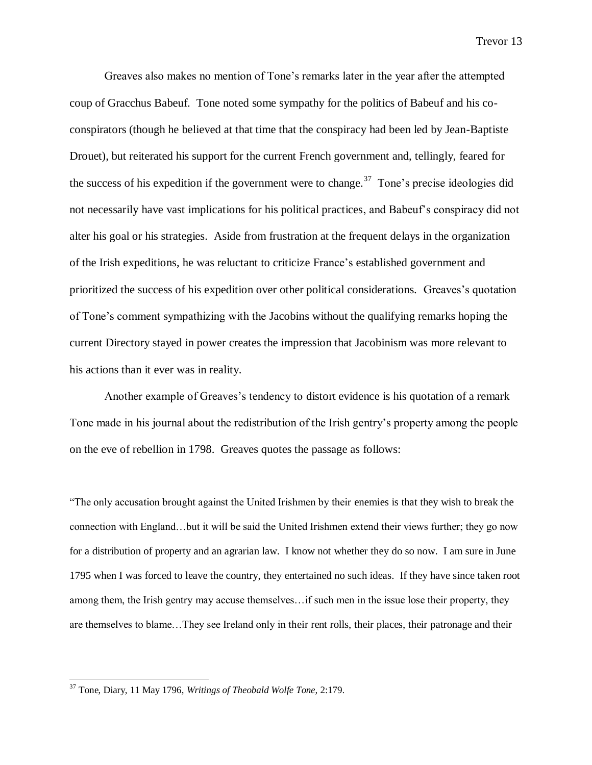Greaves also makes no mention of Tone's remarks later in the year after the attempted coup of Gracchus Babeuf. Tone noted some sympathy for the politics of Babeuf and his co-conspirators (though he believed at that time that the conspiracy had been led by Jean-Baptiste Drouet), but reiterated his support for the current French government and, tellingly, feared for the success of his expedition if the government were to change.[37] Tone's precise ideologies did not necessarily have vast implications for his political practices, and Babeuf's conspiracy did not alter his goal or his strategies. Aside from frustration at the frequent delays in the organization of the Irish expeditions, he was reluctant to criticize France's established government and prioritized the success of his expedition over other political considerations. Greaves's quotation of Tone's comment sympathizing with the Jacobins without the qualifying remarks hoping the current Directory stayed in power creates the impression that Jacobinism was more relevant to his actions than it ever was in reality.

Another example of Greaves's tendency to distort evidence is his quotation of a remark Tone made in his journal about the redistribution of the Irish gentry's property among the people on the eve of rebellion in 1798. Greaves quotes the passage as follows:

> "The only accusation brought against the United Irishmen by their enemies is that they wish to break the connection with England…but it will be said the United Irishmen extend their views further; they go now for a distribution of property and an agrarian law. I know not whether they do so now. I am sure in June 1795 when I was forced to leave the country, they entertained no such ideas. If they have since taken root among them, the Irish gentry may accuse themselves…if such men in the issue lose their property, they are themselves to blame…They see Ireland only in their rent rolls, their places, their patronage and their

---

[37] Tone, Diary, 11 May 1796, *Writings of Theobald Wolfe Tone,* 2:179.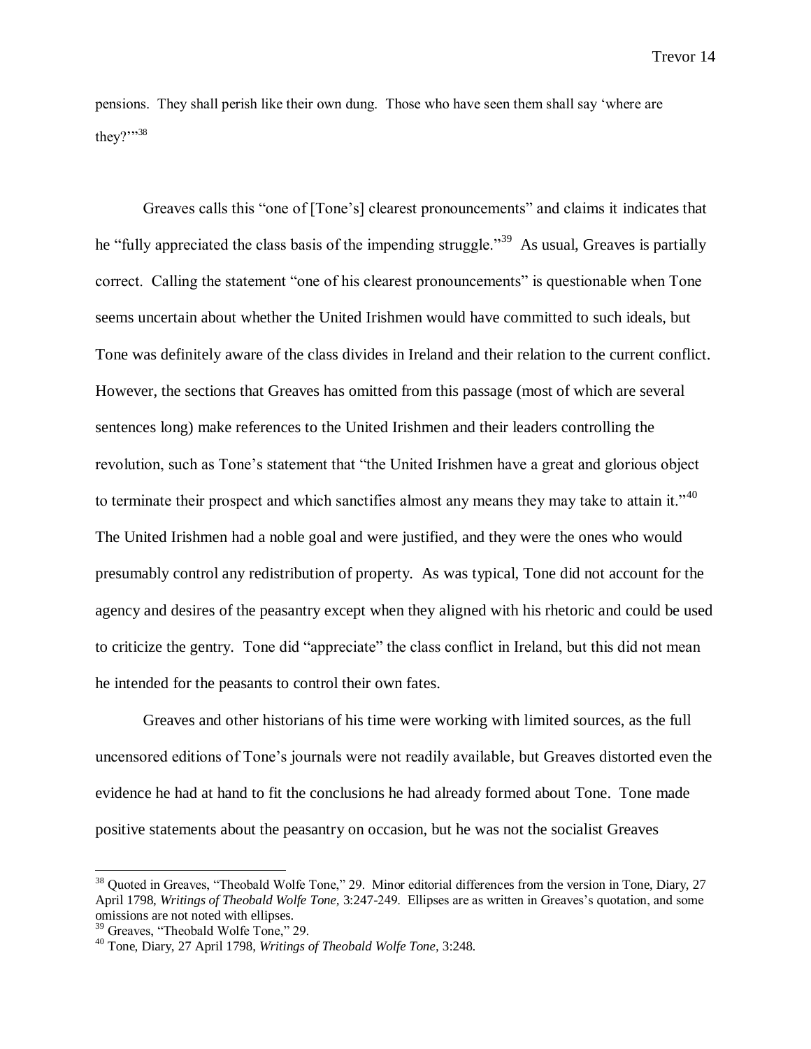pensions. They shall perish like their own dung. Those who have seen them shall say 'where are they?'"[38]

Greaves calls this "one of [Tone's] clearest pronouncements" and claims it indicates that he "fully appreciated the class basis of the impending struggle."[39] As usual, Greaves is partially correct. Calling the statement "one of his clearest pronouncements" is questionable when Tone seems uncertain about whether the United Irishmen would have committed to such ideals, but Tone was definitely aware of the class divides in Ireland and their relation to the current conflict. However, the sections that Greaves has omitted from this passage (most of which are several sentences long) make references to the United Irishmen and their leaders controlling the revolution, such as Tone's statement that "the United Irishmen have a great and glorious object to terminate their prospect and which sanctifies almost any means they may take to attain it."[40] The United Irishmen had a noble goal and were justified, and they were the ones who would presumably control any redistribution of property. As was typical, Tone did not account for the agency and desires of the peasantry except when they aligned with his rhetoric and could be used to criticize the gentry. Tone did "appreciate" the class conflict in Ireland, but this did not mean he intended for the peasants to control their own fates.

Greaves and other historians of his time were working with limited sources, as the full uncensored editions of Tone's journals were not readily available, but Greaves distorted even the evidence he had at hand to fit the conclusions he had already formed about Tone. Tone made positive statements about the peasantry on occasion, but he was not the socialist Greaves

---

[38] Quoted in Greaves, "Theobald Wolfe Tone," 29. Minor editorial differences from the version in Tone, Diary, 27 April 1798, *Writings of Theobald Wolfe Tone,* 3:247-249. Ellipses are as written in Greaves's quotation, and some omissions are not noted with ellipses.

[39] Greaves, "Theobald Wolfe Tone," 29.

[40] Tone, Diary, 27 April 1798, *Writings of Theobald Wolfe Tone,* 3:248.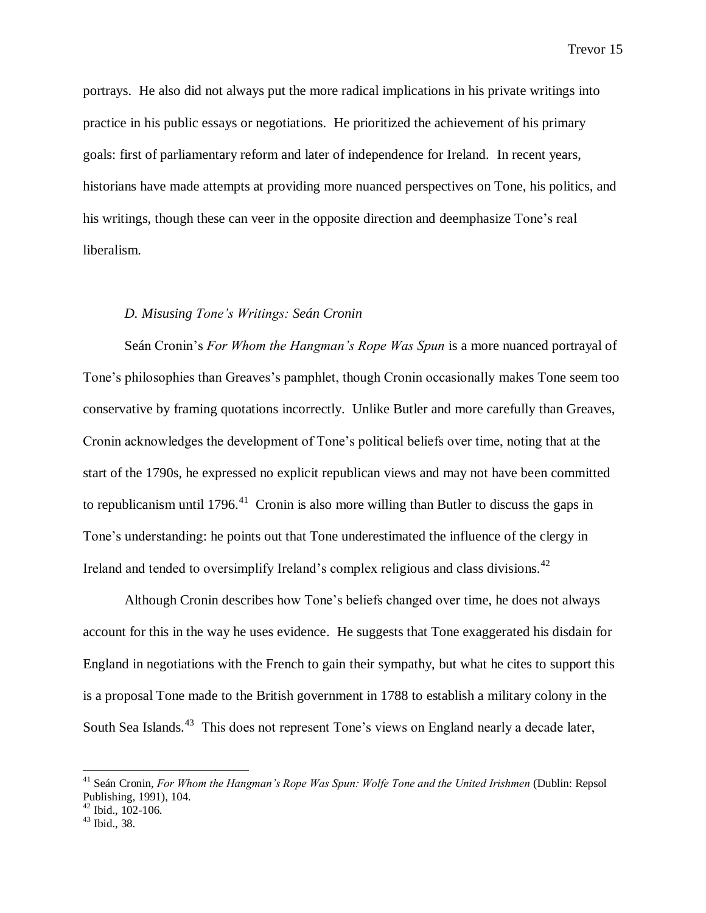portrays. He also did not always put the more radical implications in his private writings into practice in his public essays or negotiations. He prioritized the achievement of his primary goals: first of parliamentary reform and later of independence for Ireland. In recent years, historians have made attempts at providing more nuanced perspectives on Tone, his politics, and his writings, though these can veer in the opposite direction and deemphasize Tone's real liberalism.

### *D. Misusing Tone's Writings: Seán Cronin*

Seán Cronin's *For Whom the Hangman's Rope Was Spun* is a more nuanced portrayal of Tone's philosophies than Greaves's pamphlet, though Cronin occasionally makes Tone seem too conservative by framing quotations incorrectly. Unlike Butler and more carefully than Greaves, Cronin acknowledges the development of Tone's political beliefs over time, noting that at the start of the 1790s, he expressed no explicit republican views and may not have been committed to republicanism until 1796.[41] Cronin is also more willing than Butler to discuss the gaps in Tone's understanding: he points out that Tone underestimated the influence of the clergy in Ireland and tended to oversimplify Ireland's complex religious and class divisions.[42]

Although Cronin describes how Tone's beliefs changed over time, he does not always account for this in the way he uses evidence. He suggests that Tone exaggerated his disdain for England in negotiations with the French to gain their sympathy, but what he cites to support this is a proposal Tone made to the British government in 1788 to establish a military colony in the South Sea Islands.[43] This does not represent Tone's views on England nearly a decade later,

---

[41] Seán Cronin, *For Whom the Hangman's Rope Was Spun: Wolfe Tone and the United Irishmen* (Dublin: Repsol Publishing, 1991), 104.

[42] Ibid., 102-106.

[43] Ibid., 38.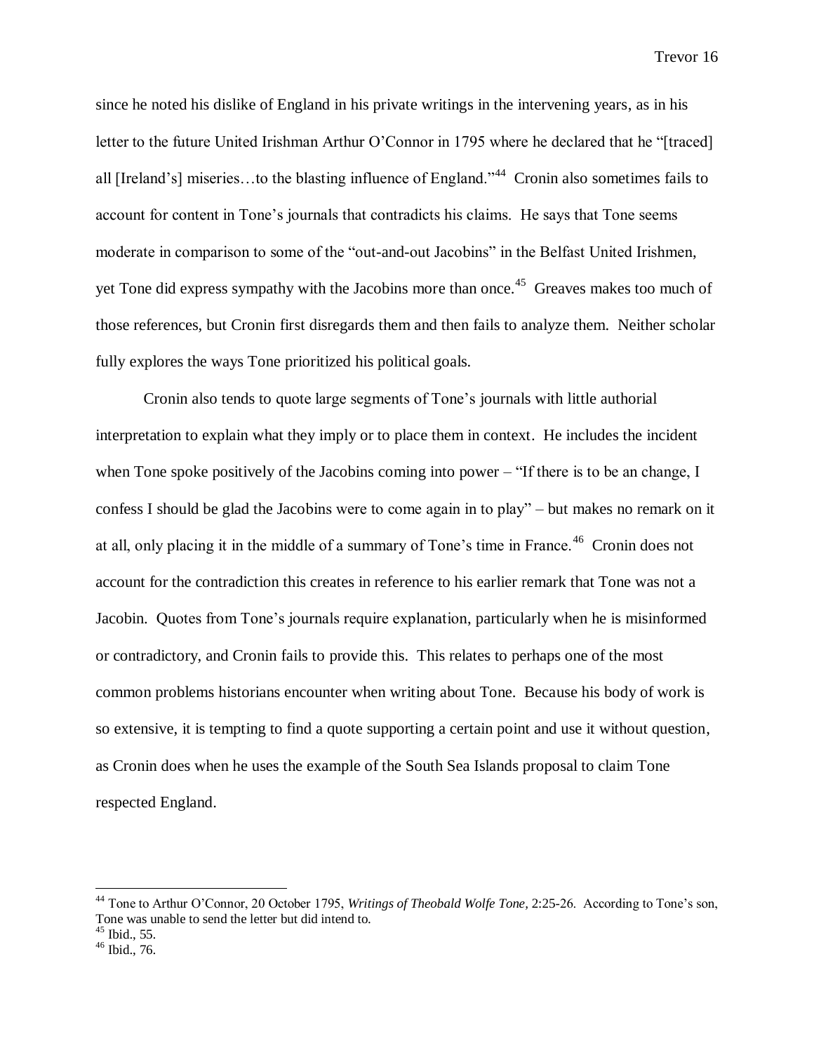since he noted his dislike of England in his private writings in the intervening years, as in his letter to the future United Irishman Arthur O'Connor in 1795 where he declared that he "[traced] all [Ireland's] miseries…to the blasting influence of England."[44] Cronin also sometimes fails to account for content in Tone's journals that contradicts his claims. He says that Tone seems moderate in comparison to some of the "out-and-out Jacobins" in the Belfast United Irishmen, yet Tone did express sympathy with the Jacobins more than once.[45] Greaves makes too much of those references, but Cronin first disregards them and then fails to analyze them. Neither scholar fully explores the ways Tone prioritized his political goals.

Cronin also tends to quote large segments of Tone's journals with little authorial interpretation to explain what they imply or to place them in context. He includes the incident when Tone spoke positively of the Jacobins coming into power – "If there is to be an change, I confess I should be glad the Jacobins were to come again in to play" – but makes no remark on it at all, only placing it in the middle of a summary of Tone's time in France.[46] Cronin does not account for the contradiction this creates in reference to his earlier remark that Tone was not a Jacobin. Quotes from Tone's journals require explanation, particularly when he is misinformed or contradictory, and Cronin fails to provide this. This relates to perhaps one of the most common problems historians encounter when writing about Tone. Because his body of work is so extensive, it is tempting to find a quote supporting a certain point and use it without question, as Cronin does when he uses the example of the South Sea Islands proposal to claim Tone respected England.

---

[44] Tone to Arthur O'Connor, 20 October 1795, *Writings of Theobald Wolfe Tone,* 2:25-26. According to Tone's son, Tone was unable to send the letter but did intend to.

[45] Ibid., 55.

[46] Ibid., 76.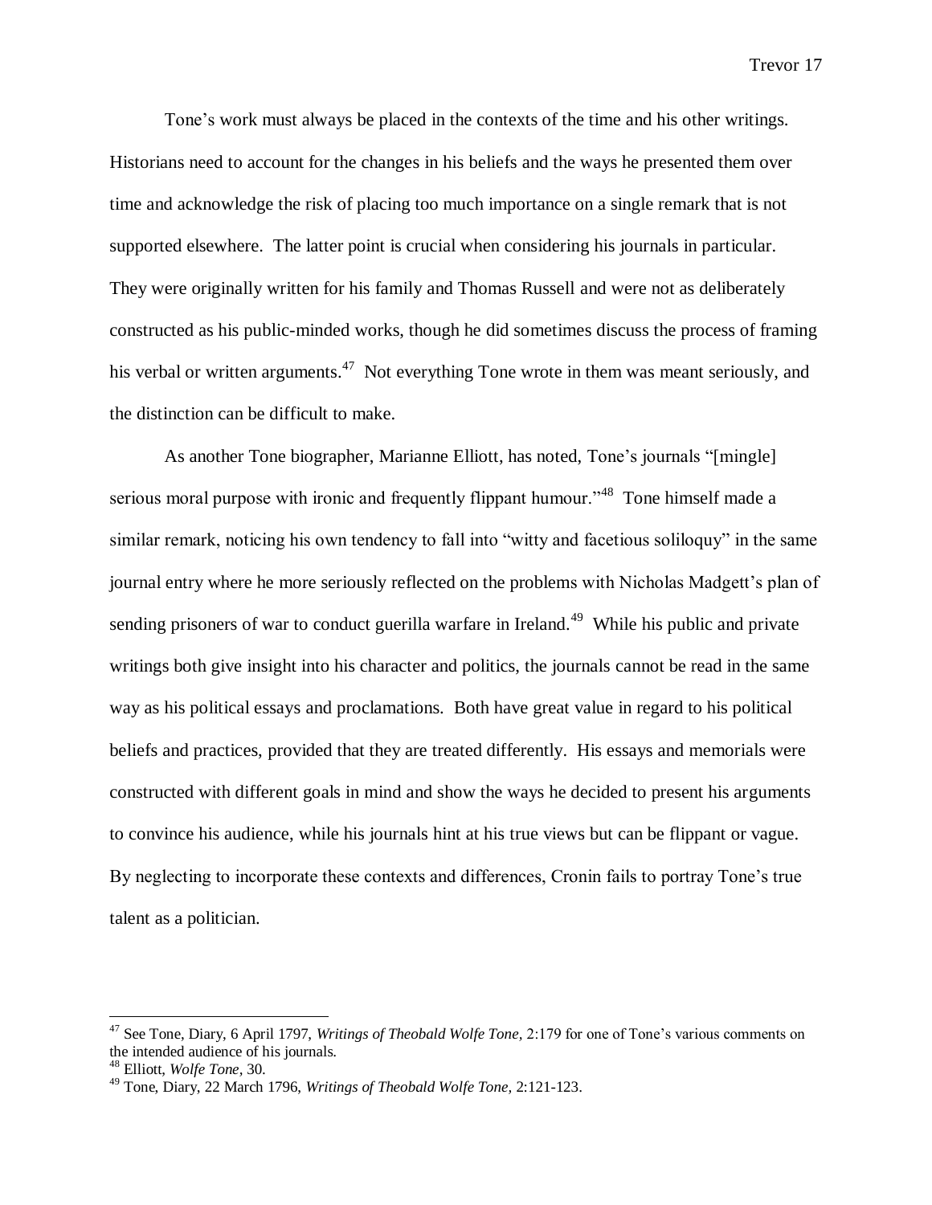Tone's work must always be placed in the contexts of the time and his other writings. Historians need to account for the changes in his beliefs and the ways he presented them over time and acknowledge the risk of placing too much importance on a single remark that is not supported elsewhere. The latter point is crucial when considering his journals in particular. They were originally written for his family and Thomas Russell and were not as deliberately constructed as his public-minded works, though he did sometimes discuss the process of framing his verbal or written arguments.[47] Not everything Tone wrote in them was meant seriously, and the distinction can be difficult to make.

As another Tone biographer, Marianne Elliott, has noted, Tone's journals "[mingle] serious moral purpose with ironic and frequently flippant humour."[48] Tone himself made a similar remark, noticing his own tendency to fall into "witty and facetious soliloquy" in the same journal entry where he more seriously reflected on the problems with Nicholas Madgett's plan of sending prisoners of war to conduct guerilla warfare in Ireland.[49] While his public and private writings both give insight into his character and politics, the journals cannot be read in the same way as his political essays and proclamations. Both have great value in regard to his political beliefs and practices, provided that they are treated differently. His essays and memorials were constructed with different goals in mind and show the ways he decided to present his arguments to convince his audience, while his journals hint at his true views but can be flippant or vague. By neglecting to incorporate these contexts and differences, Cronin fails to portray Tone's true talent as a politician.

---

[47] See Tone, Diary, 6 April 1797, *Writings of Theobald Wolfe Tone,* 2:179 for one of Tone's various comments on the intended audience of his journals.

[48] Elliott, *Wolfe Tone,* 30.

[49] Tone, Diary, 22 March 1796, *Writings of Theobald Wolfe Tone,* 2:121-123.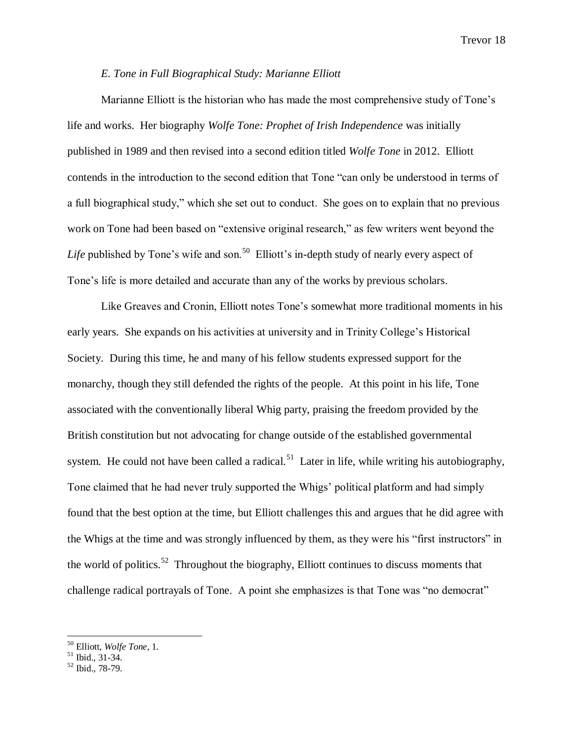### *E. Tone in Full Biographical Study: Marianne Elliott*

Marianne Elliott is the historian who has made the most comprehensive study of Tone's life and works. Her biography *Wolfe Tone: Prophet of Irish Independence* was initially published in 1989 and then revised into a second edition titled *Wolfe Tone* in 2012. Elliott contends in the introduction to the second edition that Tone "can only be understood in terms of a full biographical study," which she set out to conduct. She goes on to explain that no previous work on Tone had been based on "extensive original research," as few writers went beyond the *Life* published by Tone's wife and son.[50] Elliott's in-depth study of nearly every aspect of Tone's life is more detailed and accurate than any of the works by previous scholars.

Like Greaves and Cronin, Elliott notes Tone's somewhat more traditional moments in his early years. She expands on his activities at university and in Trinity College's Historical Society. During this time, he and many of his fellow students expressed support for the monarchy, though they still defended the rights of the people. At this point in his life, Tone associated with the conventionally liberal Whig party, praising the freedom provided by the British constitution but not advocating for change outside of the established governmental system. He could not have been called a radical.[51] Later in life, while writing his autobiography, Tone claimed that he had never truly supported the Whigs' political platform and had simply found that the best option at the time, but Elliott challenges this and argues that he did agree with the Whigs at the time and was strongly influenced by them, as they were his "first instructors" in the world of politics.[52] Throughout the biography, Elliott continues to discuss moments that challenge radical portrayals of Tone. A point she emphasizes is that Tone was "no democrat"

---

[50] Elliott, *Wolfe Tone,* 1.

[51] Ibid., 31-34.

[52] Ibid., 78-79.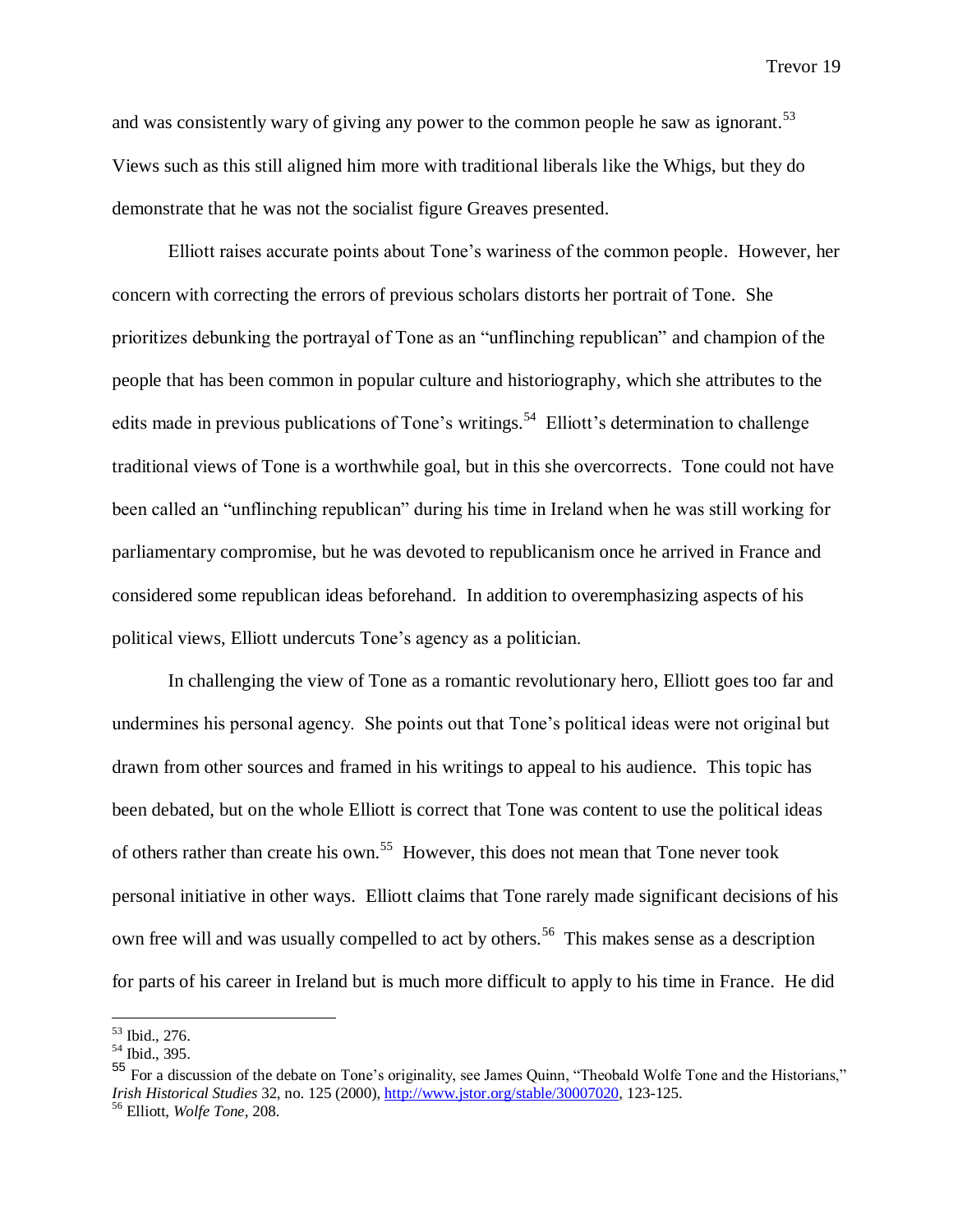and was consistently wary of giving any power to the common people he saw as ignorant.[53] Views such as this still aligned him more with traditional liberals like the Whigs, but they do demonstrate that he was not the socialist figure Greaves presented.

Elliott raises accurate points about Tone's wariness of the common people. However, her concern with correcting the errors of previous scholars distorts her portrait of Tone. She prioritizes debunking the portrayal of Tone as an "unflinching republican" and champion of the people that has been common in popular culture and historiography, which she attributes to the edits made in previous publications of Tone's writings.[54] Elliott's determination to challenge traditional views of Tone is a worthwhile goal, but in this she overcorrects. Tone could not have been called an "unflinching republican" during his time in Ireland when he was still working for parliamentary compromise, but he was devoted to republicanism once he arrived in France and considered some republican ideas beforehand. In addition to overemphasizing aspects of his political views, Elliott undercuts Tone's agency as a politician.

In challenging the view of Tone as a romantic revolutionary hero, Elliott goes too far and undermines his personal agency. She points out that Tone's political ideas were not original but drawn from other sources and framed in his writings to appeal to his audience. This topic has been debated, but on the whole Elliott is correct that Tone was content to use the political ideas of others rather than create his own.[55] However, this does not mean that Tone never took personal initiative in other ways. Elliott claims that Tone rarely made significant decisions of his own free will and was usually compelled to act by others.[56] This makes sense as a description for parts of his career in Ireland but is much more difficult to apply to his time in France. He did

---

[53] Ibid., 276.

[54] Ibid., 395.

[55] For a discussion of the debate on Tone's originality, see James Quinn, "Theobald Wolfe Tone and the Historians," *Irish Historical Studies* 32, no. 125 (2000), http://www.jstor.org/stable/30007020, 123-125.

[56] Elliott, *Wolfe Tone*, 208.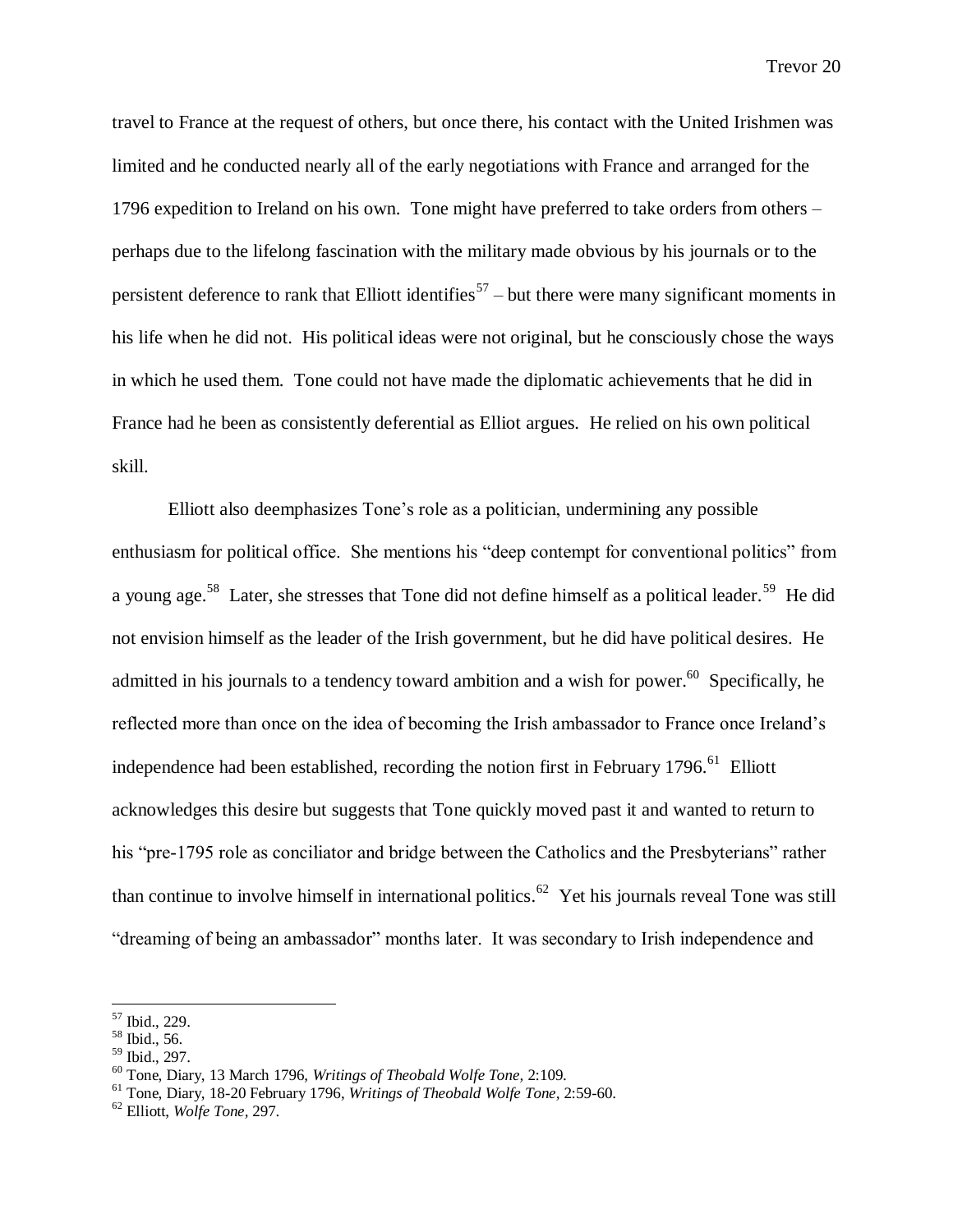travel to France at the request of others, but once there, his contact with the United Irishmen was limited and he conducted nearly all of the early negotiations with France and arranged for the 1796 expedition to Ireland on his own. Tone might have preferred to take orders from others – perhaps due to the lifelong fascination with the military made obvious by his journals or to the persistent deference to rank that Elliott identifies[57] – but there were many significant moments in his life when he did not. His political ideas were not original, but he consciously chose the ways in which he used them. Tone could not have made the diplomatic achievements that he did in France had he been as consistently deferential as Elliot argues. He relied on his own political skill.

Elliott also deemphasizes Tone's role as a politician, undermining any possible enthusiasm for political office. She mentions his "deep contempt for conventional politics" from a young age.[58] Later, she stresses that Tone did not define himself as a political leader.[59] He did not envision himself as the leader of the Irish government, but he did have political desires. He admitted in his journals to a tendency toward ambition and a wish for power.[60] Specifically, he reflected more than once on the idea of becoming the Irish ambassador to France once Ireland's independence had been established, recording the notion first in February 1796.[61] Elliott acknowledges this desire but suggests that Tone quickly moved past it and wanted to return to his "pre-1795 role as conciliator and bridge between the Catholics and the Presbyterians" rather than continue to involve himself in international politics.[62] Yet his journals reveal Tone was still "dreaming of being an ambassador" months later. It was secondary to Irish independence and

---

[57] Ibid., 229.

[58] Ibid., 56.

[59] Ibid., 297.

[60] Tone, Diary, 13 March 1796, *Writings of Theobald Wolfe Tone,* 2:109.

[61] Tone, Diary, 18-20 February 1796, *Writings of Theobald Wolfe Tone,* 2:59-60.

[62] Elliott, *Wolfe Tone,* 297.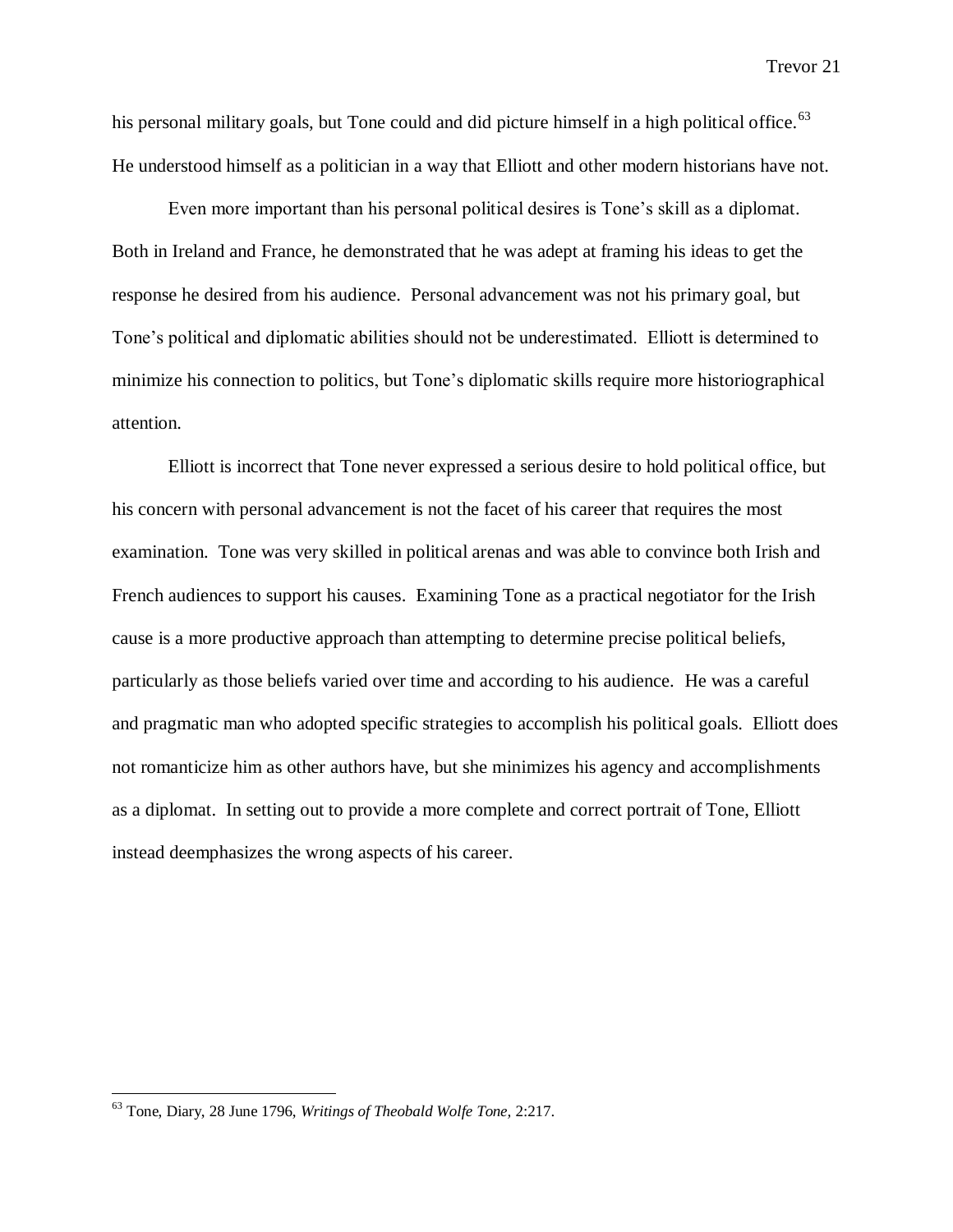his personal military goals, but Tone could and did picture himself in a high political office.[63] He understood himself as a politician in a way that Elliott and other modern historians have not.

Even more important than his personal political desires is Tone's skill as a diplomat. Both in Ireland and France, he demonstrated that he was adept at framing his ideas to get the response he desired from his audience. Personal advancement was not his primary goal, but Tone's political and diplomatic abilities should not be underestimated. Elliott is determined to minimize his connection to politics, but Tone's diplomatic skills require more historiographical attention.

Elliott is incorrect that Tone never expressed a serious desire to hold political office, but his concern with personal advancement is not the facet of his career that requires the most examination. Tone was very skilled in political arenas and was able to convince both Irish and French audiences to support his causes. Examining Tone as a practical negotiator for the Irish cause is a more productive approach than attempting to determine precise political beliefs, particularly as those beliefs varied over time and according to his audience. He was a careful and pragmatic man who adopted specific strategies to accomplish his political goals. Elliott does not romanticize him as other authors have, but she minimizes his agency and accomplishments as a diplomat. In setting out to provide a more complete and correct portrait of Tone, Elliott instead deemphasizes the wrong aspects of his career.

---

[63] Tone, Diary, 28 June 1796, *Writings of Theobald Wolfe Tone,* 2:217.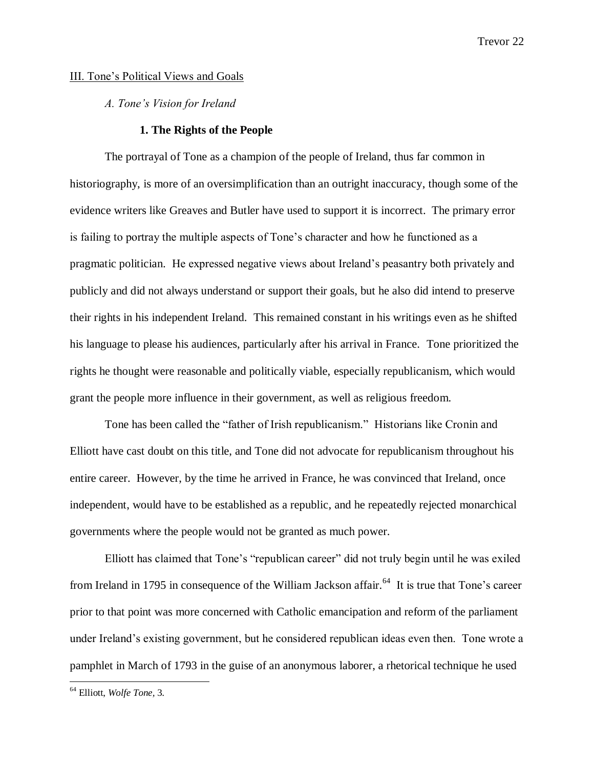III. Tone's Political Views and Goals

*A. Tone's Vision for Ireland*

**1. The Rights of the People**

The portrayal of Tone as a champion of the people of Ireland, thus far common in historiography, is more of an oversimplification than an outright inaccuracy, though some of the evidence writers like Greaves and Butler have used to support it is incorrect. The primary error is failing to portray the multiple aspects of Tone's character and how he functioned as a pragmatic politician. He expressed negative views about Ireland's peasantry both privately and publicly and did not always understand or support their goals, but he also did intend to preserve their rights in his independent Ireland. This remained constant in his writings even as he shifted his language to please his audiences, particularly after his arrival in France. Tone prioritized the rights he thought were reasonable and politically viable, especially republicanism, which would grant the people more influence in their government, as well as religious freedom.

Tone has been called the "father of Irish republicanism." Historians like Cronin and Elliott have cast doubt on this title, and Tone did not advocate for republicanism throughout his entire career. However, by the time he arrived in France, he was convinced that Ireland, once independent, would have to be established as a republic, and he repeatedly rejected monarchical governments where the people would not be granted as much power.

Elliott has claimed that Tone's "republican career" did not truly begin until he was exiled from Ireland in 1795 in consequence of the William Jackson affair.[64] It is true that Tone's career prior to that point was more concerned with Catholic emancipation and reform of the parliament under Ireland's existing government, but he considered republican ideas even then. Tone wrote a pamphlet in March of 1793 in the guise of an anonymous laborer, a rhetorical technique he used

[64] Elliott, *Wolfe Tone,* 3.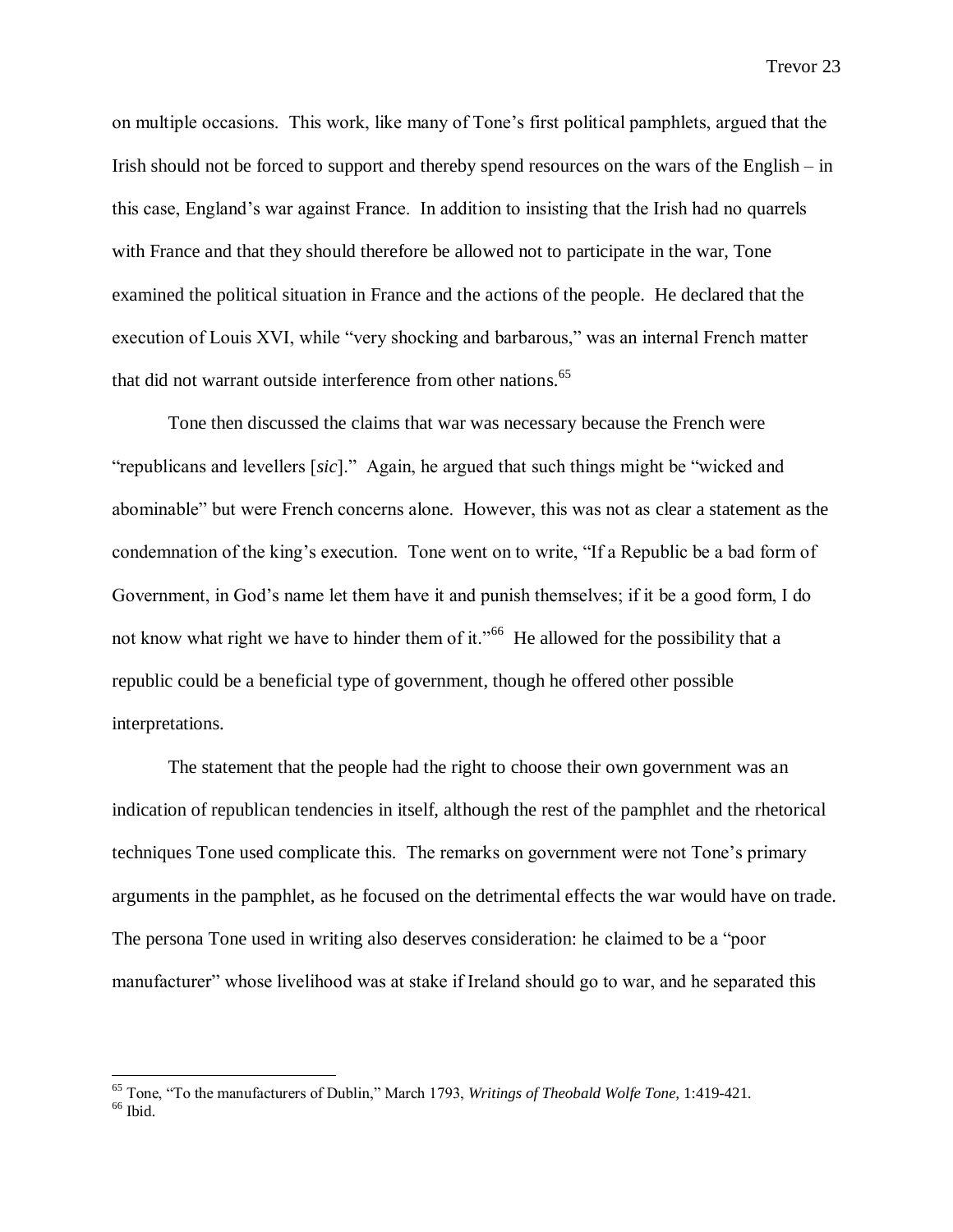on multiple occasions. This work, like many of Tone's first political pamphlets, argued that the Irish should not be forced to support and thereby spend resources on the wars of the English – in this case, England's war against France. In addition to insisting that the Irish had no quarrels with France and that they should therefore be allowed not to participate in the war, Tone examined the political situation in France and the actions of the people. He declared that the execution of Louis XVI, while "very shocking and barbarous," was an internal French matter that did not warrant outside interference from other nations.[65]

Tone then discussed the claims that war was necessary because the French were "republicans and levellers [*sic*]." Again, he argued that such things might be "wicked and abominable" but were French concerns alone. However, this was not as clear a statement as the condemnation of the king's execution. Tone went on to write, "If a Republic be a bad form of Government, in God's name let them have it and punish themselves; if it be a good form, I do not know what right we have to hinder them of it."[66] He allowed for the possibility that a republic could be a beneficial type of government, though he offered other possible interpretations.

The statement that the people had the right to choose their own government was an indication of republican tendencies in itself, although the rest of the pamphlet and the rhetorical techniques Tone used complicate this. The remarks on government were not Tone's primary arguments in the pamphlet, as he focused on the detrimental effects the war would have on trade. The persona Tone used in writing also deserves consideration: he claimed to be a "poor manufacturer" whose livelihood was at stake if Ireland should go to war, and he separated this

---

[65] Tone, "To the manufacturers of Dublin," March 1793, *Writings of Theobald Wolfe Tone,* 1:419-421.

[66] Ibid.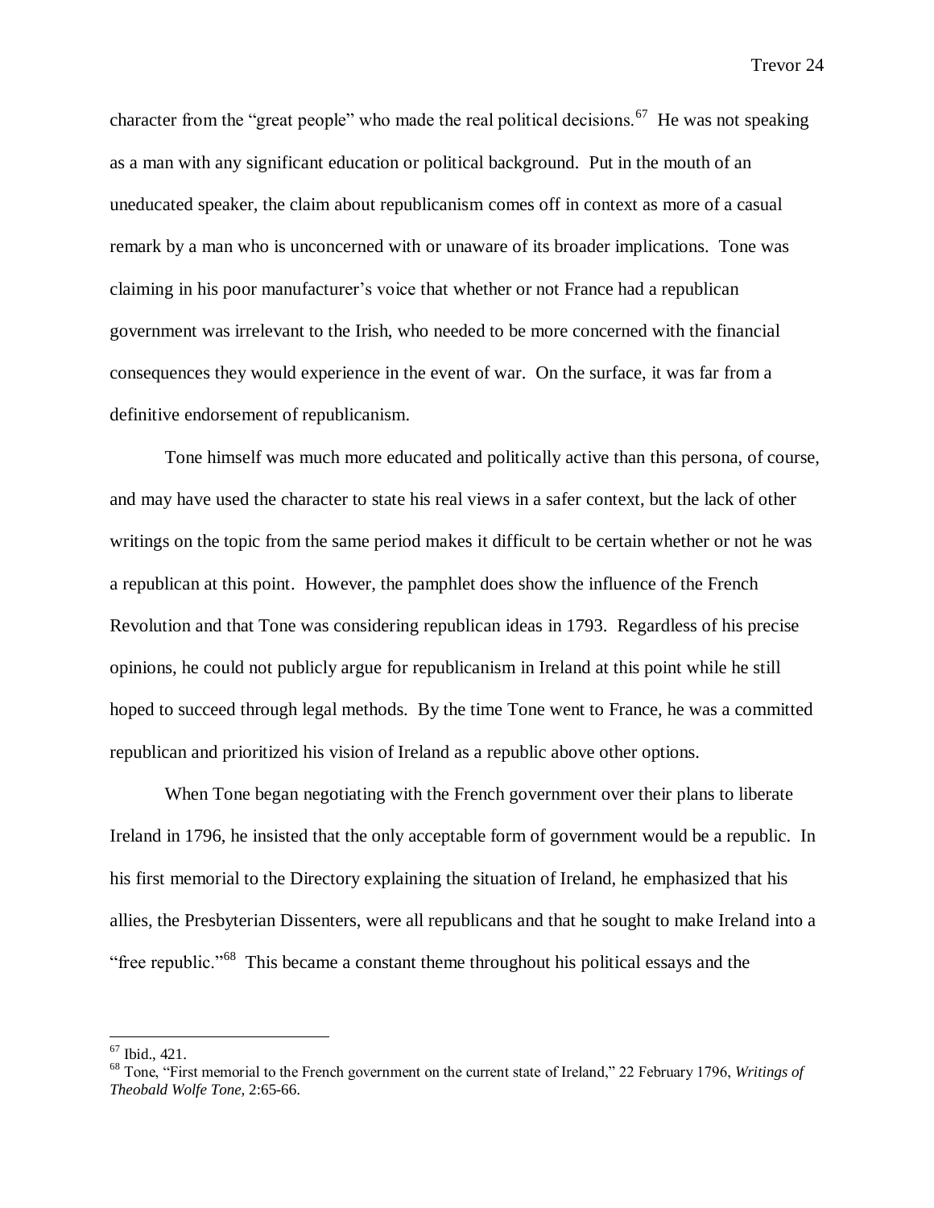character from the "great people" who made the real political decisions.[67] He was not speaking as a man with any significant education or political background. Put in the mouth of an uneducated speaker, the claim about republicanism comes off in context as more of a casual remark by a man who is unconcerned with or unaware of its broader implications. Tone was claiming in his poor manufacturer's voice that whether or not France had a republican government was irrelevant to the Irish, who needed to be more concerned with the financial consequences they would experience in the event of war. On the surface, it was far from a definitive endorsement of republicanism.

Tone himself was much more educated and politically active than this persona, of course, and may have used the character to state his real views in a safer context, but the lack of other writings on the topic from the same period makes it difficult to be certain whether or not he was a republican at this point. However, the pamphlet does show the influence of the French Revolution and that Tone was considering republican ideas in 1793. Regardless of his precise opinions, he could not publicly argue for republicanism in Ireland at this point while he still hoped to succeed through legal methods. By the time Tone went to France, he was a committed republican and prioritized his vision of Ireland as a republic above other options.

When Tone began negotiating with the French government over their plans to liberate Ireland in 1796, he insisted that the only acceptable form of government would be a republic. In his first memorial to the Directory explaining the situation of Ireland, he emphasized that his allies, the Presbyterian Dissenters, were all republicans and that he sought to make Ireland into a "free republic."[68] This became a constant theme throughout his political essays and the

---

[67] Ibid., 421.

[68] Tone, "First memorial to the French government on the current state of Ireland," 22 February 1796, *Writings of Theobald Wolfe Tone,* 2:65-66.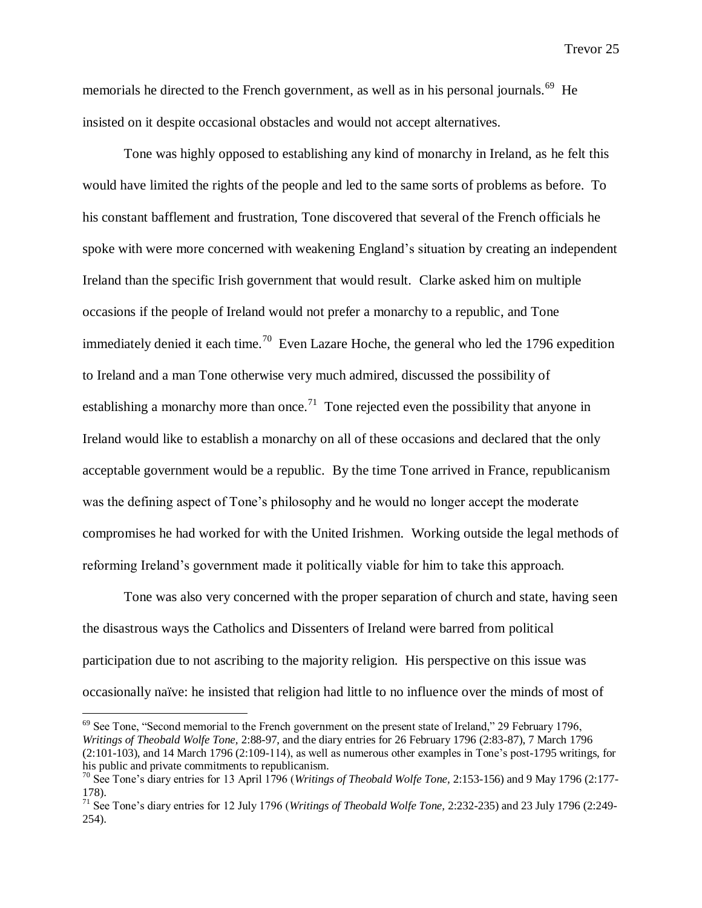memorials he directed to the French government, as well as in his personal journals.[69] He insisted on it despite occasional obstacles and would not accept alternatives.

Tone was highly opposed to establishing any kind of monarchy in Ireland, as he felt this would have limited the rights of the people and led to the same sorts of problems as before. To his constant bafflement and frustration, Tone discovered that several of the French officials he spoke with were more concerned with weakening England's situation by creating an independent Ireland than the specific Irish government that would result. Clarke asked him on multiple occasions if the people of Ireland would not prefer a monarchy to a republic, and Tone immediately denied it each time.[70] Even Lazare Hoche, the general who led the 1796 expedition to Ireland and a man Tone otherwise very much admired, discussed the possibility of establishing a monarchy more than once.[71] Tone rejected even the possibility that anyone in Ireland would like to establish a monarchy on all of these occasions and declared that the only acceptable government would be a republic. By the time Tone arrived in France, republicanism was the defining aspect of Tone's philosophy and he would no longer accept the moderate compromises he had worked for with the United Irishmen. Working outside the legal methods of reforming Ireland's government made it politically viable for him to take this approach.

Tone was also very concerned with the proper separation of church and state, having seen the disastrous ways the Catholics and Dissenters of Ireland were barred from political participation due to not ascribing to the majority religion. His perspective on this issue was occasionally naïve: he insisted that religion had little to no influence over the minds of most of

---

[69] See Tone, "Second memorial to the French government on the present state of Ireland," 29 February 1796, *Writings of Theobald Wolfe Tone*, 2:88-97, and the diary entries for 26 February 1796 (2:83-87), 7 March 1796 (2:101-103), and 14 March 1796 (2:109-114), as well as numerous other examples in Tone's post-1795 writings, for his public and private commitments to republicanism.

[70] See Tone's diary entries for 13 April 1796 (*Writings of Theobald Wolfe Tone*, 2:153-156) and 9 May 1796 (2:177-178).

[71] See Tone's diary entries for 12 July 1796 (*Writings of Theobald Wolfe Tone,* 2:232-235) and 23 July 1796 (2:249-254).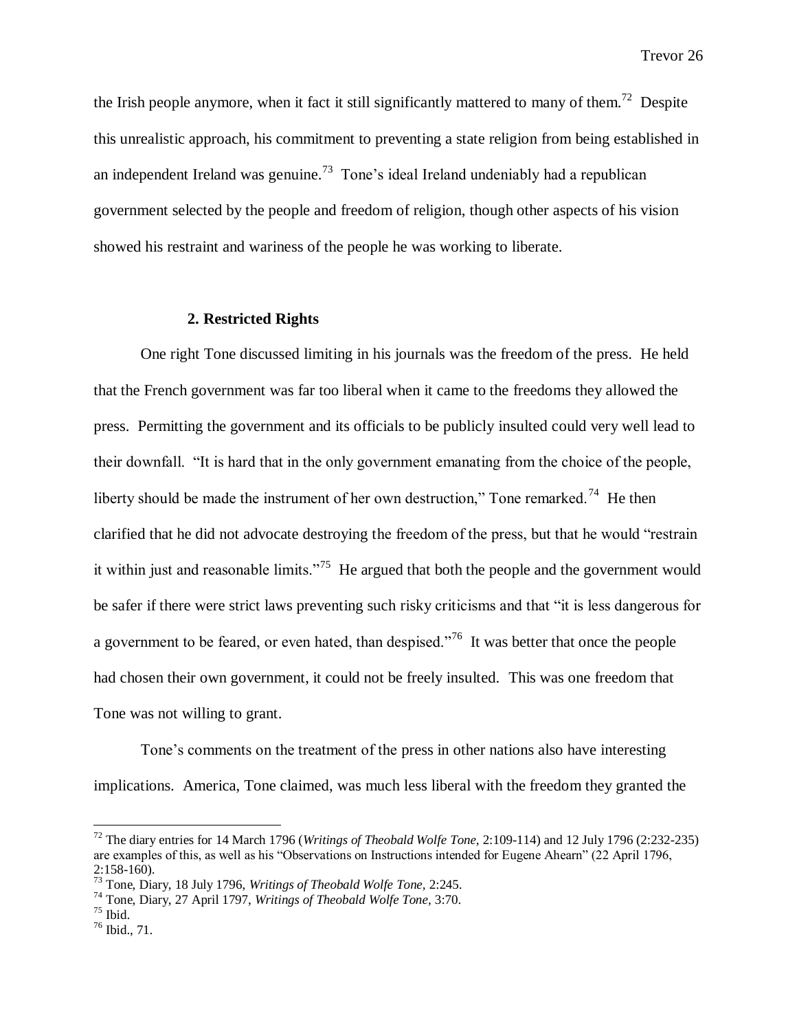the Irish people anymore, when it fact it still significantly mattered to many of them.[72] Despite this unrealistic approach, his commitment to preventing a state religion from being established in an independent Ireland was genuine.[73] Tone's ideal Ireland undeniably had a republican government selected by the people and freedom of religion, though other aspects of his vision showed his restraint and wariness of the people he was working to liberate.

### 2. Restricted Rights

One right Tone discussed limiting in his journals was the freedom of the press. He held that the French government was far too liberal when it came to the freedoms they allowed the press. Permitting the government and its officials to be publicly insulted could very well lead to their downfall. "It is hard that in the only government emanating from the choice of the people, liberty should be made the instrument of her own destruction," Tone remarked.[74] He then clarified that he did not advocate destroying the freedom of the press, but that he would "restrain it within just and reasonable limits."[75] He argued that both the people and the government would be safer if there were strict laws preventing such risky criticisms and that "it is less dangerous for a government to be feared, or even hated, than despised."[76] It was better that once the people had chosen their own government, it could not be freely insulted. This was one freedom that Tone was not willing to grant.

Tone's comments on the treatment of the press in other nations also have interesting implications. America, Tone claimed, was much less liberal with the freedom they granted the

---

[72] The diary entries for 14 March 1796 (*Writings of Theobald Wolfe Tone,* 2:109-114) and 12 July 1796 (2:232-235) are examples of this, as well as his "Observations on Instructions intended for Eugene Ahearn" (22 April 1796, 2:158-160).

[73] Tone, Diary, 18 July 1796, *Writings of Theobald Wolfe Tone,* 2:245.

[74] Tone, Diary, 27 April 1797, *Writings of Theobald Wolfe Tone,* 3:70.

[75] Ibid.

[76] Ibid., 71.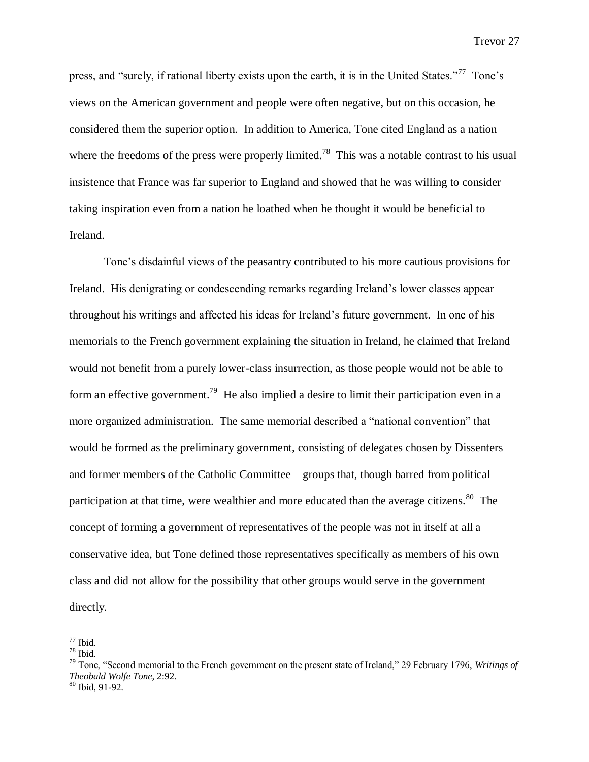press, and "surely, if rational liberty exists upon the earth, it is in the United States."[77] Tone's views on the American government and people were often negative, but on this occasion, he considered them the superior option. In addition to America, Tone cited England as a nation where the freedoms of the press were properly limited.[78] This was a notable contrast to his usual insistence that France was far superior to England and showed that he was willing to consider taking inspiration even from a nation he loathed when he thought it would be beneficial to Ireland.

Tone's disdainful views of the peasantry contributed to his more cautious provisions for Ireland. His denigrating or condescending remarks regarding Ireland's lower classes appear throughout his writings and affected his ideas for Ireland's future government. In one of his memorials to the French government explaining the situation in Ireland, he claimed that Ireland would not benefit from a purely lower-class insurrection, as those people would not be able to form an effective government.[79] He also implied a desire to limit their participation even in a more organized administration. The same memorial described a "national convention" that would be formed as the preliminary government, consisting of delegates chosen by Dissenters and former members of the Catholic Committee – groups that, though barred from political participation at that time, were wealthier and more educated than the average citizens.[80] The concept of forming a government of representatives of the people was not in itself at all a conservative idea, but Tone defined those representatives specifically as members of his own class and did not allow for the possibility that other groups would serve in the government directly.

---

[77] Ibid.

[78] Ibid.

[79] Tone, "Second memorial to the French government on the present state of Ireland," 29 February 1796, *Writings of Theobald Wolfe Tone,* 2:92.

[80] Ibid, 91-92.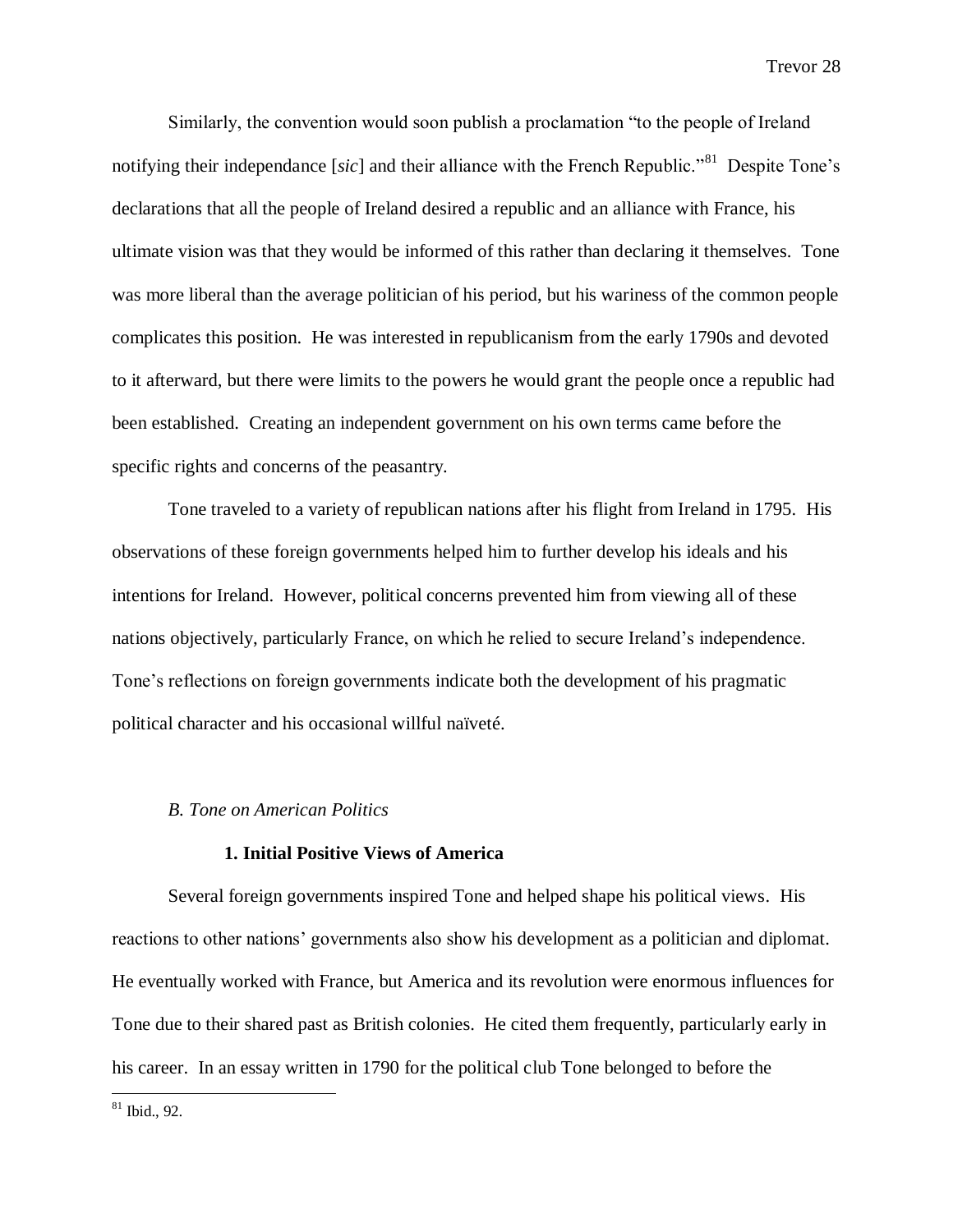Similarly, the convention would soon publish a proclamation "to the people of Ireland notifying their independance [*sic*] and their alliance with the French Republic."[81] Despite Tone's declarations that all the people of Ireland desired a republic and an alliance with France, his ultimate vision was that they would be informed of this rather than declaring it themselves. Tone was more liberal than the average politician of his period, but his wariness of the common people complicates this position. He was interested in republicanism from the early 1790s and devoted to it afterward, but there were limits to the powers he would grant the people once a republic had been established. Creating an independent government on his own terms came before the specific rights and concerns of the peasantry.

Tone traveled to a variety of republican nations after his flight from Ireland in 1795. His observations of these foreign governments helped him to further develop his ideals and his intentions for Ireland. However, political concerns prevented him from viewing all of these nations objectively, particularly France, on which he relied to secure Ireland's independence. Tone's reflections on foreign governments indicate both the development of his pragmatic political character and his occasional willful naïveté.

### *B. Tone on American Politics*

#### **1. Initial Positive Views of America**

Several foreign governments inspired Tone and helped shape his political views. His reactions to other nations' governments also show his development as a politician and diplomat. He eventually worked with France, but America and its revolution were enormous influences for Tone due to their shared past as British colonies. He cited them frequently, particularly early in his career. In an essay written in 1790 for the political club Tone belonged to before the

---

[81] Ibid., 92.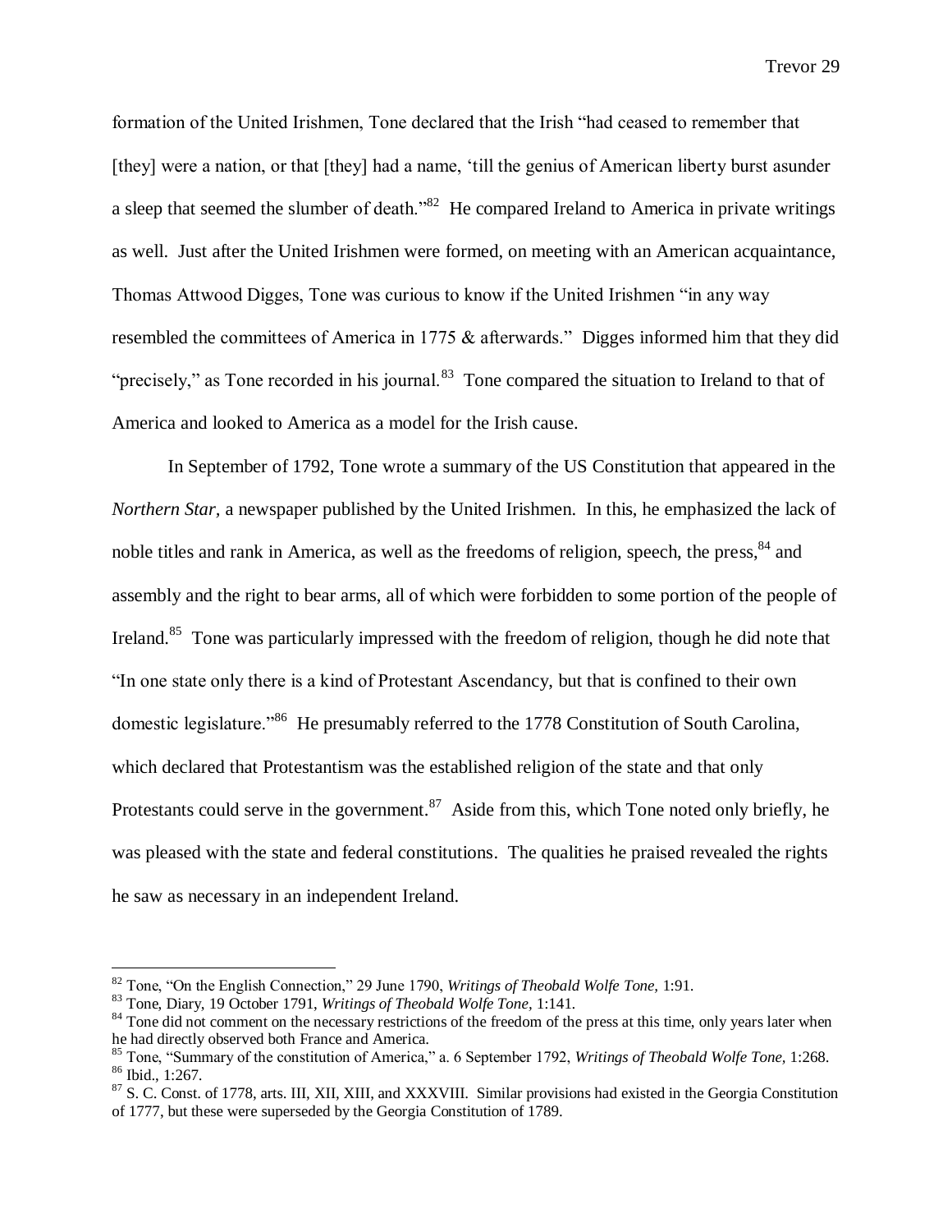formation of the United Irishmen, Tone declared that the Irish "had ceased to remember that [they] were a nation, or that [they] had a name, 'till the genius of American liberty burst asunder a sleep that seemed the slumber of death."[82] He compared Ireland to America in private writings as well. Just after the United Irishmen were formed, on meeting with an American acquaintance, Thomas Attwood Digges, Tone was curious to know if the United Irishmen "in any way resembled the committees of America in 1775 & afterwards." Digges informed him that they did "precisely," as Tone recorded in his journal.[83] Tone compared the situation to Ireland to that of America and looked to America as a model for the Irish cause.

In September of 1792, Tone wrote a summary of the US Constitution that appeared in the *Northern Star*, a newspaper published by the United Irishmen. In this, he emphasized the lack of noble titles and rank in America, as well as the freedoms of religion, speech, the press,[84] and assembly and the right to bear arms, all of which were forbidden to some portion of the people of Ireland.[85] Tone was particularly impressed with the freedom of religion, though he did note that "In one state only there is a kind of Protestant Ascendancy, but that is confined to their own domestic legislature."[86] He presumably referred to the 1778 Constitution of South Carolina, which declared that Protestantism was the established religion of the state and that only Protestants could serve in the government.[87] Aside from this, which Tone noted only briefly, he was pleased with the state and federal constitutions. The qualities he praised revealed the rights he saw as necessary in an independent Ireland.

---

[82] Tone, "On the English Connection," 29 June 1790, *Writings of Theobald Wolfe Tone,* 1:91.

[83] Tone, Diary, 19 October 1791, *Writings of Theobald Wolfe Tone*, 1:141.

[84] Tone did not comment on the necessary restrictions of the freedom of the press at this time, only years later when he had directly observed both France and America.

[85] Tone, "Summary of the constitution of America," a. 6 September 1792, *Writings of Theobald Wolfe Tone,* 1:268.

[86] Ibid., 1:267.

[87] S. C. Const. of 1778, arts. III, XII, XIII, and XXXVIII. Similar provisions had existed in the Georgia Constitution of 1777, but these were superseded by the Georgia Constitution of 1789.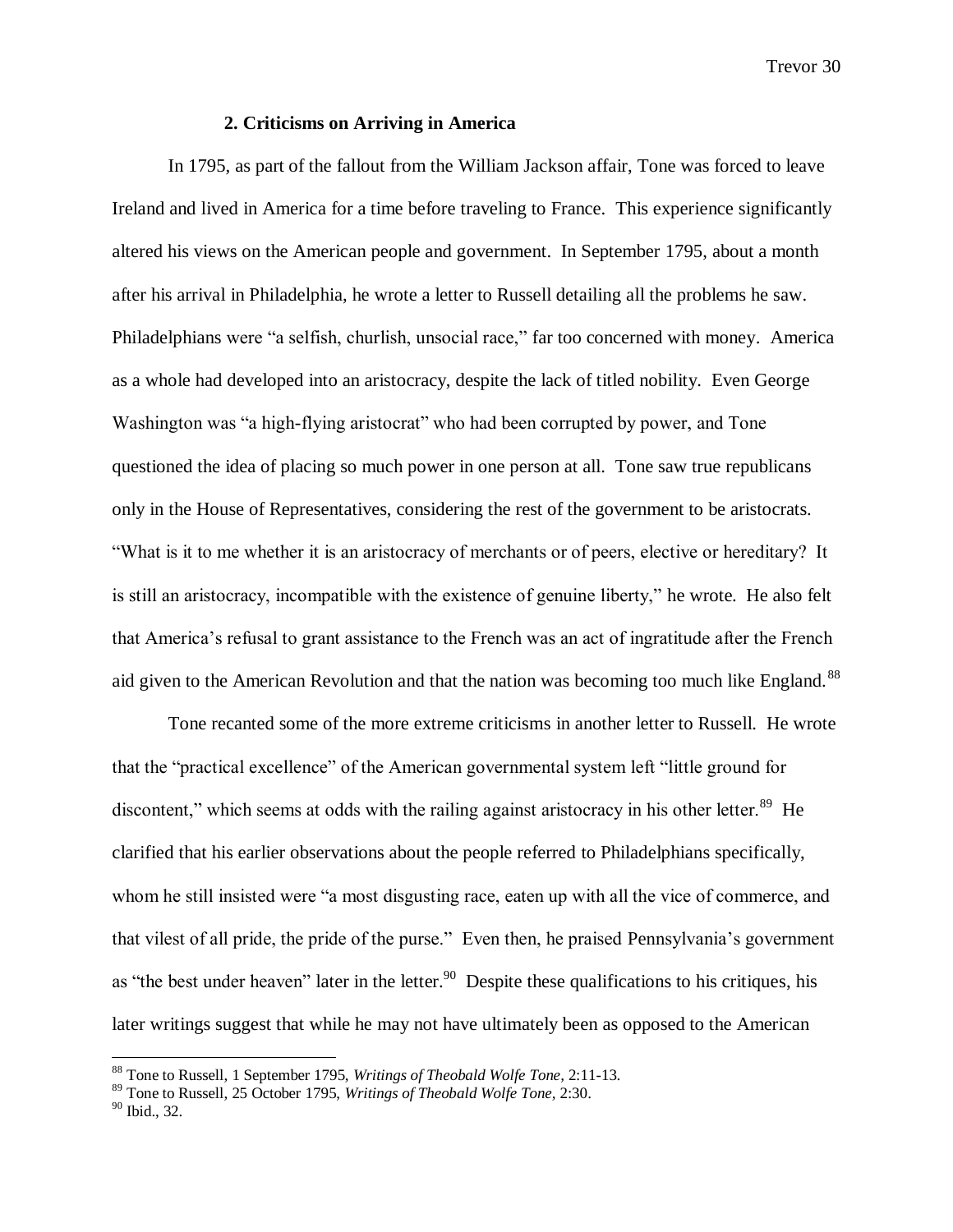### 2. Criticisms on Arriving in America

In 1795, as part of the fallout from the William Jackson affair, Tone was forced to leave Ireland and lived in America for a time before traveling to France. This experience significantly altered his views on the American people and government. In September 1795, about a month after his arrival in Philadelphia, he wrote a letter to Russell detailing all the problems he saw. Philadelphians were "a selfish, churlish, unsocial race," far too concerned with money. America as a whole had developed into an aristocracy, despite the lack of titled nobility. Even George Washington was "a high-flying aristocrat" who had been corrupted by power, and Tone questioned the idea of placing so much power in one person at all. Tone saw true republicans only in the House of Representatives, considering the rest of the government to be aristocrats. "What is it to me whether it is an aristocracy of merchants or of peers, elective or hereditary? It is still an aristocracy, incompatible with the existence of genuine liberty," he wrote. He also felt that America's refusal to grant assistance to the French was an act of ingratitude after the French aid given to the American Revolution and that the nation was becoming too much like England.[88]

Tone recanted some of the more extreme criticisms in another letter to Russell. He wrote that the "practical excellence" of the American governmental system left "little ground for discontent," which seems at odds with the railing against aristocracy in his other letter.[89] He clarified that his earlier observations about the people referred to Philadelphians specifically, whom he still insisted were "a most disgusting race, eaten up with all the vice of commerce, and that vilest of all pride, the pride of the purse." Even then, he praised Pennsylvania's government as "the best under heaven" later in the letter.[90] Despite these qualifications to his critiques, his later writings suggest that while he may not have ultimately been as opposed to the American

[88] Tone to Russell, 1 September 1795, *Writings of Theobald Wolfe Tone,* 2:11-13.

[89] Tone to Russell, 25 October 1795, *Writings of Theobald Wolfe Tone,* 2:30.

[90] Ibid., 32.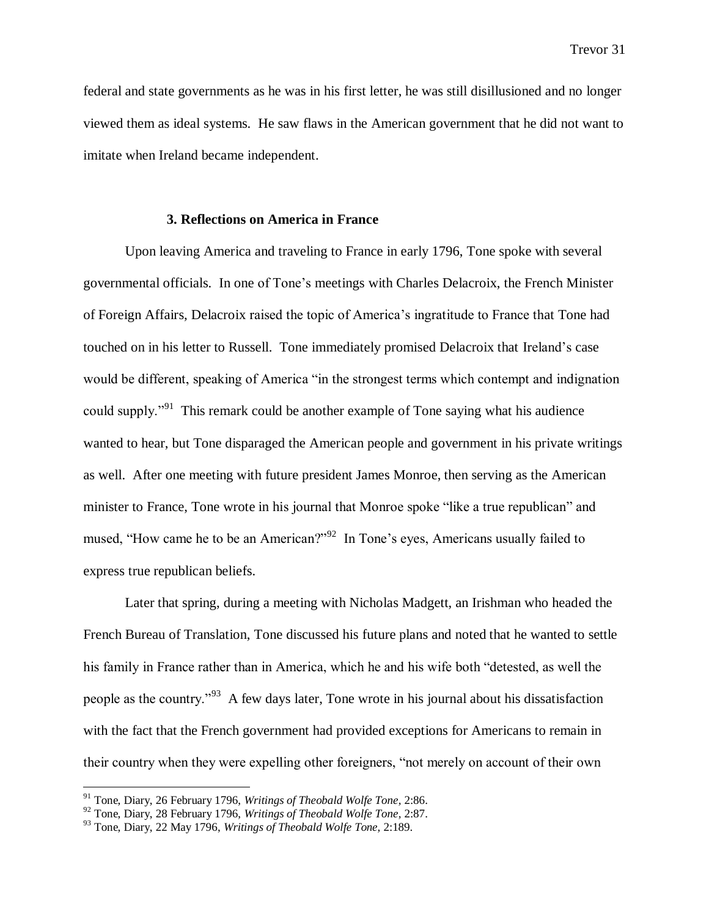federal and state governments as he was in his first letter, he was still disillusioned and no longer viewed them as ideal systems. He saw flaws in the American government that he did not want to imitate when Ireland became independent.

### 3. Reflections on America in France

Upon leaving America and traveling to France in early 1796, Tone spoke with several governmental officials. In one of Tone's meetings with Charles Delacroix, the French Minister of Foreign Affairs, Delacroix raised the topic of America's ingratitude to France that Tone had touched on in his letter to Russell. Tone immediately promised Delacroix that Ireland's case would be different, speaking of America "in the strongest terms which contempt and indignation could supply."[91] This remark could be another example of Tone saying what his audience wanted to hear, but Tone disparaged the American people and government in his private writings as well. After one meeting with future president James Monroe, then serving as the American minister to France, Tone wrote in his journal that Monroe spoke "like a true republican" and mused, "How came he to be an American?"[92] In Tone's eyes, Americans usually failed to express true republican beliefs.

Later that spring, during a meeting with Nicholas Madgett, an Irishman who headed the French Bureau of Translation, Tone discussed his future plans and noted that he wanted to settle his family in France rather than in America, which he and his wife both "detested, as well the people as the country."[93] A few days later, Tone wrote in his journal about his dissatisfaction with the fact that the French government had provided exceptions for Americans to remain in their country when they were expelling other foreigners, "not merely on account of their own

[91] Tone, Diary, 26 February 1796, *Writings of Theobald Wolfe Tone,* 2:86.
[92] Tone, Diary, 28 February 1796, *Writings of Theobald Wolfe Tone,* 2:87.
[93] Tone, Diary, 22 May 1796, *Writings of Theobald Wolfe Tone,* 2:189.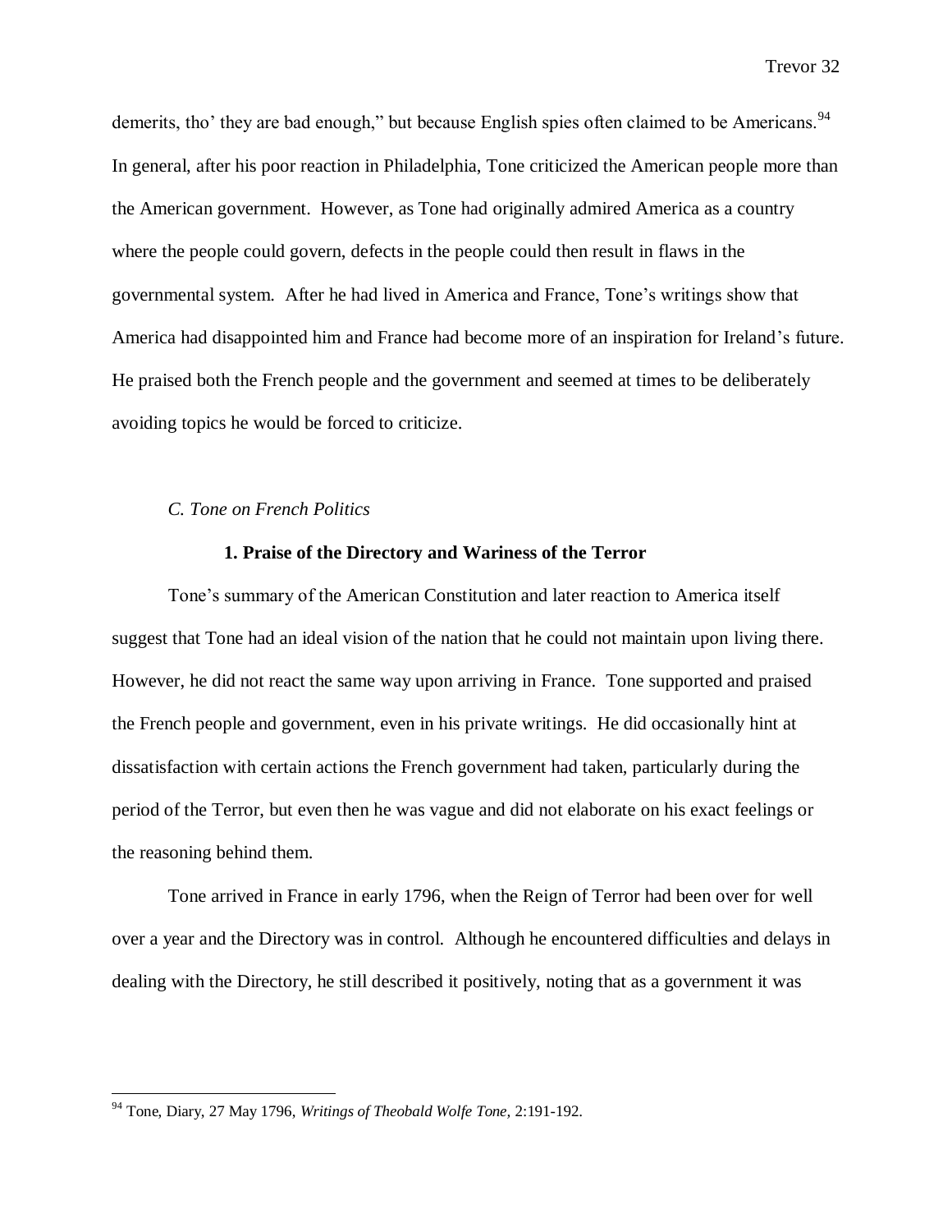demerits, tho' they are bad enough," but because English spies often claimed to be Americans.[94] In general, after his poor reaction in Philadelphia, Tone criticized the American people more than the American government. However, as Tone had originally admired America as a country where the people could govern, defects in the people could then result in flaws in the governmental system. After he had lived in America and France, Tone's writings show that America had disappointed him and France had become more of an inspiration for Ireland's future. He praised both the French people and the government and seemed at times to be deliberately avoiding topics he would be forced to criticize.

### *C. Tone on French Politics*

#### **1. Praise of the Directory and Wariness of the Terror**

Tone's summary of the American Constitution and later reaction to America itself suggest that Tone had an ideal vision of the nation that he could not maintain upon living there. However, he did not react the same way upon arriving in France. Tone supported and praised the French people and government, even in his private writings. He did occasionally hint at dissatisfaction with certain actions the French government had taken, particularly during the period of the Terror, but even then he was vague and did not elaborate on his exact feelings or the reasoning behind them.

Tone arrived in France in early 1796, when the Reign of Terror had been over for well over a year and the Directory was in control. Although he encountered difficulties and delays in dealing with the Directory, he still described it positively, noting that as a government it was

---

[94] Tone, Diary, 27 May 1796, *Writings of Theobald Wolfe Tone,* 2:191-192.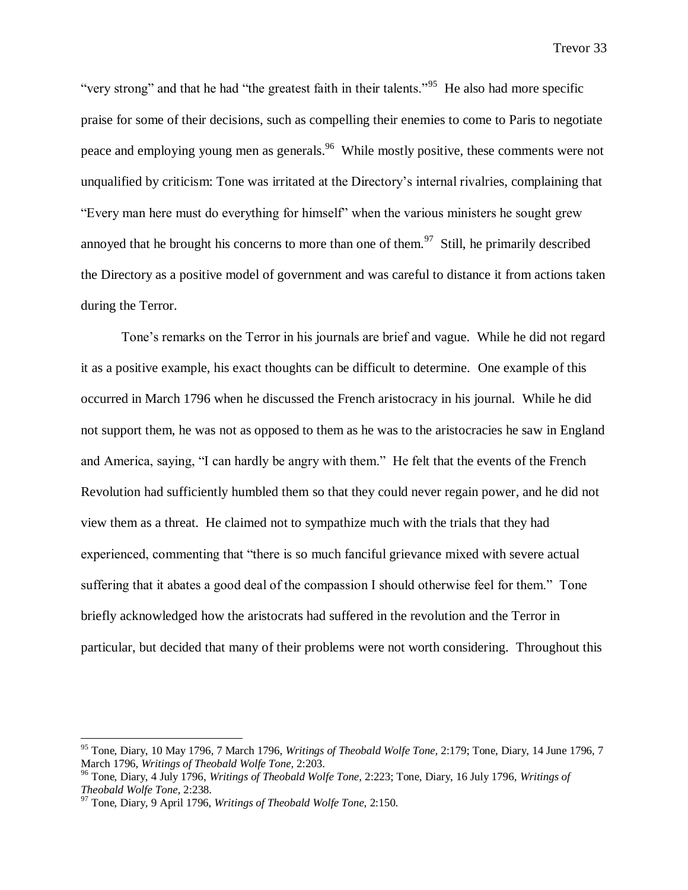"very strong" and that he had "the greatest faith in their talents."[95] He also had more specific praise for some of their decisions, such as compelling their enemies to come to Paris to negotiate peace and employing young men as generals.[96] While mostly positive, these comments were not unqualified by criticism: Tone was irritated at the Directory's internal rivalries, complaining that "Every man here must do everything for himself" when the various ministers he sought grew annoyed that he brought his concerns to more than one of them.[97] Still, he primarily described the Directory as a positive model of government and was careful to distance it from actions taken during the Terror.

Tone's remarks on the Terror in his journals are brief and vague. While he did not regard it as a positive example, his exact thoughts can be difficult to determine. One example of this occurred in March 1796 when he discussed the French aristocracy in his journal. While he did not support them, he was not as opposed to them as he was to the aristocracies he saw in England and America, saying, "I can hardly be angry with them." He felt that the events of the French Revolution had sufficiently humbled them so that they could never regain power, and he did not view them as a threat. He claimed not to sympathize much with the trials that they had experienced, commenting that "there is so much fanciful grievance mixed with severe actual suffering that it abates a good deal of the compassion I should otherwise feel for them." Tone briefly acknowledged how the aristocrats had suffered in the revolution and the Terror in particular, but decided that many of their problems were not worth considering. Throughout this

---

[95] Tone, Diary, 10 May 1796, 7 March 1796, *Writings of Theobald Wolfe Tone,* 2:179; Tone, Diary, 14 June 1796, 7 March 1796, *Writings of Theobald Wolfe Tone,* 2:203.

[96] Tone, Diary, 4 July 1796, *Writings of Theobald Wolfe Tone,* 2:223; Tone, Diary, 16 July 1796, *Writings of Theobald Wolfe Tone,* 2:238.

[97] Tone, Diary, 9 April 1796, *Writings of Theobald Wolfe Tone,* 2:150.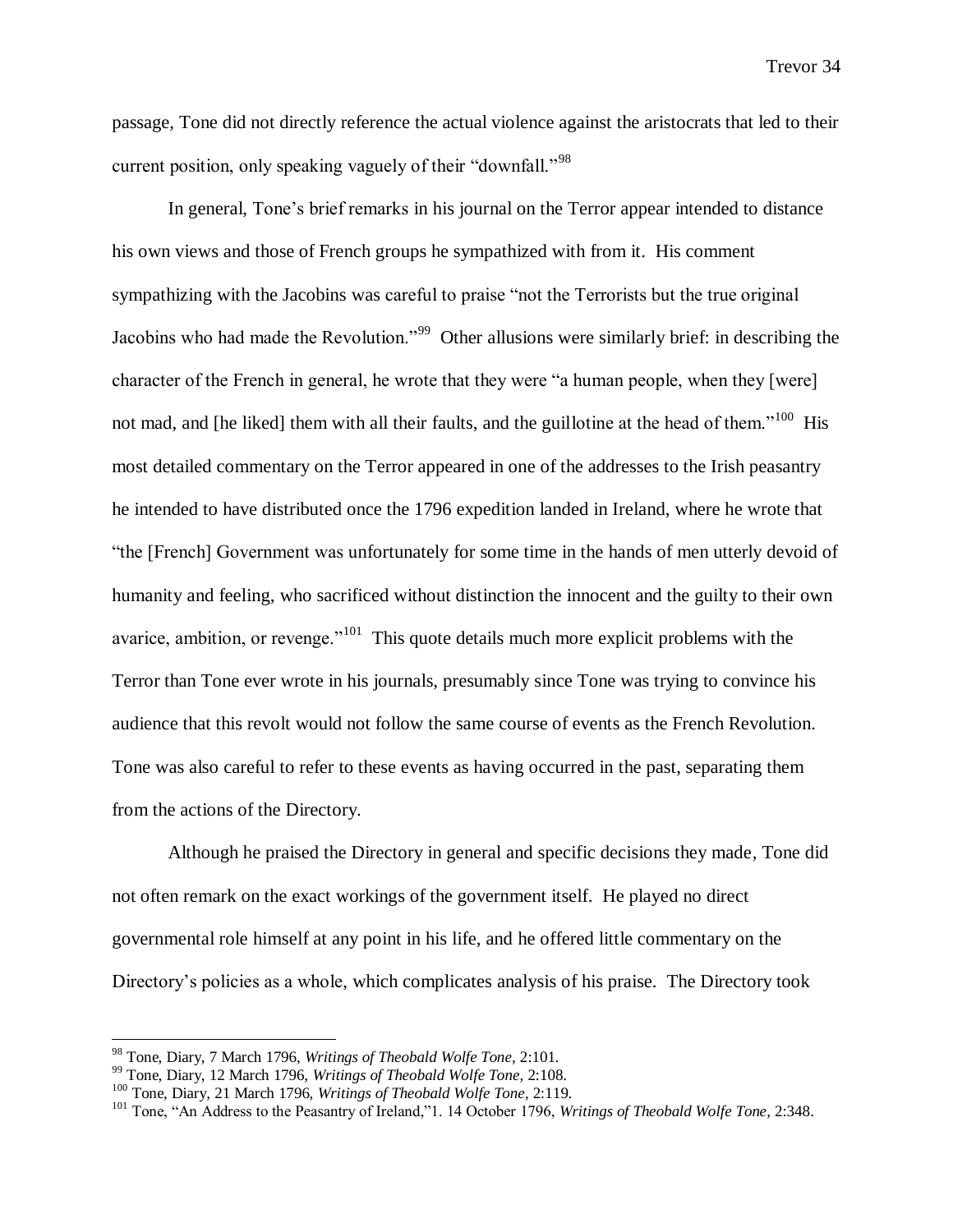passage, Tone did not directly reference the actual violence against the aristocrats that led to their current position, only speaking vaguely of their "downfall."[98]

In general, Tone's brief remarks in his journal on the Terror appear intended to distance his own views and those of French groups he sympathized with from it. His comment sympathizing with the Jacobins was careful to praise "not the Terrorists but the true original Jacobins who had made the Revolution."[99] Other allusions were similarly brief: in describing the character of the French in general, he wrote that they were "a human people, when they [were] not mad, and [he liked] them with all their faults, and the guillotine at the head of them."[100] His most detailed commentary on the Terror appeared in one of the addresses to the Irish peasantry he intended to have distributed once the 1796 expedition landed in Ireland, where he wrote that "the [French] Government was unfortunately for some time in the hands of men utterly devoid of humanity and feeling, who sacrificed without distinction the innocent and the guilty to their own avarice, ambition, or revenge."[101] This quote details much more explicit problems with the Terror than Tone ever wrote in his journals, presumably since Tone was trying to convince his audience that this revolt would not follow the same course of events as the French Revolution. Tone was also careful to refer to these events as having occurred in the past, separating them from the actions of the Directory.

Although he praised the Directory in general and specific decisions they made, Tone did not often remark on the exact workings of the government itself. He played no direct governmental role himself at any point in his life, and he offered little commentary on the Directory's policies as a whole, which complicates analysis of his praise. The Directory took

---

[98] Tone, Diary, 7 March 1796, *Writings of Theobald Wolfe Tone,* 2:101.

[99] Tone, Diary, 12 March 1796, *Writings of Theobald Wolfe Tone,* 2:108.

[100] Tone, Diary, 21 March 1796, *Writings of Theobald Wolfe Tone*, 2:119.

[101] Tone, "An Address to the Peasantry of Ireland,"1. 14 October 1796, *Writings of Theobald Wolfe Tone*, 2:348.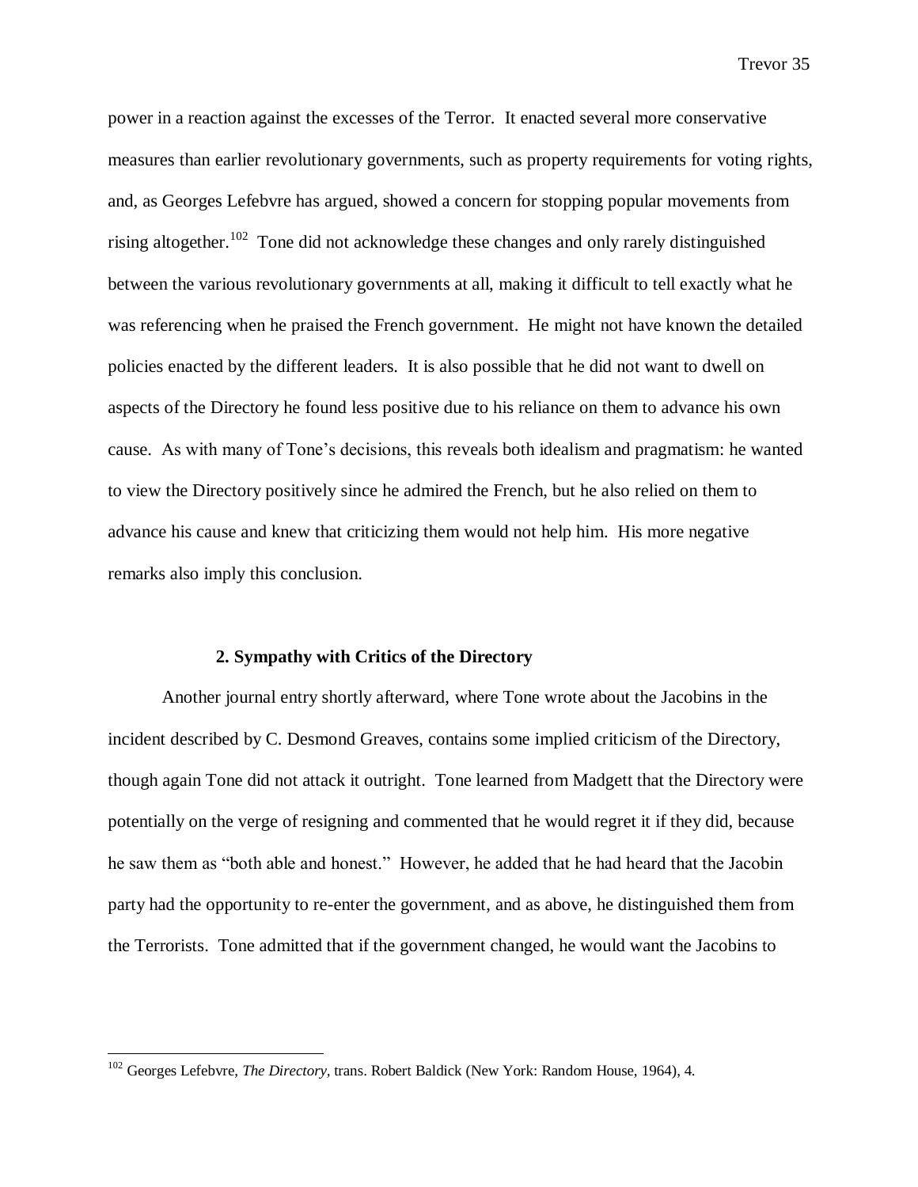power in a reaction against the excesses of the Terror. It enacted several more conservative measures than earlier revolutionary governments, such as property requirements for voting rights, and, as Georges Lefebvre has argued, showed a concern for stopping popular movements from rising altogether.[102] Tone did not acknowledge these changes and only rarely distinguished between the various revolutionary governments at all, making it difficult to tell exactly what he was referencing when he praised the French government. He might not have known the detailed policies enacted by the different leaders. It is also possible that he did not want to dwell on aspects of the Directory he found less positive due to his reliance on them to advance his own cause. As with many of Tone's decisions, this reveals both idealism and pragmatism: he wanted to view the Directory positively since he admired the French, but he also relied on them to advance his cause and knew that criticizing them would not help him. His more negative remarks also imply this conclusion.

### 2. Sympathy with Critics of the Directory

Another journal entry shortly afterward, where Tone wrote about the Jacobins in the incident described by C. Desmond Greaves, contains some implied criticism of the Directory, though again Tone did not attack it outright. Tone learned from Madgett that the Directory were potentially on the verge of resigning and commented that he would regret it if they did, because he saw them as "both able and honest." However, he added that he had heard that the Jacobin party had the opportunity to re-enter the government, and as above, he distinguished them from the Terrorists. Tone admitted that if the government changed, he would want the Jacobins to

---

[102] Georges Lefebvre, *The Directory*, trans. Robert Baldick (New York: Random House, 1964), 4.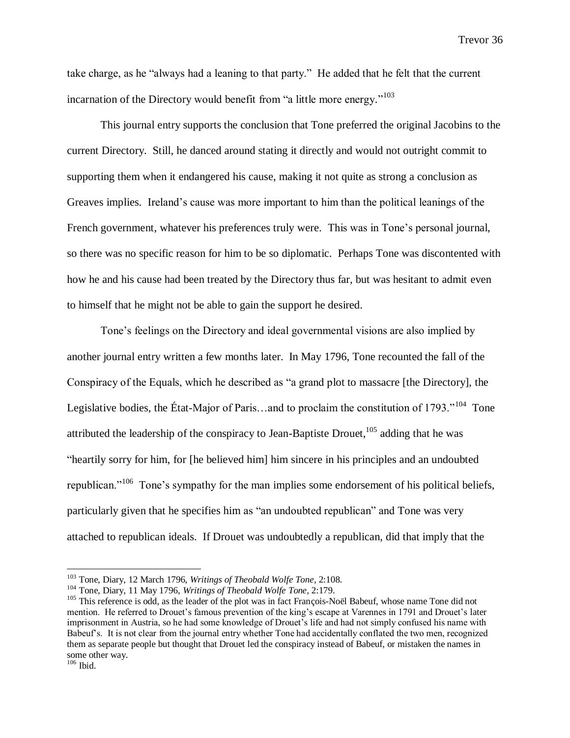take charge, as he "always had a leaning to that party." He added that he felt that the current incarnation of the Directory would benefit from "a little more energy."[103]

This journal entry supports the conclusion that Tone preferred the original Jacobins to the current Directory. Still, he danced around stating it directly and would not outright commit to supporting them when it endangered his cause, making it not quite as strong a conclusion as Greaves implies. Ireland's cause was more important to him than the political leanings of the French government, whatever his preferences truly were. This was in Tone's personal journal, so there was no specific reason for him to be so diplomatic. Perhaps Tone was discontented with how he and his cause had been treated by the Directory thus far, but was hesitant to admit even to himself that he might not be able to gain the support he desired.

Tone's feelings on the Directory and ideal governmental visions are also implied by another journal entry written a few months later. In May 1796, Tone recounted the fall of the Conspiracy of the Equals, which he described as "a grand plot to massacre [the Directory], the Legislative bodies, the État-Major of Paris…and to proclaim the constitution of 1793."[104] Tone attributed the leadership of the conspiracy to Jean-Baptiste Drouet,[105] adding that he was "heartily sorry for him, for [he believed him] him sincere in his principles and an undoubted republican."[106] Tone's sympathy for the man implies some endorsement of his political beliefs, particularly given that he specifies him as "an undoubted republican" and Tone was very attached to republican ideals. If Drouet was undoubtedly a republican, did that imply that the

---

[103] Tone, Diary, 12 March 1796, *Writings of Theobald Wolfe Tone*, 2:108.

[104] Tone, Diary, 11 May 1796, *Writings of Theobald Wolfe Tone*, 2:179.

[105] This reference is odd, as the leader of the plot was in fact François-Noël Babeuf, whose name Tone did not mention. He referred to Drouet's famous prevention of the king's escape at Varennes in 1791 and Drouet's later imprisonment in Austria, so he had some knowledge of Drouet's life and had not simply confused his name with Babeuf's. It is not clear from the journal entry whether Tone had accidentally conflated the two men, recognized them as separate people but thought that Drouet led the conspiracy instead of Babeuf, or mistaken the names in some other way.

[106] Ibid.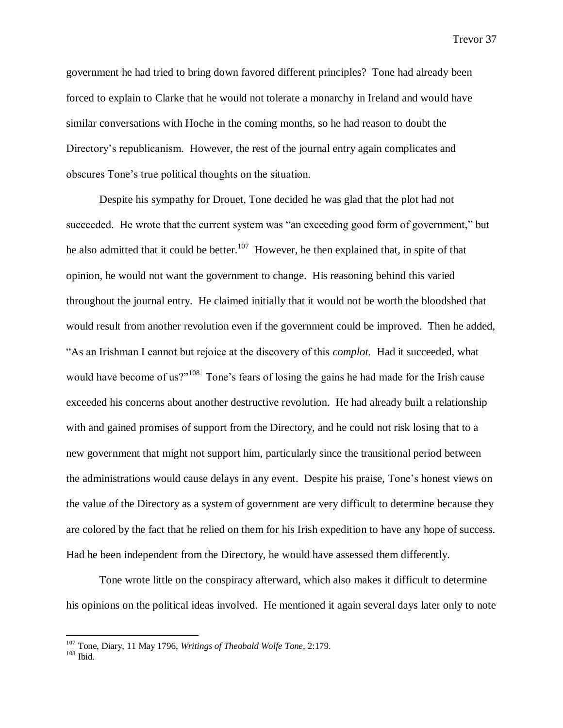government he had tried to bring down favored different principles? Tone had already been forced to explain to Clarke that he would not tolerate a monarchy in Ireland and would have similar conversations with Hoche in the coming months, so he had reason to doubt the Directory's republicanism. However, the rest of the journal entry again complicates and obscures Tone's true political thoughts on the situation.

Despite his sympathy for Drouet, Tone decided he was glad that the plot had not succeeded. He wrote that the current system was "an exceeding good form of government," but he also admitted that it could be better.[107] However, he then explained that, in spite of that opinion, he would not want the government to change. His reasoning behind this varied throughout the journal entry. He claimed initially that it would not be worth the bloodshed that would result from another revolution even if the government could be improved. Then he added, "As an Irishman I cannot but rejoice at the discovery of this *complot.* Had it succeeded, what would have become of us?"[108] Tone's fears of losing the gains he had made for the Irish cause exceeded his concerns about another destructive revolution. He had already built a relationship with and gained promises of support from the Directory, and he could not risk losing that to a new government that might not support him, particularly since the transitional period between the administrations would cause delays in any event. Despite his praise, Tone's honest views on the value of the Directory as a system of government are very difficult to determine because they are colored by the fact that he relied on them for his Irish expedition to have any hope of success. Had he been independent from the Directory, he would have assessed them differently.

Tone wrote little on the conspiracy afterward, which also makes it difficult to determine his opinions on the political ideas involved. He mentioned it again several days later only to note

---

[107] Tone, Diary, 11 May 1796, *Writings of Theobald Wolfe Tone,* 2:179.

[108] Ibid.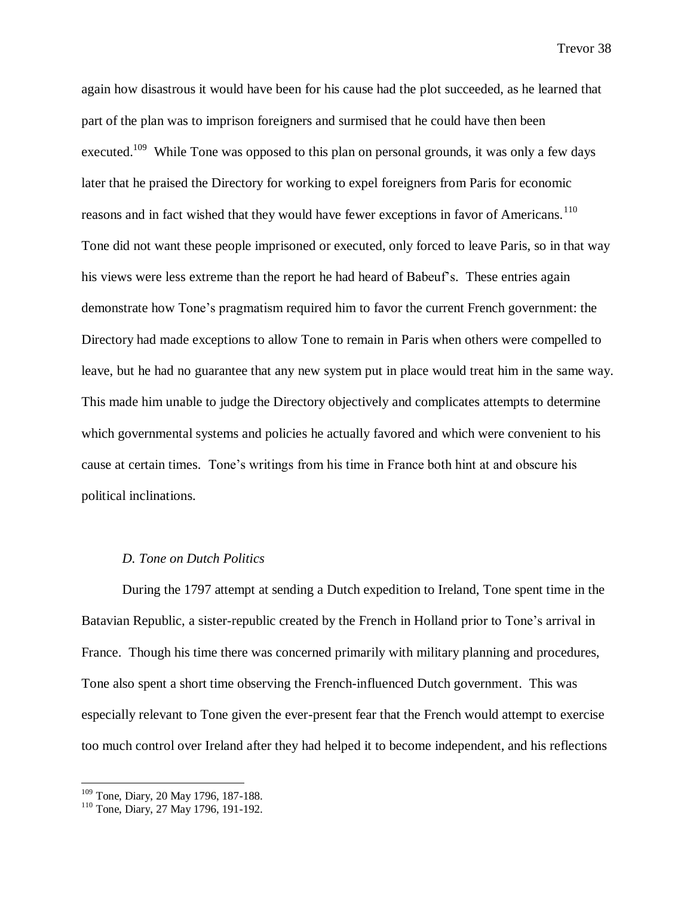again how disastrous it would have been for his cause had the plot succeeded, as he learned that part of the plan was to imprison foreigners and surmised that he could have then been executed.[109] While Tone was opposed to this plan on personal grounds, it was only a few days later that he praised the Directory for working to expel foreigners from Paris for economic reasons and in fact wished that they would have fewer exceptions in favor of Americans.[110] Tone did not want these people imprisoned or executed, only forced to leave Paris, so in that way his views were less extreme than the report he had heard of Babeuf's. These entries again demonstrate how Tone's pragmatism required him to favor the current French government: the Directory had made exceptions to allow Tone to remain in Paris when others were compelled to leave, but he had no guarantee that any new system put in place would treat him in the same way. This made him unable to judge the Directory objectively and complicates attempts to determine which governmental systems and policies he actually favored and which were convenient to his cause at certain times. Tone's writings from his time in France both hint at and obscure his political inclinations.

### *D. Tone on Dutch Politics*

During the 1797 attempt at sending a Dutch expedition to Ireland, Tone spent time in the Batavian Republic, a sister-republic created by the French in Holland prior to Tone's arrival in France. Though his time there was concerned primarily with military planning and procedures, Tone also spent a short time observing the French-influenced Dutch government. This was especially relevant to Tone given the ever-present fear that the French would attempt to exercise too much control over Ireland after they had helped it to become independent, and his reflections

[109] Tone, Diary, 20 May 1796, 187-188.
[110] Tone, Diary, 27 May 1796, 191-192.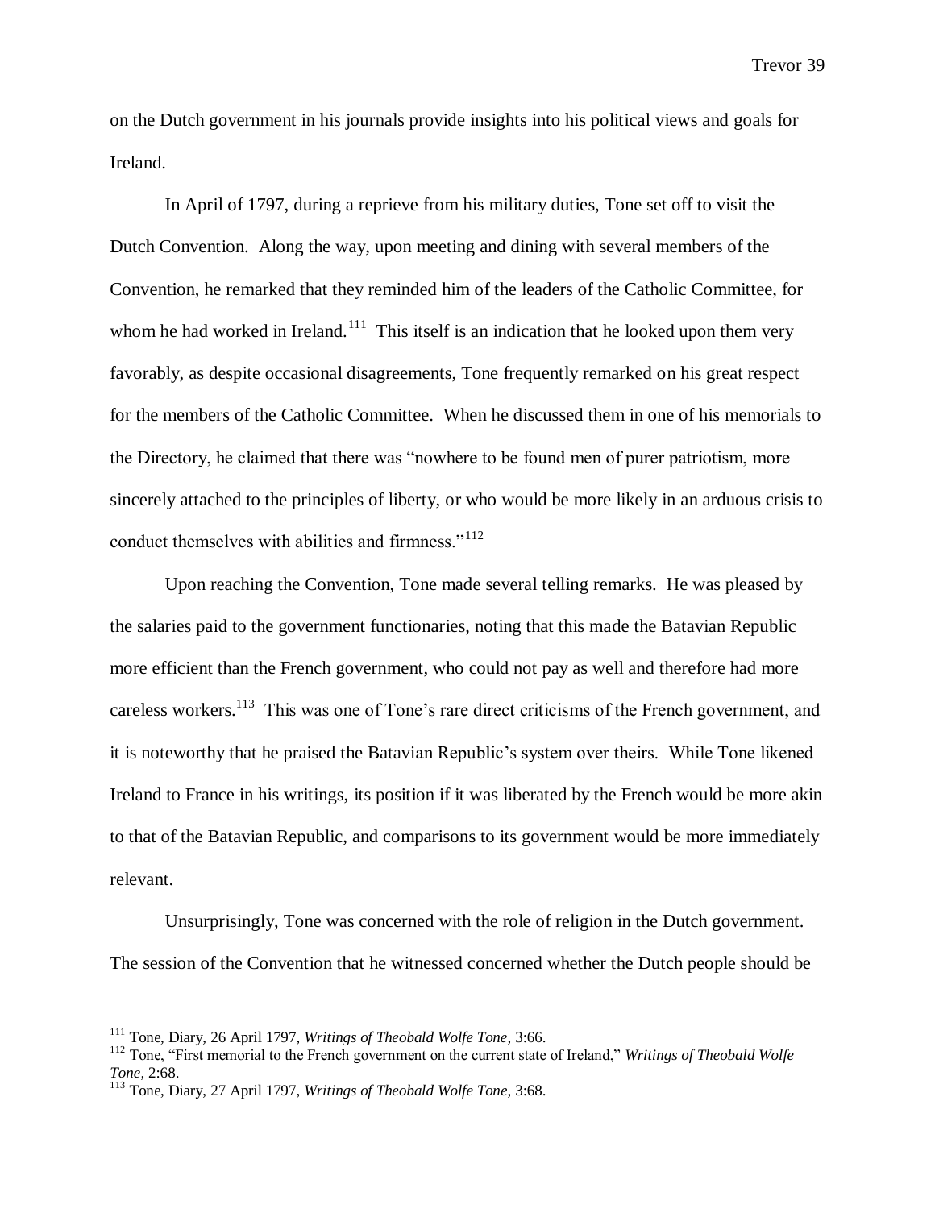on the Dutch government in his journals provide insights into his political views and goals for Ireland.

In April of 1797, during a reprieve from his military duties, Tone set off to visit the Dutch Convention. Along the way, upon meeting and dining with several members of the Convention, he remarked that they reminded him of the leaders of the Catholic Committee, for whom he had worked in Ireland.[111] This itself is an indication that he looked upon them very favorably, as despite occasional disagreements, Tone frequently remarked on his great respect for the members of the Catholic Committee. When he discussed them in one of his memorials to the Directory, he claimed that there was "nowhere to be found men of purer patriotism, more sincerely attached to the principles of liberty, or who would be more likely in an arduous crisis to conduct themselves with abilities and firmness."[112]

Upon reaching the Convention, Tone made several telling remarks. He was pleased by the salaries paid to the government functionaries, noting that this made the Batavian Republic more efficient than the French government, who could not pay as well and therefore had more careless workers.[113] This was one of Tone's rare direct criticisms of the French government, and it is noteworthy that he praised the Batavian Republic's system over theirs. While Tone likened Ireland to France in his writings, its position if it was liberated by the French would be more akin to that of the Batavian Republic, and comparisons to its government would be more immediately relevant.

Unsurprisingly, Tone was concerned with the role of religion in the Dutch government. The session of the Convention that he witnessed concerned whether the Dutch people should be

---

[111] Tone, Diary, 26 April 1797, *Writings of Theobald Wolfe Tone,* 3:66.

[112] Tone, "First memorial to the French government on the current state of Ireland," *Writings of Theobald Wolfe Tone,* 2:68.

[113] Tone, Diary, 27 April 1797, *Writings of Theobald Wolfe Tone,* 3:68.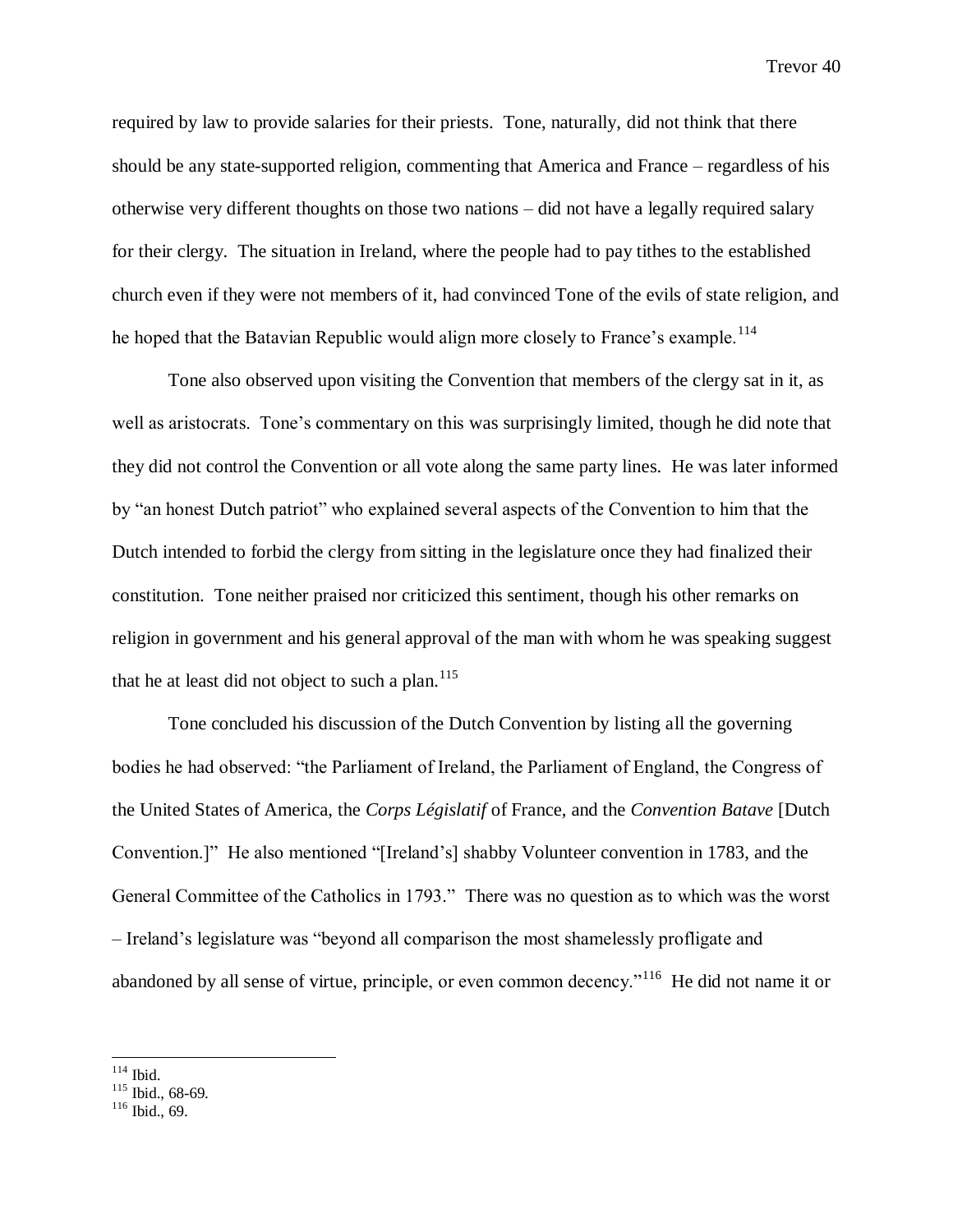required by law to provide salaries for their priests. Tone, naturally, did not think that there should be any state-supported religion, commenting that America and France – regardless of his otherwise very different thoughts on those two nations – did not have a legally required salary for their clergy. The situation in Ireland, where the people had to pay tithes to the established church even if they were not members of it, had convinced Tone of the evils of state religion, and he hoped that the Batavian Republic would align more closely to France's example.[114]

Tone also observed upon visiting the Convention that members of the clergy sat in it, as well as aristocrats. Tone's commentary on this was surprisingly limited, though he did note that they did not control the Convention or all vote along the same party lines. He was later informed by "an honest Dutch patriot" who explained several aspects of the Convention to him that the Dutch intended to forbid the clergy from sitting in the legislature once they had finalized their constitution. Tone neither praised nor criticized this sentiment, though his other remarks on religion in government and his general approval of the man with whom he was speaking suggest that he at least did not object to such a plan.[115]

Tone concluded his discussion of the Dutch Convention by listing all the governing bodies he had observed: "the Parliament of Ireland, the Parliament of England, the Congress of the United States of America, the *Corps Législatif* of France, and the *Convention Batave* [Dutch Convention.]" He also mentioned "[Ireland's] shabby Volunteer convention in 1783, and the General Committee of the Catholics in 1793." There was no question as to which was the worst – Ireland's legislature was "beyond all comparison the most shamelessly profligate and abandoned by all sense of virtue, principle, or even common decency."[116] He did not name it or

---

[114] Ibid.
[115] Ibid., 68-69.
[116] Ibid., 69.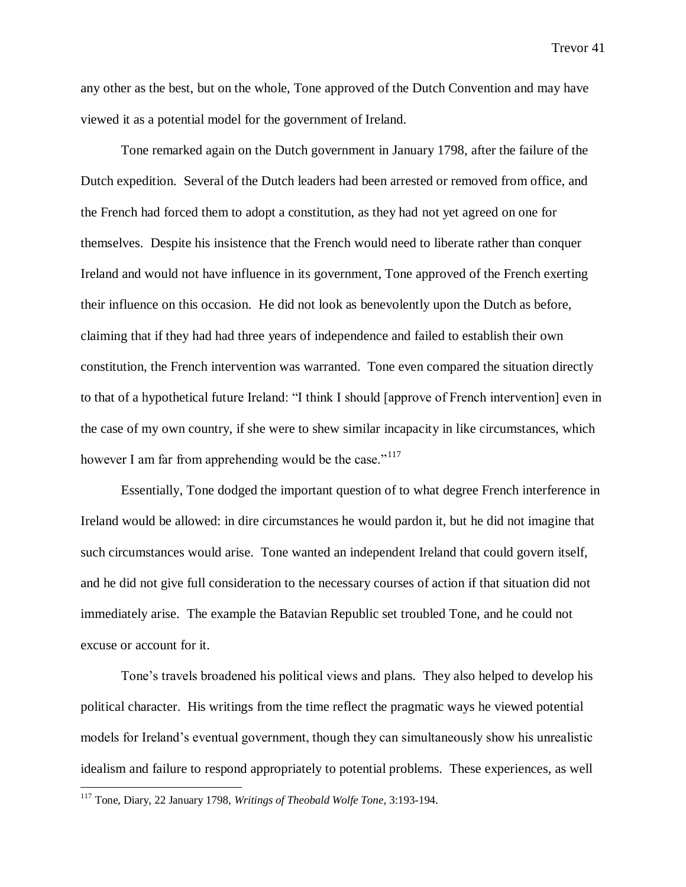any other as the best, but on the whole, Tone approved of the Dutch Convention and may have viewed it as a potential model for the government of Ireland.

Tone remarked again on the Dutch government in January 1798, after the failure of the Dutch expedition. Several of the Dutch leaders had been arrested or removed from office, and the French had forced them to adopt a constitution, as they had not yet agreed on one for themselves. Despite his insistence that the French would need to liberate rather than conquer Ireland and would not have influence in its government, Tone approved of the French exerting their influence on this occasion. He did not look as benevolently upon the Dutch as before, claiming that if they had had three years of independence and failed to establish their own constitution, the French intervention was warranted. Tone even compared the situation directly to that of a hypothetical future Ireland: "I think I should [approve of French intervention] even in the case of my own country, if she were to shew similar incapacity in like circumstances, which however I am far from apprehending would be the case."[117]

Essentially, Tone dodged the important question of to what degree French interference in Ireland would be allowed: in dire circumstances he would pardon it, but he did not imagine that such circumstances would arise. Tone wanted an independent Ireland that could govern itself, and he did not give full consideration to the necessary courses of action if that situation did not immediately arise. The example the Batavian Republic set troubled Tone, and he could not excuse or account for it.

Tone's travels broadened his political views and plans. They also helped to develop his political character. His writings from the time reflect the pragmatic ways he viewed potential models for Ireland's eventual government, though they can simultaneously show his unrealistic idealism and failure to respond appropriately to potential problems. These experiences, as well

---

[117] Tone, Diary, 22 January 1798, *Writings of Theobald Wolfe Tone,* 3:193-194.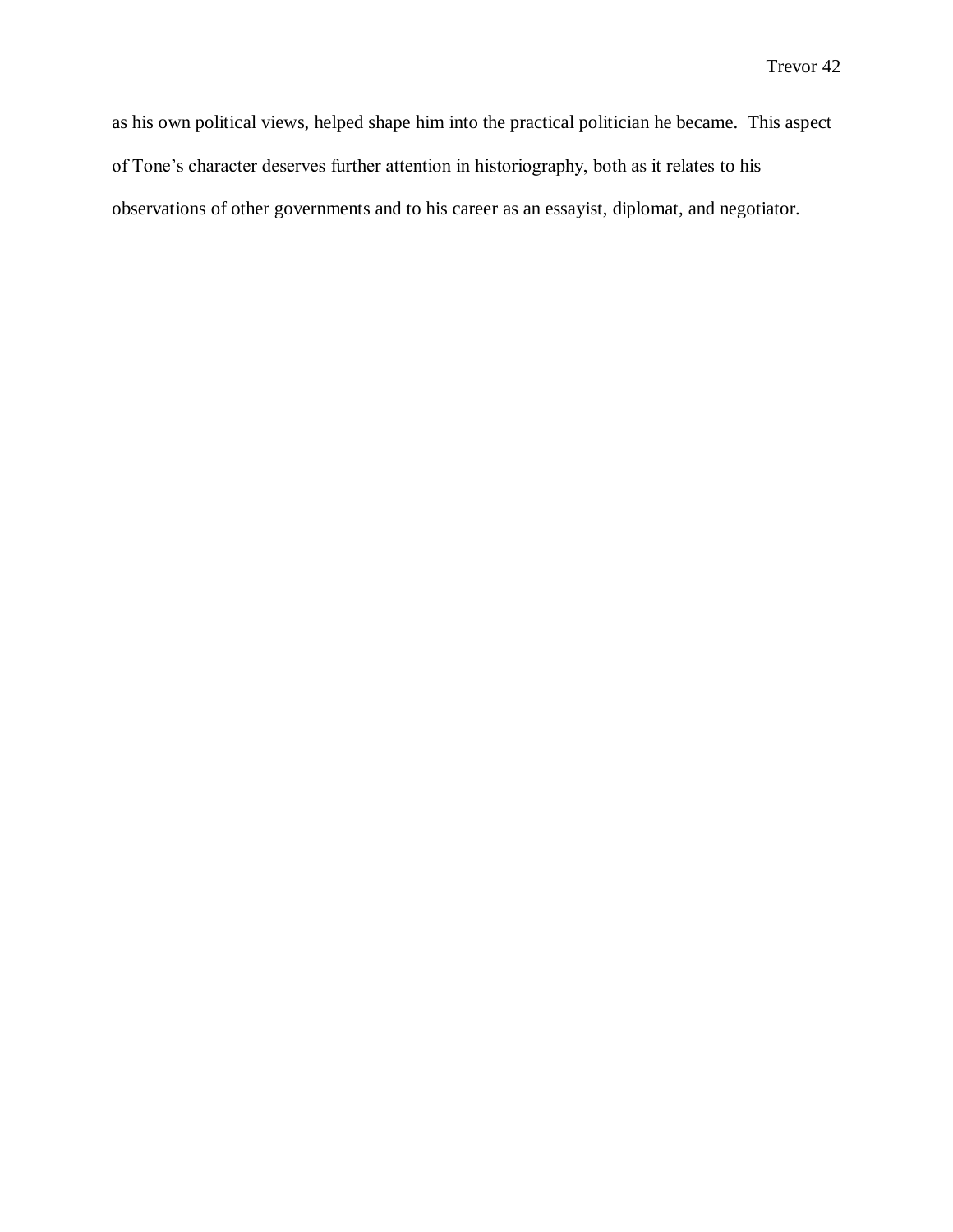as his own political views, helped shape him into the practical politician he became. This aspect of Tone's character deserves further attention in historiography, both as it relates to his observations of other governments and to his career as an essayist, diplomat, and negotiator.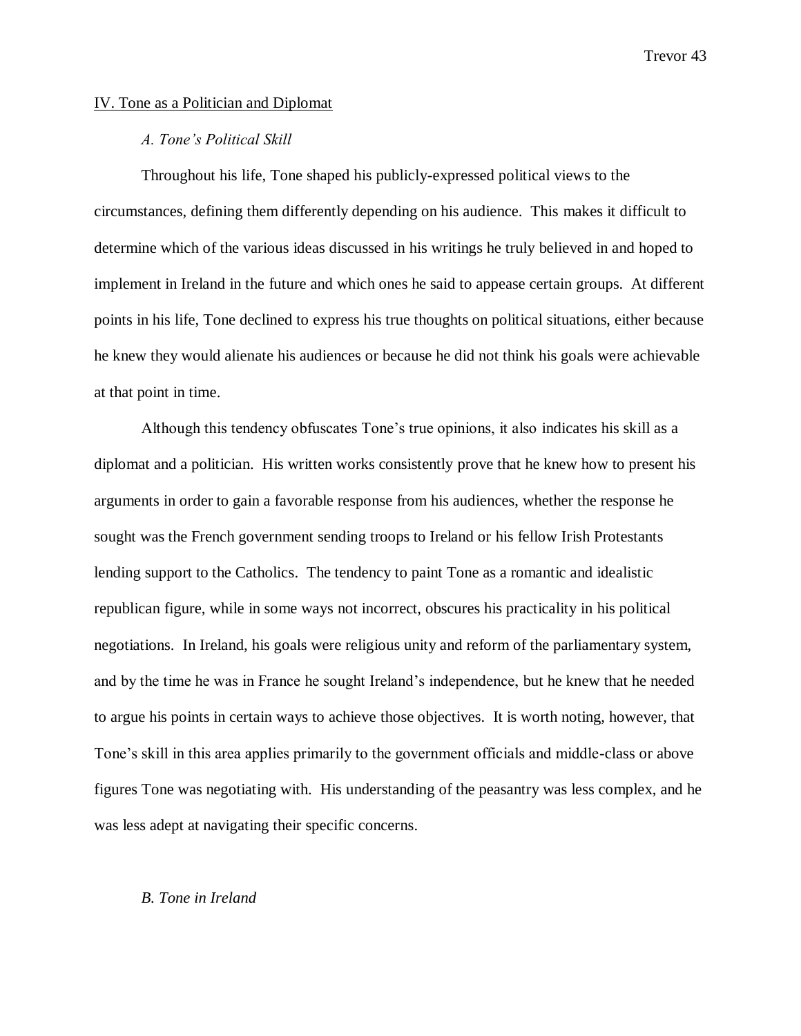## IV. Tone as a Politician and Diplomat

### *A. Tone's Political Skill*

Throughout his life, Tone shaped his publicly-expressed political views to the circumstances, defining them differently depending on his audience. This makes it difficult to determine which of the various ideas discussed in his writings he truly believed in and hoped to implement in Ireland in the future and which ones he said to appease certain groups. At different points in his life, Tone declined to express his true thoughts on political situations, either because he knew they would alienate his audiences or because he did not think his goals were achievable at that point in time.

Although this tendency obfuscates Tone's true opinions, it also indicates his skill as a diplomat and a politician. His written works consistently prove that he knew how to present his arguments in order to gain a favorable response from his audiences, whether the response he sought was the French government sending troops to Ireland or his fellow Irish Protestants lending support to the Catholics. The tendency to paint Tone as a romantic and idealistic republican figure, while in some ways not incorrect, obscures his practicality in his political negotiations. In Ireland, his goals were religious unity and reform of the parliamentary system, and by the time he was in France he sought Ireland's independence, but he knew that he needed to argue his points in certain ways to achieve those objectives. It is worth noting, however, that Tone's skill in this area applies primarily to the government officials and middle-class or above figures Tone was negotiating with. His understanding of the peasantry was less complex, and he was less adept at navigating their specific concerns.

### *B. Tone in Ireland*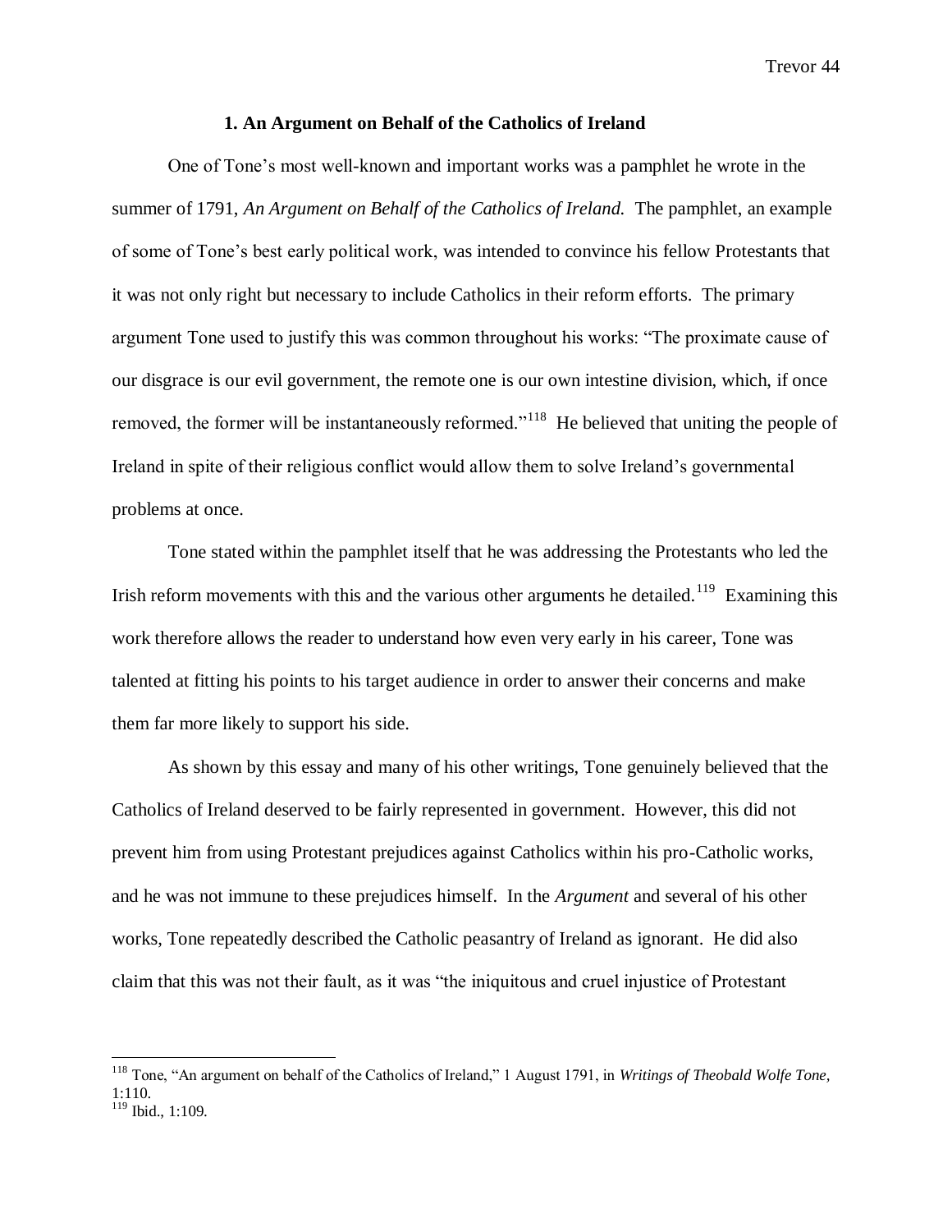### 1. An Argument on Behalf of the Catholics of Ireland

One of Tone's most well-known and important works was a pamphlet he wrote in the summer of 1791, *An Argument on Behalf of the Catholics of Ireland.* The pamphlet, an example of some of Tone's best early political work, was intended to convince his fellow Protestants that it was not only right but necessary to include Catholics in their reform efforts. The primary argument Tone used to justify this was common throughout his works: "The proximate cause of our disgrace is our evil government, the remote one is our own intestine division, which, if once removed, the former will be instantaneously reformed."[118] He believed that uniting the people of Ireland in spite of their religious conflict would allow them to solve Ireland's governmental problems at once.

Tone stated within the pamphlet itself that he was addressing the Protestants who led the Irish reform movements with this and the various other arguments he detailed.[119] Examining this work therefore allows the reader to understand how even very early in his career, Tone was talented at fitting his points to his target audience in order to answer their concerns and make them far more likely to support his side.

As shown by this essay and many of his other writings, Tone genuinely believed that the Catholics of Ireland deserved to be fairly represented in government. However, this did not prevent him from using Protestant prejudices against Catholics within his pro-Catholic works, and he was not immune to these prejudices himself. In the *Argument* and several of his other works, Tone repeatedly described the Catholic peasantry of Ireland as ignorant. He did also claim that this was not their fault, as it was "the iniquitous and cruel injustice of Protestant

---

[118] Tone, "An argument on behalf of the Catholics of Ireland," 1 August 1791, in *Writings of Theobald Wolfe Tone*, 1:110.

[119] Ibid., 1:109.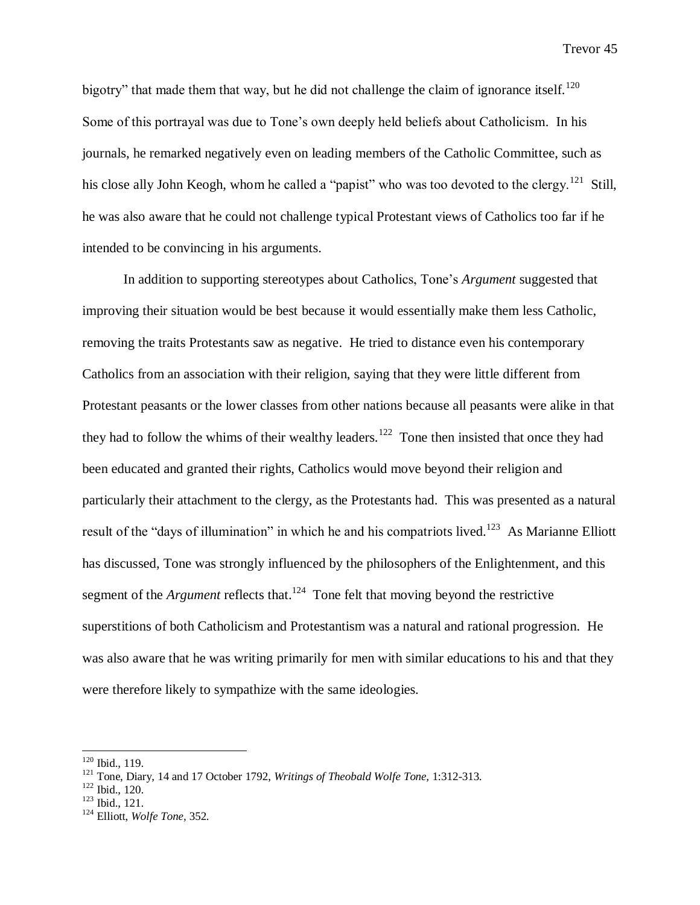bigotry" that made them that way, but he did not challenge the claim of ignorance itself.[120] Some of this portrayal was due to Tone's own deeply held beliefs about Catholicism. In his journals, he remarked negatively even on leading members of the Catholic Committee, such as his close ally John Keogh, whom he called a "papist" who was too devoted to the clergy.[121] Still, he was also aware that he could not challenge typical Protestant views of Catholics too far if he intended to be convincing in his arguments.

In addition to supporting stereotypes about Catholics, Tone's *Argument* suggested that improving their situation would be best because it would essentially make them less Catholic, removing the traits Protestants saw as negative. He tried to distance even his contemporary Catholics from an association with their religion, saying that they were little different from Protestant peasants or the lower classes from other nations because all peasants were alike in that they had to follow the whims of their wealthy leaders.[122] Tone then insisted that once they had been educated and granted their rights, Catholics would move beyond their religion and particularly their attachment to the clergy, as the Protestants had. This was presented as a natural result of the "days of illumination" in which he and his compatriots lived.[123] As Marianne Elliott has discussed, Tone was strongly influenced by the philosophers of the Enlightenment, and this segment of the *Argument* reflects that.[124] Tone felt that moving beyond the restrictive superstitions of both Catholicism and Protestantism was a natural and rational progression. He was also aware that he was writing primarily for men with similar educations to his and that they were therefore likely to sympathize with the same ideologies.

---

[120] Ibid., 119.

[121] Tone, Diary, 14 and 17 October 1792, *Writings of Theobald Wolfe Tone,* 1:312-313.

[122] Ibid., 120.

[123] Ibid., 121.

[124] Elliott, *Wolfe Tone,* 352.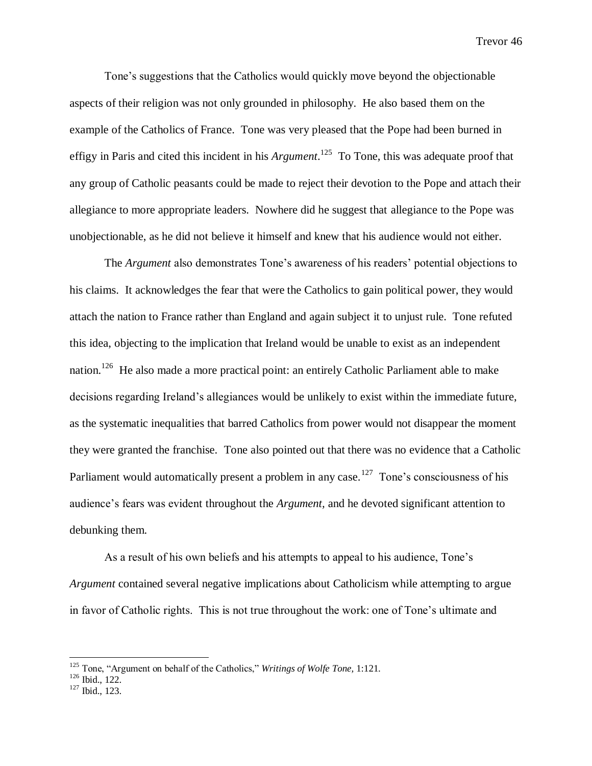Tone's suggestions that the Catholics would quickly move beyond the objectionable aspects of their religion was not only grounded in philosophy. He also based them on the example of the Catholics of France. Tone was very pleased that the Pope had been burned in effigy in Paris and cited this incident in his *Argument*.[125] To Tone, this was adequate proof that any group of Catholic peasants could be made to reject their devotion to the Pope and attach their allegiance to more appropriate leaders. Nowhere did he suggest that allegiance to the Pope was unobjectionable, as he did not believe it himself and knew that his audience would not either.

The *Argument* also demonstrates Tone's awareness of his readers' potential objections to his claims. It acknowledges the fear that were the Catholics to gain political power, they would attach the nation to France rather than England and again subject it to unjust rule. Tone refuted this idea, objecting to the implication that Ireland would be unable to exist as an independent nation.[126] He also made a more practical point: an entirely Catholic Parliament able to make decisions regarding Ireland's allegiances would be unlikely to exist within the immediate future, as the systematic inequalities that barred Catholics from power would not disappear the moment they were granted the franchise. Tone also pointed out that there was no evidence that a Catholic Parliament would automatically present a problem in any case.[127] Tone's consciousness of his audience's fears was evident throughout the *Argument*, and he devoted significant attention to debunking them.

As a result of his own beliefs and his attempts to appeal to his audience, Tone's *Argument* contained several negative implications about Catholicism while attempting to argue in favor of Catholic rights. This is not true throughout the work: one of Tone's ultimate and

---

[125] Tone, "Argument on behalf of the Catholics," *Writings of Wolfe Tone*, 1:121.
[126] Ibid., 122.
[127] Ibid., 123.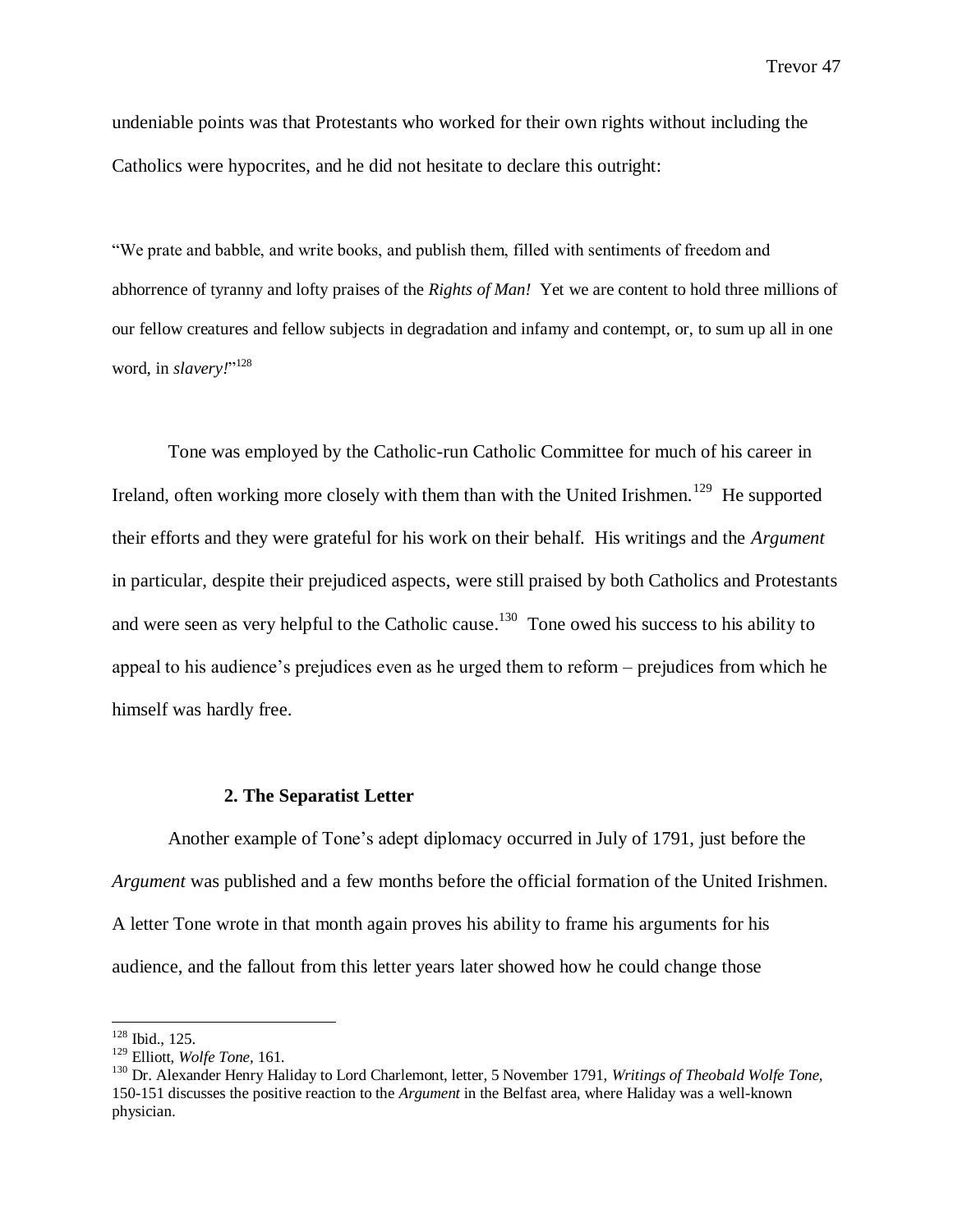undeniable points was that Protestants who worked for their own rights without including the Catholics were hypocrites, and he did not hesitate to declare this outright:

> "We prate and babble, and write books, and publish them, filled with sentiments of freedom and abhorrence of tyranny and lofty praises of the *Rights of Man!* Yet we are content to hold three millions of our fellow creatures and fellow subjects in degradation and infamy and contempt, or, to sum up all in one word, in *slavery!*"[128]

Tone was employed by the Catholic-run Catholic Committee for much of his career in Ireland, often working more closely with them than with the United Irishmen.[129] He supported their efforts and they were grateful for his work on their behalf. His writings and the *Argument* in particular, despite their prejudiced aspects, were still praised by both Catholics and Protestants and were seen as very helpful to the Catholic cause.[130] Tone owed his success to his ability to appeal to his audience's prejudices even as he urged them to reform – prejudices from which he himself was hardly free.

### 2. The Separatist Letter

Another example of Tone's adept diplomacy occurred in July of 1791, just before the *Argument* was published and a few months before the official formation of the United Irishmen. A letter Tone wrote in that month again proves his ability to frame his arguments for his audience, and the fallout from this letter years later showed how he could change those

---

[128] Ibid., 125.

[129] Elliott, *Wolfe Tone*, 161.

[130] Dr. Alexander Henry Haliday to Lord Charlemont, letter, 5 November 1791, *Writings of Theobald Wolfe Tone*, 150-151 discusses the positive reaction to the *Argument* in the Belfast area, where Haliday was a well-known physician.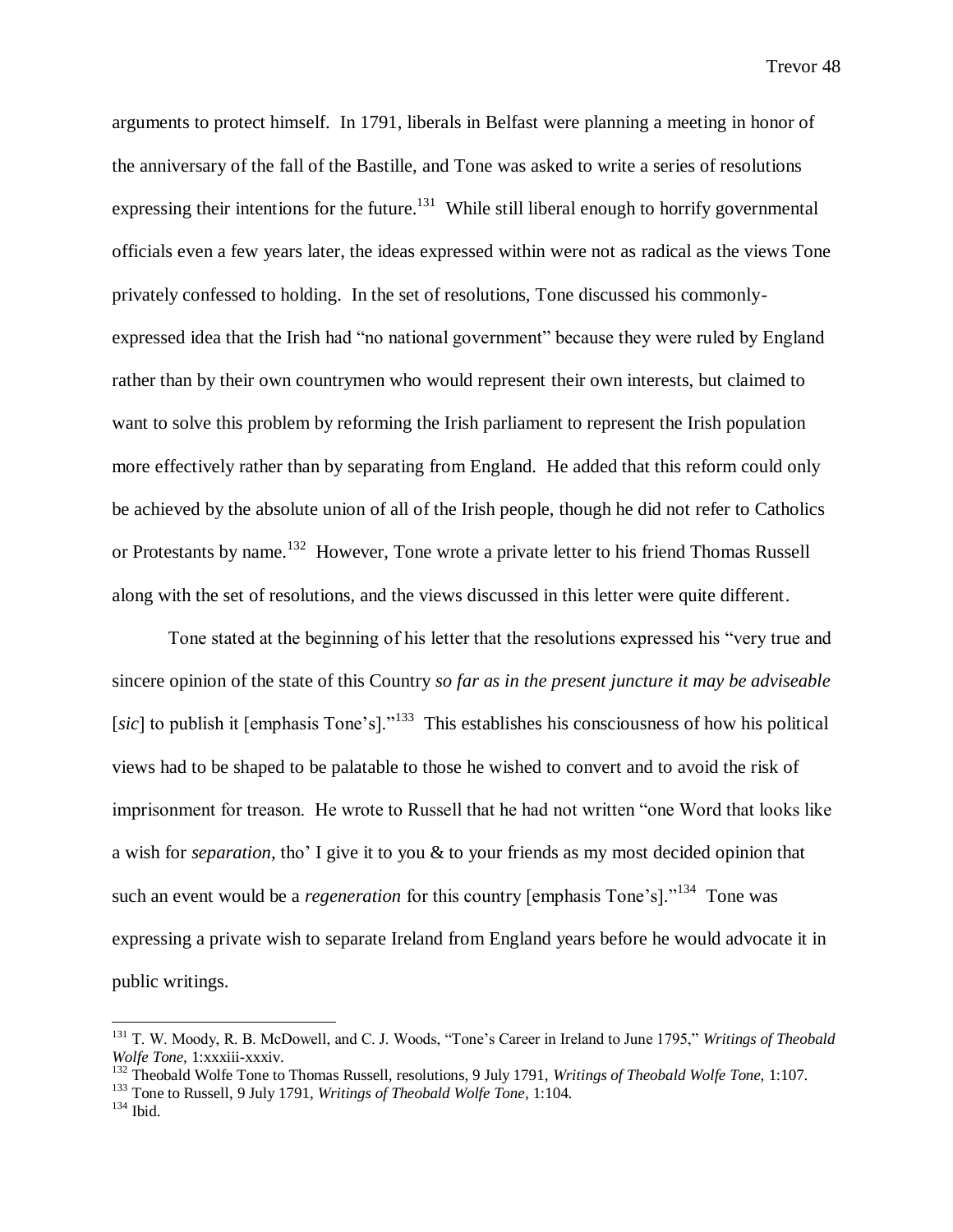arguments to protect himself. In 1791, liberals in Belfast were planning a meeting in honor of the anniversary of the fall of the Bastille, and Tone was asked to write a series of resolutions expressing their intentions for the future.[131] While still liberal enough to horrify governmental officials even a few years later, the ideas expressed within were not as radical as the views Tone privately confessed to holding. In the set of resolutions, Tone discussed his commonly-expressed idea that the Irish had "no national government" because they were ruled by England rather than by their own countrymen who would represent their own interests, but claimed to want to solve this problem by reforming the Irish parliament to represent the Irish population more effectively rather than by separating from England. He added that this reform could only be achieved by the absolute union of all of the Irish people, though he did not refer to Catholics or Protestants by name.[132] However, Tone wrote a private letter to his friend Thomas Russell along with the set of resolutions, and the views discussed in this letter were quite different.

Tone stated at the beginning of his letter that the resolutions expressed his "very true and sincere opinion of the state of this Country *so far as in the present juncture it may be adviseable* [*sic*] to publish it [emphasis Tone's]."[133] This establishes his consciousness of how his political views had to be shaped to be palatable to those he wished to convert and to avoid the risk of imprisonment for treason. He wrote to Russell that he had not written "one Word that looks like a wish for *separation*, tho' I give it to you & to your friends as my most decided opinion that such an event would be a *regeneration* for this country [emphasis Tone's]."[134] Tone was expressing a private wish to separate Ireland from England years before he would advocate it in public writings.

---

[131] T. W. Moody, R. B. McDowell, and C. J. Woods, "Tone's Career in Ireland to June 1795," *Writings of Theobald Wolfe Tone,* 1:xxxiii-xxxiv.

[132] Theobald Wolfe Tone to Thomas Russell, resolutions, 9 July 1791, *Writings of Theobald Wolfe Tone,* 1:107.

[133] Tone to Russell, 9 July 1791, *Writings of Theobald Wolfe Tone,* 1:104.

[134] Ibid.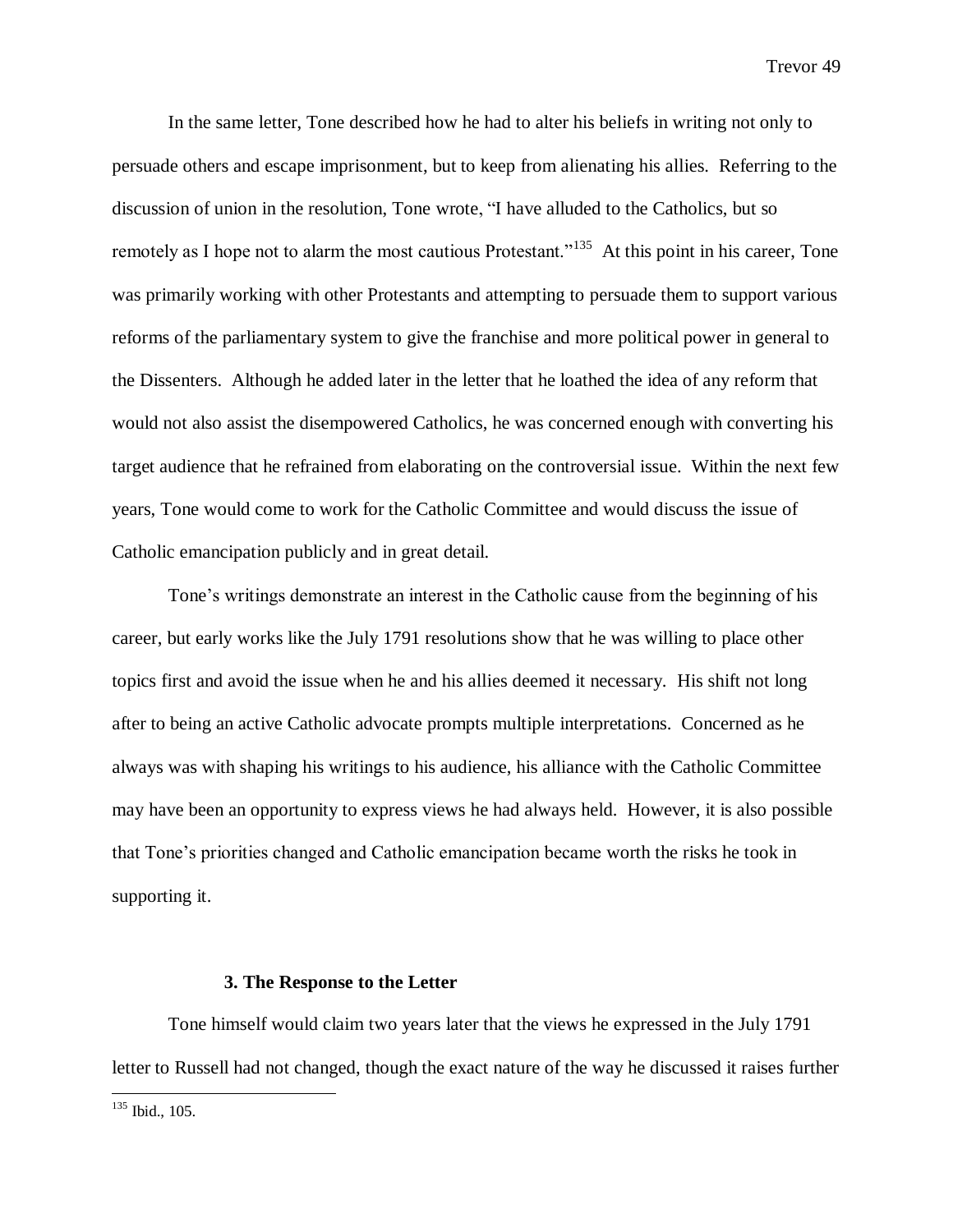In the same letter, Tone described how he had to alter his beliefs in writing not only to persuade others and escape imprisonment, but to keep from alienating his allies. Referring to the discussion of union in the resolution, Tone wrote, "I have alluded to the Catholics, but so remotely as I hope not to alarm the most cautious Protestant."[135] At this point in his career, Tone was primarily working with other Protestants and attempting to persuade them to support various reforms of the parliamentary system to give the franchise and more political power in general to the Dissenters. Although he added later in the letter that he loathed the idea of any reform that would not also assist the disempowered Catholics, he was concerned enough with converting his target audience that he refrained from elaborating on the controversial issue. Within the next few years, Tone would come to work for the Catholic Committee and would discuss the issue of Catholic emancipation publicly and in great detail.

Tone's writings demonstrate an interest in the Catholic cause from the beginning of his career, but early works like the July 1791 resolutions show that he was willing to place other topics first and avoid the issue when he and his allies deemed it necessary. His shift not long after to being an active Catholic advocate prompts multiple interpretations. Concerned as he always was with shaping his writings to his audience, his alliance with the Catholic Committee may have been an opportunity to express views he had always held. However, it is also possible that Tone's priorities changed and Catholic emancipation became worth the risks he took in supporting it.

### 3. The Response to the Letter

Tone himself would claim two years later that the views he expressed in the July 1791 letter to Russell had not changed, though the exact nature of the way he discussed it raises further

---

[135] Ibid., 105.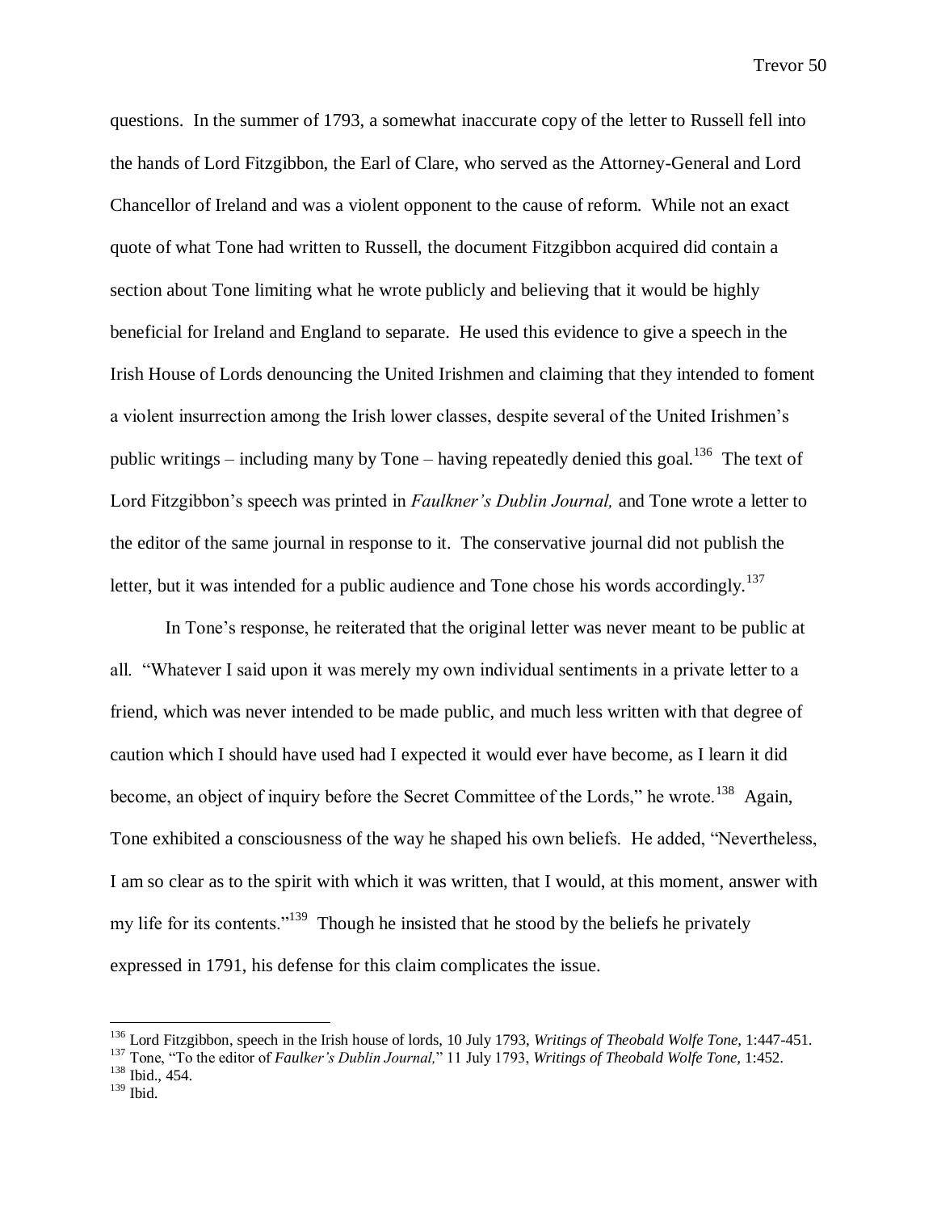questions. In the summer of 1793, a somewhat inaccurate copy of the letter to Russell fell into the hands of Lord Fitzgibbon, the Earl of Clare, who served as the Attorney-General and Lord Chancellor of Ireland and was a violent opponent to the cause of reform. While not an exact quote of what Tone had written to Russell, the document Fitzgibbon acquired did contain a section about Tone limiting what he wrote publicly and believing that it would be highly beneficial for Ireland and England to separate. He used this evidence to give a speech in the Irish House of Lords denouncing the United Irishmen and claiming that they intended to foment a violent insurrection among the Irish lower classes, despite several of the United Irishmen's public writings – including many by Tone – having repeatedly denied this goal.[136] The text of Lord Fitzgibbon's speech was printed in *Faulkner's Dublin Journal,* and Tone wrote a letter to the editor of the same journal in response to it. The conservative journal did not publish the letter, but it was intended for a public audience and Tone chose his words accordingly.[137]

In Tone's response, he reiterated that the original letter was never meant to be public at all. "Whatever I said upon it was merely my own individual sentiments in a private letter to a friend, which was never intended to be made public, and much less written with that degree of caution which I should have used had I expected it would ever have become, as I learn it did become, an object of inquiry before the Secret Committee of the Lords," he wrote.[138] Again, Tone exhibited a consciousness of the way he shaped his own beliefs. He added, "Nevertheless, I am so clear as to the spirit with which it was written, that I would, at this moment, answer with my life for its contents."[139] Though he insisted that he stood by the beliefs he privately expressed in 1791, his defense for this claim complicates the issue.

---

[136] Lord Fitzgibbon, speech in the Irish house of lords, 10 July 1793, *Writings of Theobald Wolfe Tone,* 1:447-451.

[137] Tone, "To the editor of *Faulker's Dublin Journal,*" 11 July 1793, *Writings of Theobald Wolfe Tone,* 1:452.

[138] Ibid., 454.

[139] Ibid.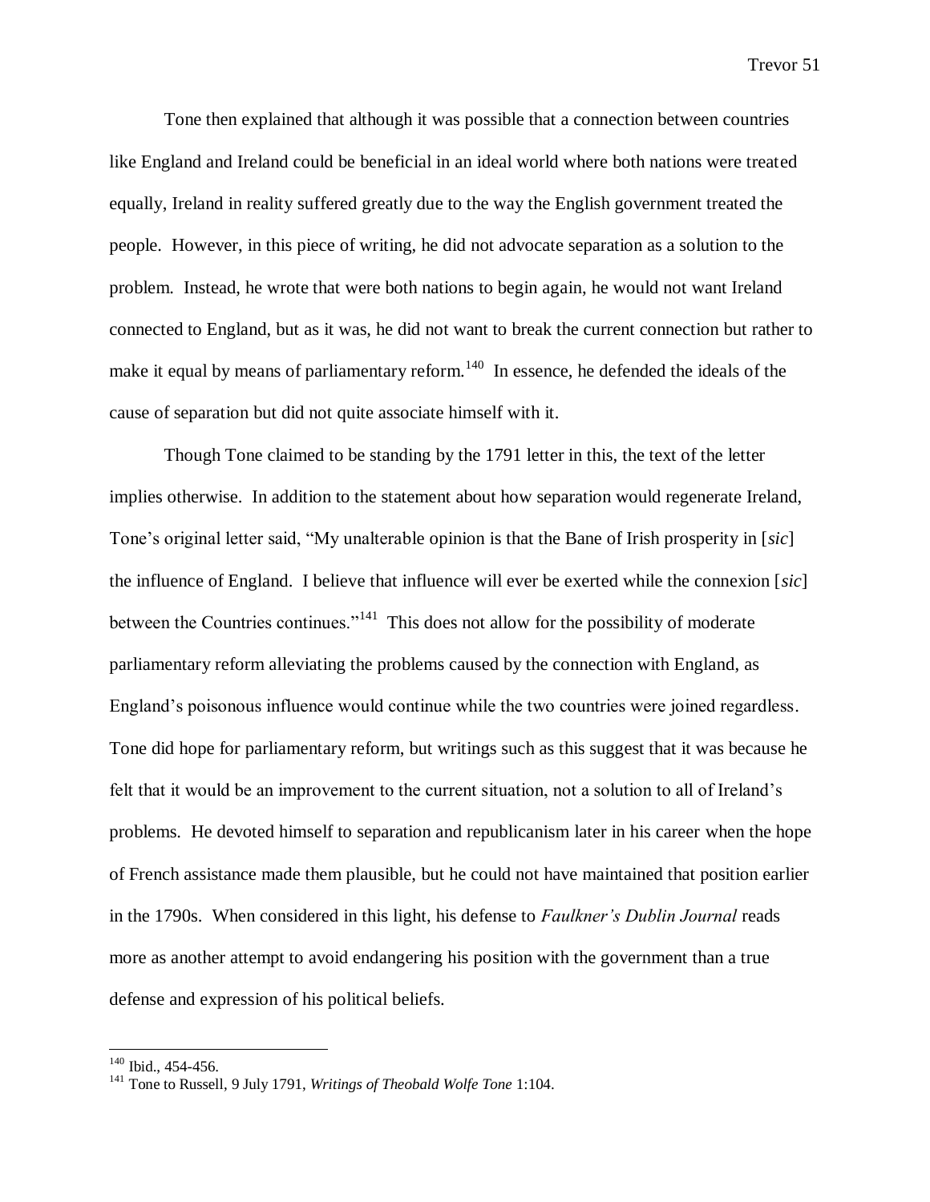Tone then explained that although it was possible that a connection between countries like England and Ireland could be beneficial in an ideal world where both nations were treated equally, Ireland in reality suffered greatly due to the way the English government treated the people. However, in this piece of writing, he did not advocate separation as a solution to the problem. Instead, he wrote that were both nations to begin again, he would not want Ireland connected to England, but as it was, he did not want to break the current connection but rather to make it equal by means of parliamentary reform.[140] In essence, he defended the ideals of the cause of separation but did not quite associate himself with it.

Though Tone claimed to be standing by the 1791 letter in this, the text of the letter implies otherwise. In addition to the statement about how separation would regenerate Ireland, Tone's original letter said, "My unalterable opinion is that the Bane of Irish prosperity in [*sic*] the influence of England. I believe that influence will ever be exerted while the connexion [*sic*] between the Countries continues."[141] This does not allow for the possibility of moderate parliamentary reform alleviating the problems caused by the connection with England, as England's poisonous influence would continue while the two countries were joined regardless. Tone did hope for parliamentary reform, but writings such as this suggest that it was because he felt that it would be an improvement to the current situation, not a solution to all of Ireland's problems. He devoted himself to separation and republicanism later in his career when the hope of French assistance made them plausible, but he could not have maintained that position earlier in the 1790s. When considered in this light, his defense to *Faulkner's Dublin Journal* reads more as another attempt to avoid endangering his position with the government than a true defense and expression of his political beliefs.

---

[140] Ibid., 454-456.

[141] Tone to Russell, 9 July 1791, *Writings of Theobald Wolfe Tone* 1:104.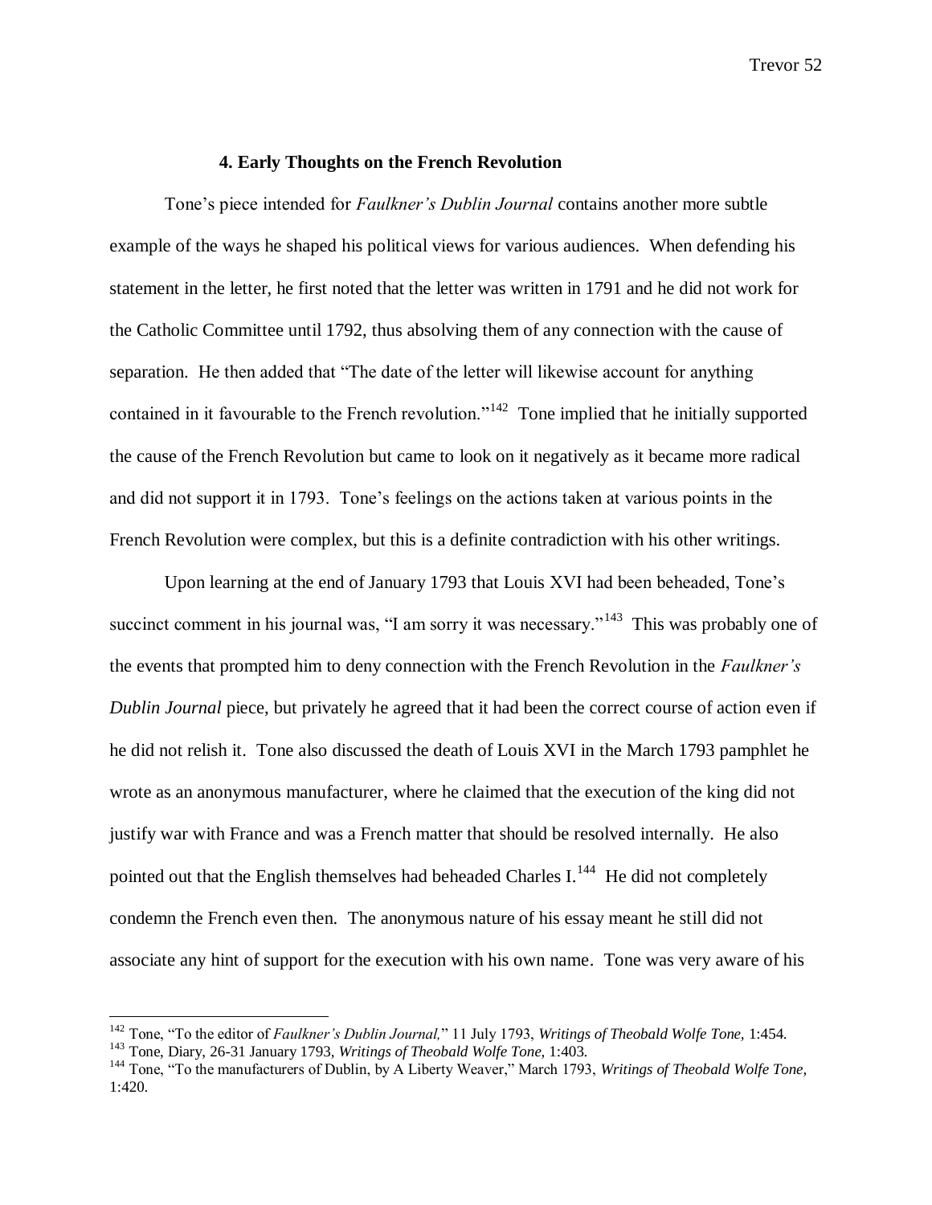### 4. Early Thoughts on the French Revolution

Tone's piece intended for *Faulkner's Dublin Journal* contains another more subtle example of the ways he shaped his political views for various audiences. When defending his statement in the letter, he first noted that the letter was written in 1791 and he did not work for the Catholic Committee until 1792, thus absolving them of any connection with the cause of separation. He then added that "The date of the letter will likewise account for anything contained in it favourable to the French revolution."[142] Tone implied that he initially supported the cause of the French Revolution but came to look on it negatively as it became more radical and did not support it in 1793. Tone's feelings on the actions taken at various points in the French Revolution were complex, but this is a definite contradiction with his other writings.

Upon learning at the end of January 1793 that Louis XVI had been beheaded, Tone's succinct comment in his journal was, "I am sorry it was necessary."[143] This was probably one of the events that prompted him to deny connection with the French Revolution in the *Faulkner's Dublin Journal* piece, but privately he agreed that it had been the correct course of action even if he did not relish it. Tone also discussed the death of Louis XVI in the March 1793 pamphlet he wrote as an anonymous manufacturer, where he claimed that the execution of the king did not justify war with France and was a French matter that should be resolved internally. He also pointed out that the English themselves had beheaded Charles I.[144] He did not completely condemn the French even then. The anonymous nature of his essay meant he still did not associate any hint of support for the execution with his own name. Tone was very aware of his

---

[142] Tone, "To the editor of *Faulkner's Dublin Journal,*" 11 July 1793, *Writings of Theobald Wolfe Tone,* 1:454.

[143] Tone, Diary, 26-31 January 1793, *Writings of Theobald Wolfe Tone,* 1:403.

[144] Tone, "To the manufacturers of Dublin, by A Liberty Weaver," March 1793, *Writings of Theobald Wolfe Tone,* 1:420.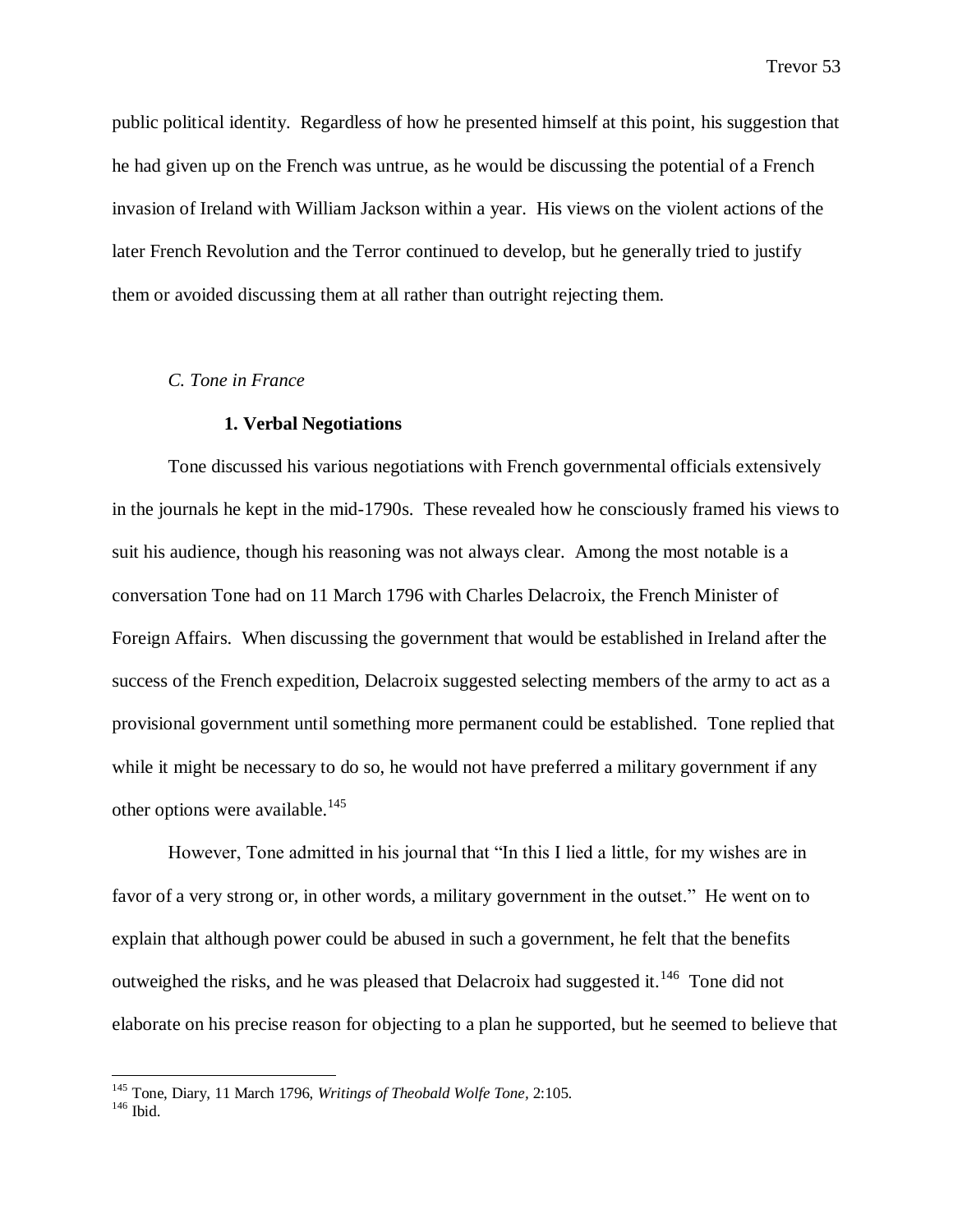public political identity. Regardless of how he presented himself at this point, his suggestion that he had given up on the French was untrue, as he would be discussing the potential of a French invasion of Ireland with William Jackson within a year. His views on the violent actions of the later French Revolution and the Terror continued to develop, but he generally tried to justify them or avoided discussing them at all rather than outright rejecting them.

### *C. Tone in France*

#### **1. Verbal Negotiations**

Tone discussed his various negotiations with French governmental officials extensively in the journals he kept in the mid-1790s. These revealed how he consciously framed his views to suit his audience, though his reasoning was not always clear. Among the most notable is a conversation Tone had on 11 March 1796 with Charles Delacroix, the French Minister of Foreign Affairs. When discussing the government that would be established in Ireland after the success of the French expedition, Delacroix suggested selecting members of the army to act as a provisional government until something more permanent could be established. Tone replied that while it might be necessary to do so, he would not have preferred a military government if any other options were available.[145]

However, Tone admitted in his journal that "In this I lied a little, for my wishes are in favor of a very strong or, in other words, a military government in the outset." He went on to explain that although power could be abused in such a government, he felt that the benefits outweighed the risks, and he was pleased that Delacroix had suggested it.[146] Tone did not elaborate on his precise reason for objecting to a plan he supported, but he seemed to believe that

---

[145] Tone, Diary, 11 March 1796, *Writings of Theobald Wolfe Tone*, 2:105.

[146] Ibid.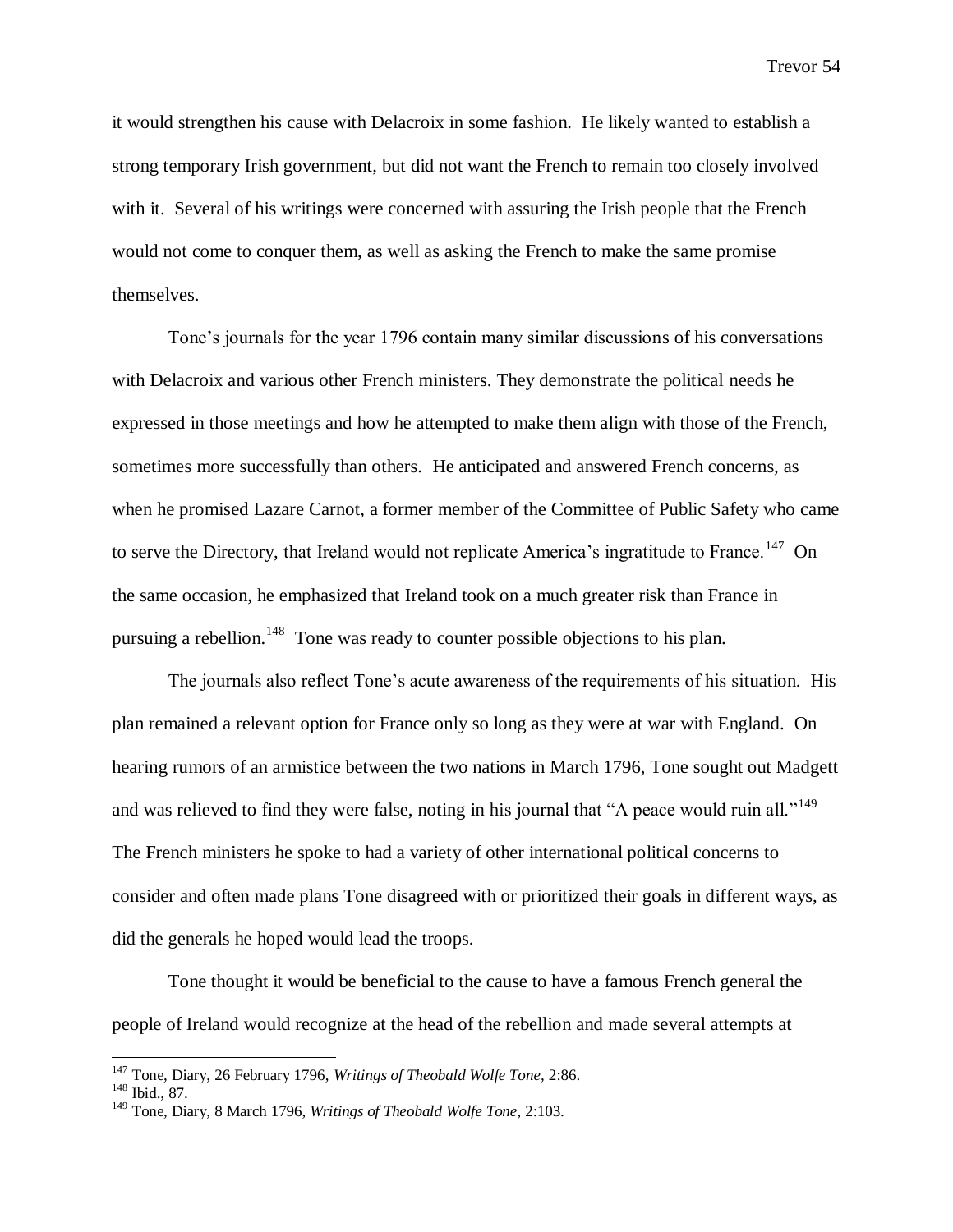it would strengthen his cause with Delacroix in some fashion. He likely wanted to establish a strong temporary Irish government, but did not want the French to remain too closely involved with it. Several of his writings were concerned with assuring the Irish people that the French would not come to conquer them, as well as asking the French to make the same promise themselves.

Tone's journals for the year 1796 contain many similar discussions of his conversations with Delacroix and various other French ministers. They demonstrate the political needs he expressed in those meetings and how he attempted to make them align with those of the French, sometimes more successfully than others. He anticipated and answered French concerns, as when he promised Lazare Carnot, a former member of the Committee of Public Safety who came to serve the Directory, that Ireland would not replicate America's ingratitude to France.[147] On the same occasion, he emphasized that Ireland took on a much greater risk than France in pursuing a rebellion.[148] Tone was ready to counter possible objections to his plan.

The journals also reflect Tone's acute awareness of the requirements of his situation. His plan remained a relevant option for France only so long as they were at war with England. On hearing rumors of an armistice between the two nations in March 1796, Tone sought out Madgett and was relieved to find they were false, noting in his journal that "A peace would ruin all."[149] The French ministers he spoke to had a variety of other international political concerns to consider and often made plans Tone disagreed with or prioritized their goals in different ways, as did the generals he hoped would lead the troops.

Tone thought it would be beneficial to the cause to have a famous French general the people of Ireland would recognize at the head of the rebellion and made several attempts at

---

[147] Tone, Diary, 26 February 1796, *Writings of Theobald Wolfe Tone*, 2:86.

[148] Ibid., 87.

[149] Tone, Diary, 8 March 1796, *Writings of Theobald Wolfe Tone*, 2:103.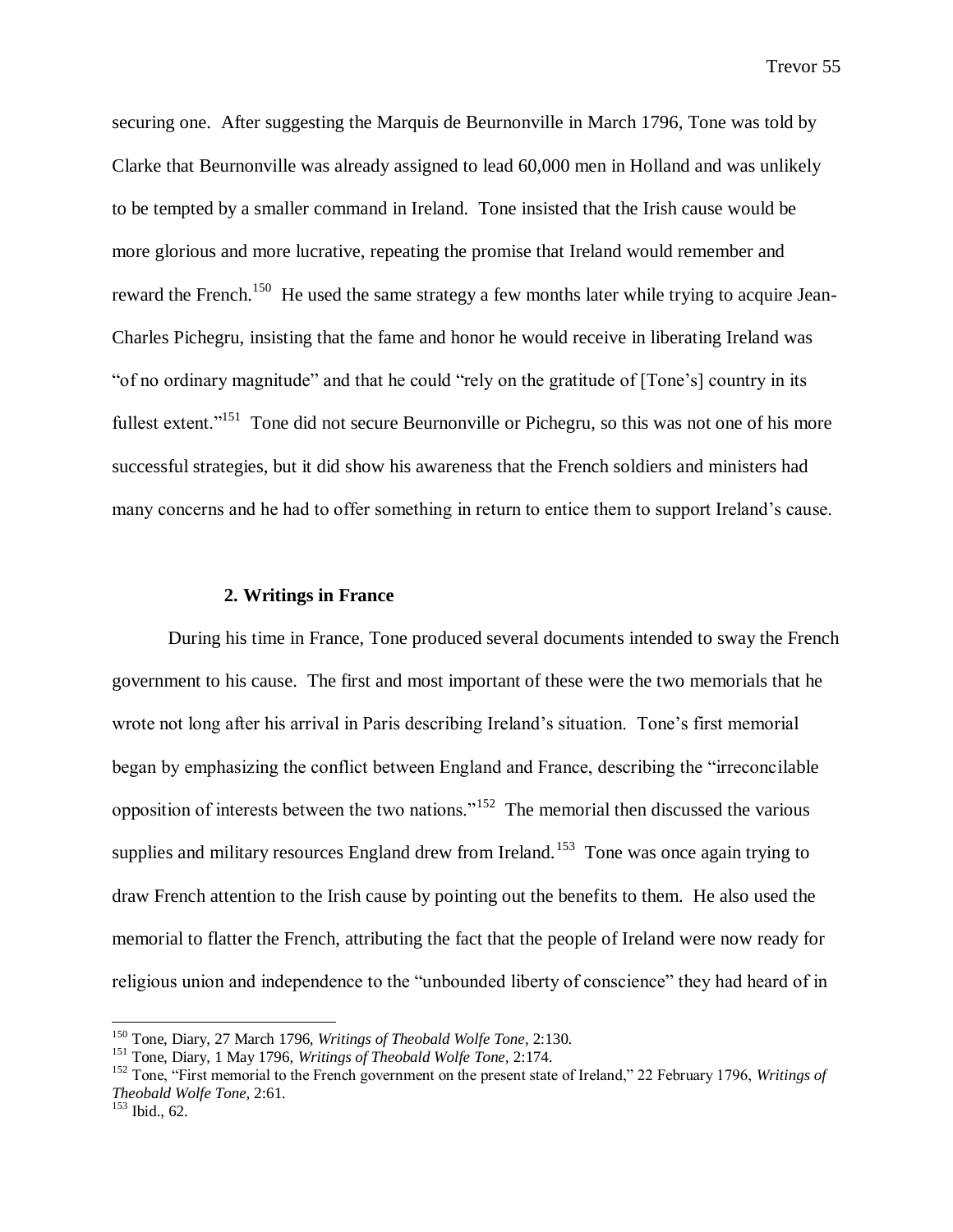securing one. After suggesting the Marquis de Beurnonville in March 1796, Tone was told by Clarke that Beurnonville was already assigned to lead 60,000 men in Holland and was unlikely to be tempted by a smaller command in Ireland. Tone insisted that the Irish cause would be more glorious and more lucrative, repeating the promise that Ireland would remember and reward the French.[150] He used the same strategy a few months later while trying to acquire Jean-Charles Pichegru, insisting that the fame and honor he would receive in liberating Ireland was "of no ordinary magnitude" and that he could "rely on the gratitude of [Tone's] country in its fullest extent."[151] Tone did not secure Beurnonville or Pichegru, so this was not one of his more successful strategies, but it did show his awareness that the French soldiers and ministers had many concerns and he had to offer something in return to entice them to support Ireland's cause.

### 2. Writings in France

During his time in France, Tone produced several documents intended to sway the French government to his cause. The first and most important of these were the two memorials that he wrote not long after his arrival in Paris describing Ireland's situation. Tone's first memorial began by emphasizing the conflict between England and France, describing the "irreconcilable opposition of interests between the two nations."[152] The memorial then discussed the various supplies and military resources England drew from Ireland.[153] Tone was once again trying to draw French attention to the Irish cause by pointing out the benefits to them. He also used the memorial to flatter the French, attributing the fact that the people of Ireland were now ready for religious union and independence to the "unbounded liberty of conscience" they had heard of in

---

[150] Tone, Diary, 27 March 1796, *Writings of Theobald Wolfe Tone,* 2:130.

[151] Tone, Diary, 1 May 1796, *Writings of Theobald Wolfe Tone,* 2:174.

[152] Tone, "First memorial to the French government on the present state of Ireland," 22 February 1796, *Writings of Theobald Wolfe Tone,* 2:61.

[153] Ibid., 62.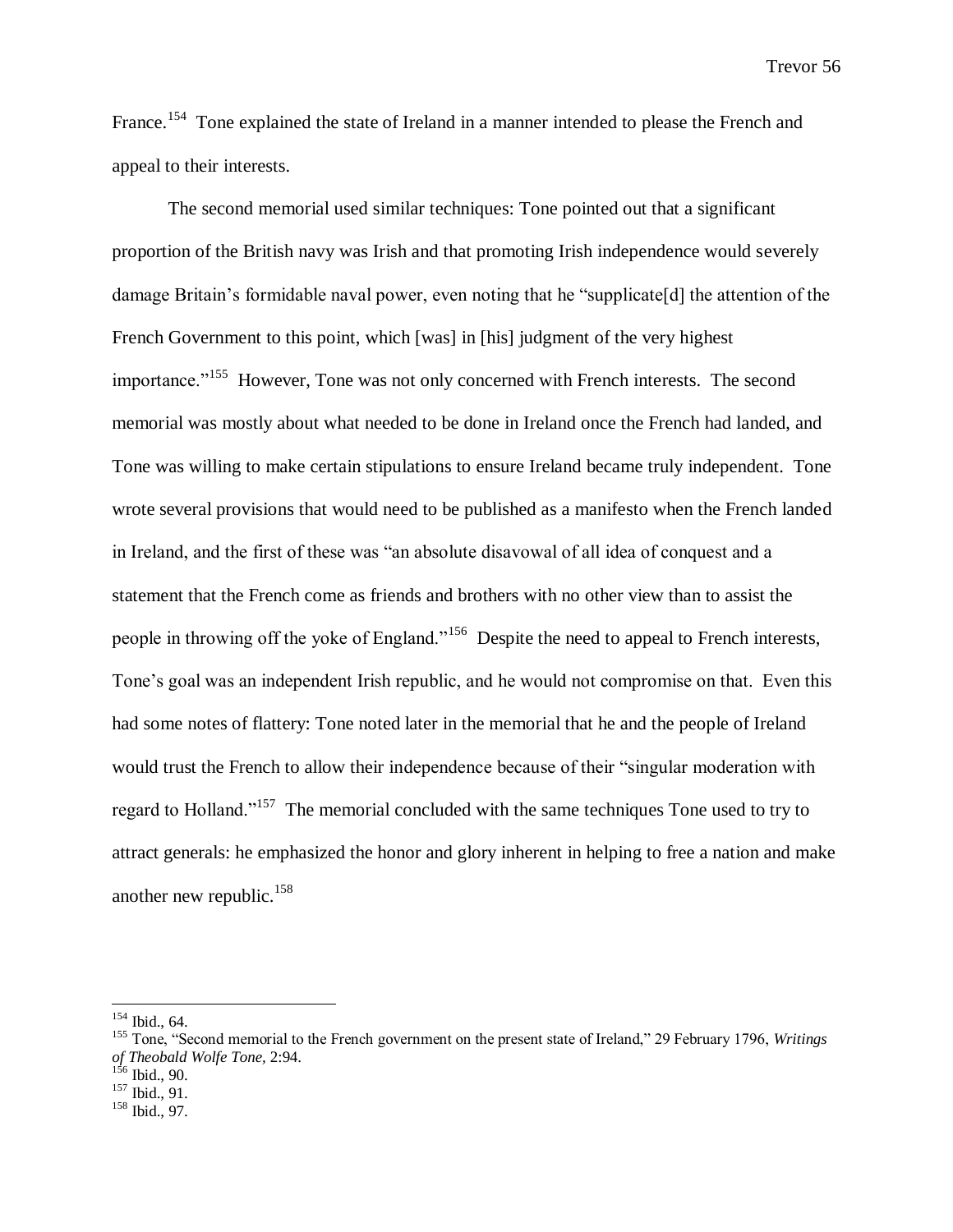France.[154] Tone explained the state of Ireland in a manner intended to please the French and appeal to their interests.

The second memorial used similar techniques: Tone pointed out that a significant proportion of the British navy was Irish and that promoting Irish independence would severely damage Britain's formidable naval power, even noting that he "supplicate[d] the attention of the French Government to this point, which [was] in [his] judgment of the very highest importance."[155] However, Tone was not only concerned with French interests. The second memorial was mostly about what needed to be done in Ireland once the French had landed, and Tone was willing to make certain stipulations to ensure Ireland became truly independent. Tone wrote several provisions that would need to be published as a manifesto when the French landed in Ireland, and the first of these was "an absolute disavowal of all idea of conquest and a statement that the French come as friends and brothers with no other view than to assist the people in throwing off the yoke of England."[156] Despite the need to appeal to French interests, Tone's goal was an independent Irish republic, and he would not compromise on that. Even this had some notes of flattery: Tone noted later in the memorial that he and the people of Ireland would trust the French to allow their independence because of their "singular moderation with regard to Holland."[157] The memorial concluded with the same techniques Tone used to try to attract generals: he emphasized the honor and glory inherent in helping to free a nation and make another new republic.[158]

---

[154] Ibid., 64.

[155] Tone, "Second memorial to the French government on the present state of Ireland," 29 February 1796, *Writings of Theobald Wolfe Tone,* 2:94.

[156] Ibid., 90.

[157] Ibid., 91.

[158] Ibid., 97.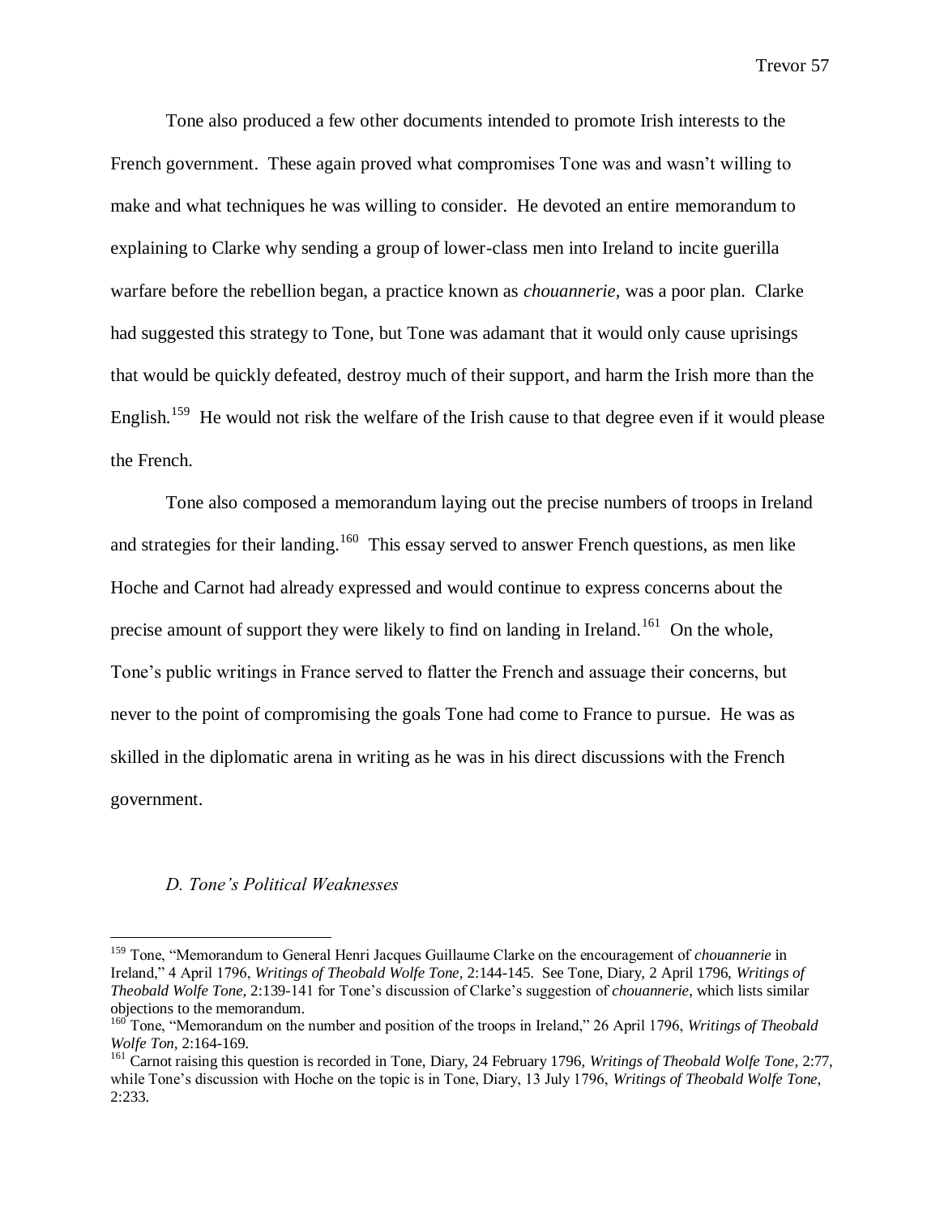Tone also produced a few other documents intended to promote Irish interests to the French government. These again proved what compromises Tone was and wasn't willing to make and what techniques he was willing to consider. He devoted an entire memorandum to explaining to Clarke why sending a group of lower-class men into Ireland to incite guerilla warfare before the rebellion began, a practice known as *chouannerie*, was a poor plan. Clarke had suggested this strategy to Tone, but Tone was adamant that it would only cause uprisings that would be quickly defeated, destroy much of their support, and harm the Irish more than the English.[159] He would not risk the welfare of the Irish cause to that degree even if it would please the French.

Tone also composed a memorandum laying out the precise numbers of troops in Ireland and strategies for their landing.[160] This essay served to answer French questions, as men like Hoche and Carnot had already expressed and would continue to express concerns about the precise amount of support they were likely to find on landing in Ireland.[161] On the whole, Tone's public writings in France served to flatter the French and assuage their concerns, but never to the point of compromising the goals Tone had come to France to pursue. He was as skilled in the diplomatic arena in writing as he was in his direct discussions with the French government.

### *D. Tone's Political Weaknesses*

---

[159] Tone, "Memorandum to General Henri Jacques Guillaume Clarke on the encouragement of *chouannerie* in Ireland," 4 April 1796, *Writings of Theobald Wolfe Tone,* 2:144-145. See Tone, Diary, 2 April 1796, *Writings of Theobald Wolfe Tone,* 2:139-141 for Tone's discussion of Clarke's suggestion of *chouannerie*, which lists similar objections to the memorandum.

[160] Tone, "Memorandum on the number and position of the troops in Ireland," 26 April 1796, *Writings of Theobald Wolfe Ton,* 2:164-169.

[161] Carnot raising this question is recorded in Tone, Diary, 24 February 1796, *Writings of Theobald Wolfe Tone,* 2:77, while Tone's discussion with Hoche on the topic is in Tone, Diary, 13 July 1796, *Writings of Theobald Wolfe Tone,* 2:233.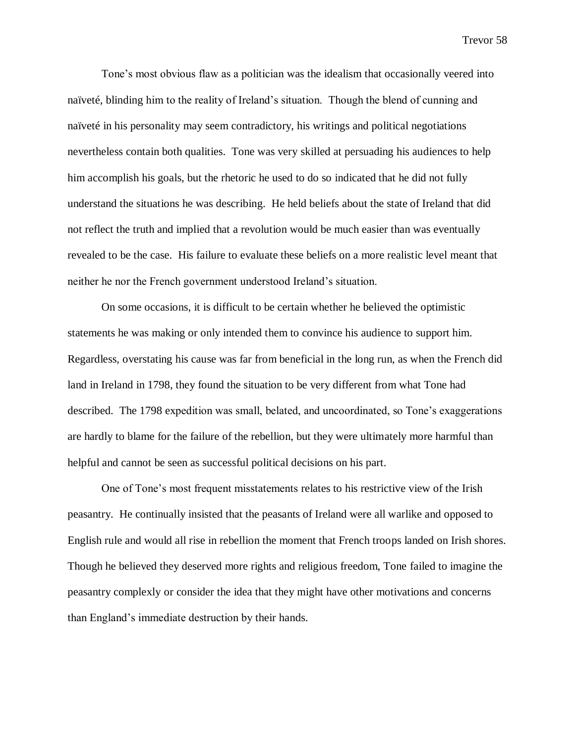Tone's most obvious flaw as a politician was the idealism that occasionally veered into naïveté, blinding him to the reality of Ireland's situation. Though the blend of cunning and naïveté in his personality may seem contradictory, his writings and political negotiations nevertheless contain both qualities. Tone was very skilled at persuading his audiences to help him accomplish his goals, but the rhetoric he used to do so indicated that he did not fully understand the situations he was describing. He held beliefs about the state of Ireland that did not reflect the truth and implied that a revolution would be much easier than was eventually revealed to be the case. His failure to evaluate these beliefs on a more realistic level meant that neither he nor the French government understood Ireland's situation.

On some occasions, it is difficult to be certain whether he believed the optimistic statements he was making or only intended them to convince his audience to support him. Regardless, overstating his cause was far from beneficial in the long run, as when the French did land in Ireland in 1798, they found the situation to be very different from what Tone had described. The 1798 expedition was small, belated, and uncoordinated, so Tone's exaggerations are hardly to blame for the failure of the rebellion, but they were ultimately more harmful than helpful and cannot be seen as successful political decisions on his part.

One of Tone's most frequent misstatements relates to his restrictive view of the Irish peasantry. He continually insisted that the peasants of Ireland were all warlike and opposed to English rule and would all rise in rebellion the moment that French troops landed on Irish shores. Though he believed they deserved more rights and religious freedom, Tone failed to imagine the peasantry complexly or consider the idea that they might have other motivations and concerns than England's immediate destruction by their hands.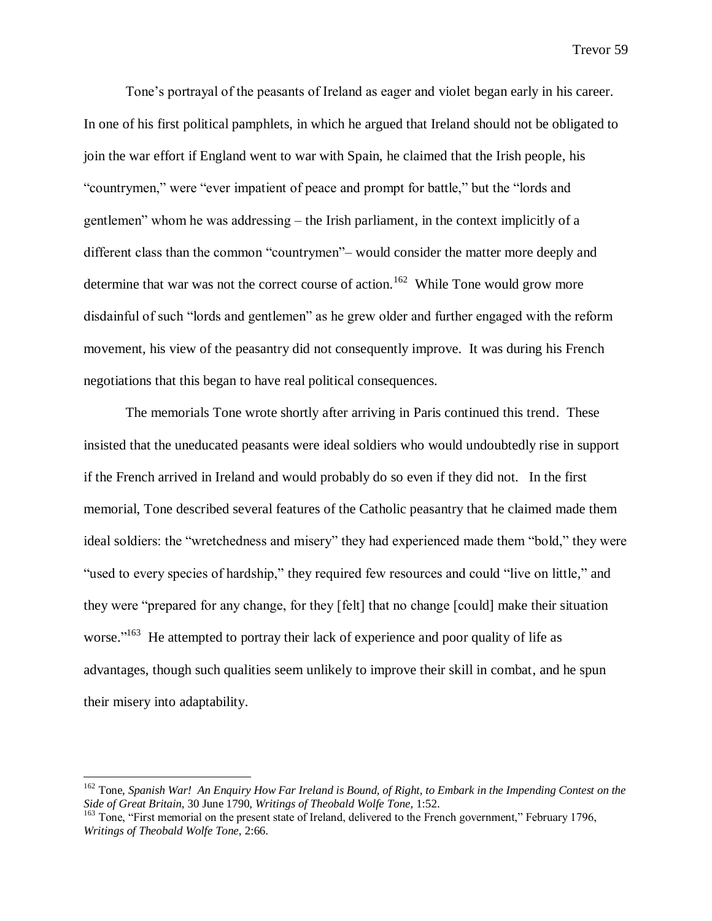Tone's portrayal of the peasants of Ireland as eager and violet began early in his career. In one of his first political pamphlets, in which he argued that Ireland should not be obligated to join the war effort if England went to war with Spain, he claimed that the Irish people, his "countrymen," were "ever impatient of peace and prompt for battle," but the "lords and gentlemen" whom he was addressing – the Irish parliament, in the context implicitly of a different class than the common "countrymen"– would consider the matter more deeply and determine that war was not the correct course of action.[162] While Tone would grow more disdainful of such "lords and gentlemen" as he grew older and further engaged with the reform movement, his view of the peasantry did not consequently improve. It was during his French negotiations that this began to have real political consequences.

The memorials Tone wrote shortly after arriving in Paris continued this trend. These insisted that the uneducated peasants were ideal soldiers who would undoubtedly rise in support if the French arrived in Ireland and would probably do so even if they did not. In the first memorial, Tone described several features of the Catholic peasantry that he claimed made them ideal soldiers: the "wretchedness and misery" they had experienced made them "bold," they were "used to every species of hardship," they required few resources and could "live on little," and they were "prepared for any change, for they [felt] that no change [could] make their situation worse."[163] He attempted to portray their lack of experience and poor quality of life as advantages, though such qualities seem unlikely to improve their skill in combat, and he spun their misery into adaptability.

---

[162] Tone, *Spanish War! An Enquiry How Far Ireland is Bound, of Right, to Embark in the Impending Contest on the Side of Great Britain*, 30 June 1790, *Writings of Theobald Wolfe Tone*, 1:52.

[163] Tone, "First memorial on the present state of Ireland, delivered to the French government," February 1796, *Writings of Theobald Wolfe Tone*, 2:66.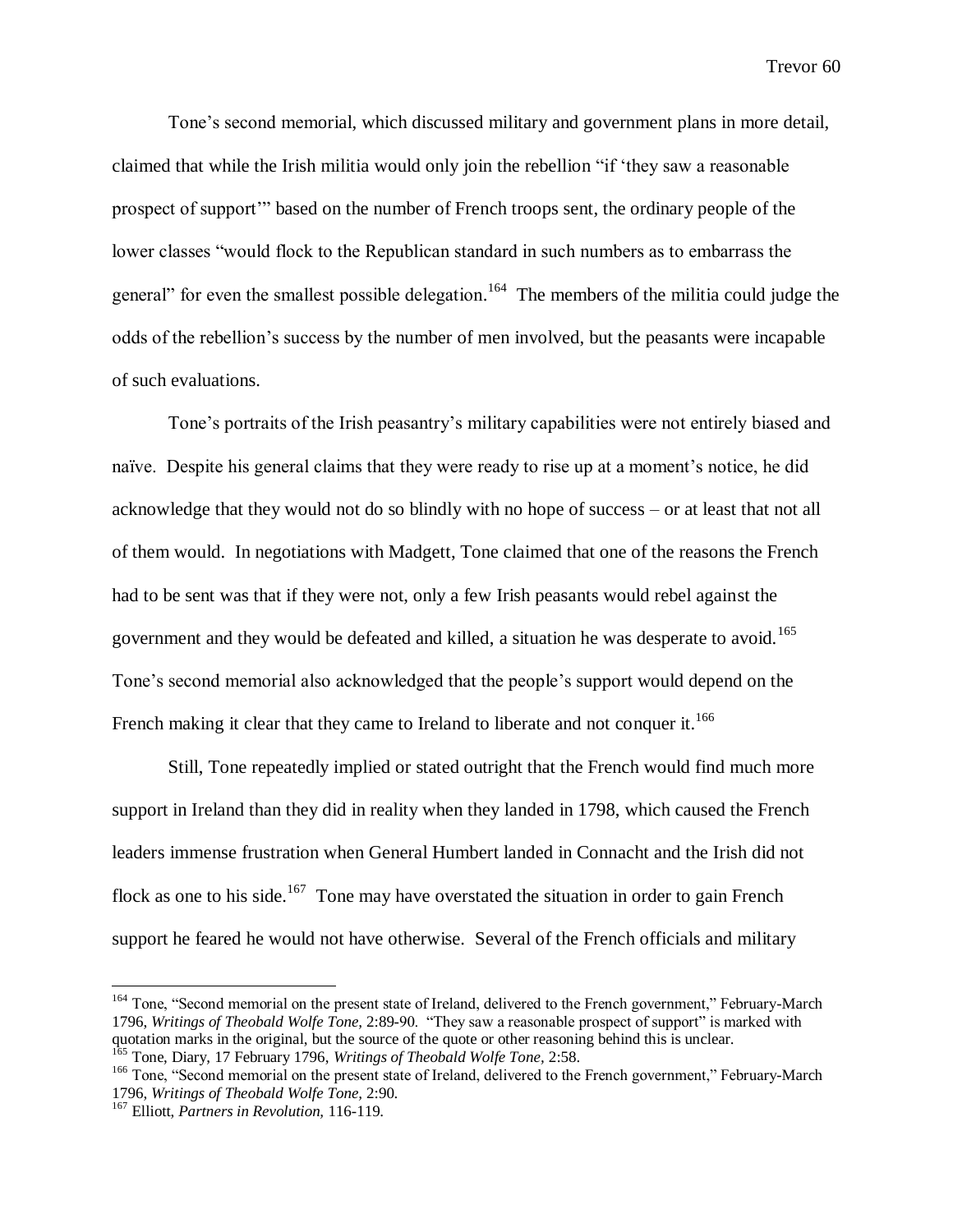Tone's second memorial, which discussed military and government plans in more detail, claimed that while the Irish militia would only join the rebellion "if 'they saw a reasonable prospect of support'" based on the number of French troops sent, the ordinary people of the lower classes "would flock to the Republican standard in such numbers as to embarrass the general" for even the smallest possible delegation.[164] The members of the militia could judge the odds of the rebellion's success by the number of men involved, but the peasants were incapable of such evaluations.

Tone's portraits of the Irish peasantry's military capabilities were not entirely biased and naïve. Despite his general claims that they were ready to rise up at a moment's notice, he did acknowledge that they would not do so blindly with no hope of success – or at least that not all of them would. In negotiations with Madgett, Tone claimed that one of the reasons the French had to be sent was that if they were not, only a few Irish peasants would rebel against the government and they would be defeated and killed, a situation he was desperate to avoid.[165] Tone's second memorial also acknowledged that the people's support would depend on the French making it clear that they came to Ireland to liberate and not conquer it.[166]

Still, Tone repeatedly implied or stated outright that the French would find much more support in Ireland than they did in reality when they landed in 1798, which caused the French leaders immense frustration when General Humbert landed in Connacht and the Irish did not flock as one to his side.[167] Tone may have overstated the situation in order to gain French support he feared he would not have otherwise. Several of the French officials and military

---

[164] Tone, "Second memorial on the present state of Ireland, delivered to the French government," February-March 1796, *Writings of Theobald Wolfe Tone,* 2:89-90. "They saw a reasonable prospect of support" is marked with quotation marks in the original, but the source of the quote or other reasoning behind this is unclear.

[165] Tone, Diary, 17 February 1796, *Writings of Theobald Wolfe Tone,* 2:58.

[166] Tone, "Second memorial on the present state of Ireland, delivered to the French government," February-March 1796, *Writings of Theobald Wolfe Tone,* 2:90.

[167] Elliott, *Partners in Revolution,* 116-119.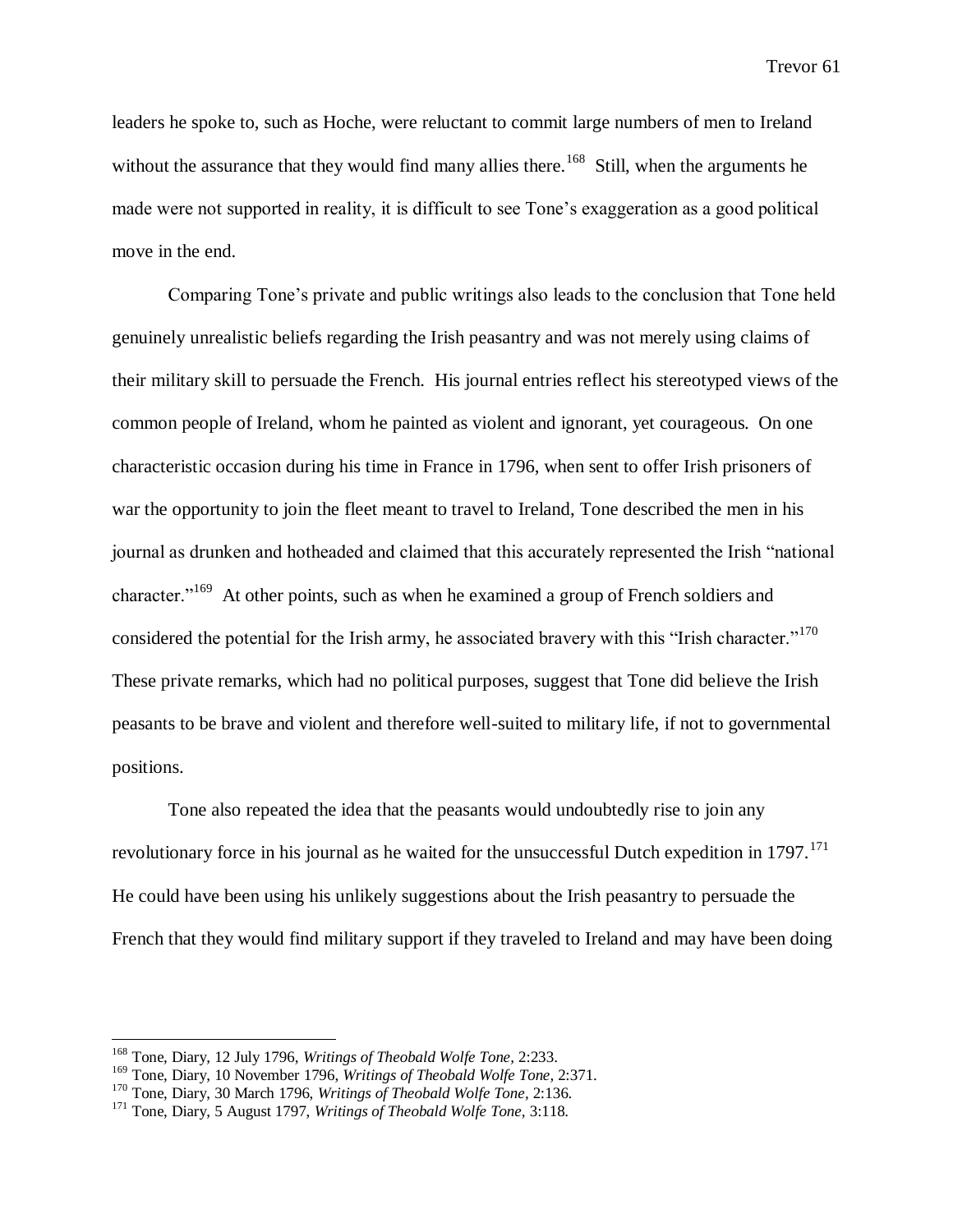leaders he spoke to, such as Hoche, were reluctant to commit large numbers of men to Ireland without the assurance that they would find many allies there.[168] Still, when the arguments he made were not supported in reality, it is difficult to see Tone's exaggeration as a good political move in the end.

Comparing Tone's private and public writings also leads to the conclusion that Tone held genuinely unrealistic beliefs regarding the Irish peasantry and was not merely using claims of their military skill to persuade the French. His journal entries reflect his stereotyped views of the common people of Ireland, whom he painted as violent and ignorant, yet courageous. On one characteristic occasion during his time in France in 1796, when sent to offer Irish prisoners of war the opportunity to join the fleet meant to travel to Ireland, Tone described the men in his journal as drunken and hotheaded and claimed that this accurately represented the Irish "national character."[169] At other points, such as when he examined a group of French soldiers and considered the potential for the Irish army, he associated bravery with this "Irish character."[170] These private remarks, which had no political purposes, suggest that Tone did believe the Irish peasants to be brave and violent and therefore well-suited to military life, if not to governmental positions.

Tone also repeated the idea that the peasants would undoubtedly rise to join any revolutionary force in his journal as he waited for the unsuccessful Dutch expedition in 1797.[171] He could have been using his unlikely suggestions about the Irish peasantry to persuade the French that they would find military support if they traveled to Ireland and may have been doing

---

[168] Tone, Diary, 12 July 1796, *Writings of Theobald Wolfe Tone,* 2:233.

[169] Tone, Diary, 10 November 1796, *Writings of Theobald Wolfe Tone,* 2:371.

[170] Tone, Diary, 30 March 1796, *Writings of Theobald Wolfe Tone,* 2:136.

[171] Tone, Diary, 5 August 1797, *Writings of Theobald Wolfe Tone,* 3:118.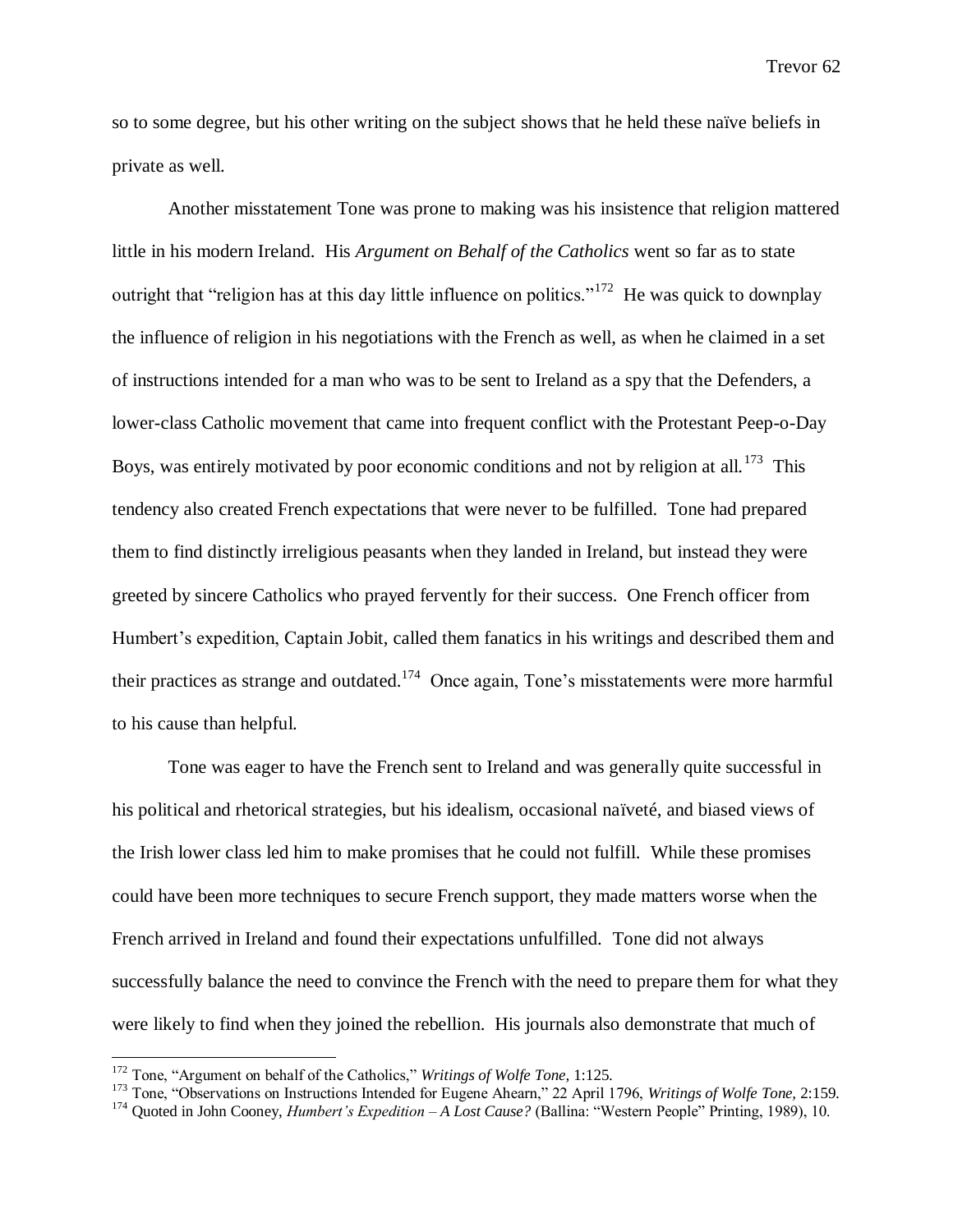so to some degree, but his other writing on the subject shows that he held these naïve beliefs in private as well.

Another misstatement Tone was prone to making was his insistence that religion mattered little in his modern Ireland. His *Argument on Behalf of the Catholics* went so far as to state outright that "religion has at this day little influence on politics."[172] He was quick to downplay the influence of religion in his negotiations with the French as well, as when he claimed in a set of instructions intended for a man who was to be sent to Ireland as a spy that the Defenders, a lower-class Catholic movement that came into frequent conflict with the Protestant Peep-o-Day Boys, was entirely motivated by poor economic conditions and not by religion at all.[173] This tendency also created French expectations that were never to be fulfilled. Tone had prepared them to find distinctly irreligious peasants when they landed in Ireland, but instead they were greeted by sincere Catholics who prayed fervently for their success. One French officer from Humbert's expedition, Captain Jobit, called them fanatics in his writings and described them and their practices as strange and outdated.[174] Once again, Tone's misstatements were more harmful to his cause than helpful.

Tone was eager to have the French sent to Ireland and was generally quite successful in his political and rhetorical strategies, but his idealism, occasional naïveté, and biased views of the Irish lower class led him to make promises that he could not fulfill. While these promises could have been more techniques to secure French support, they made matters worse when the French arrived in Ireland and found their expectations unfulfilled. Tone did not always successfully balance the need to convince the French with the need to prepare them for what they were likely to find when they joined the rebellion. His journals also demonstrate that much of

---

[172] Tone, "Argument on behalf of the Catholics," *Writings of Wolfe Tone,* 1:125.

[173] Tone, "Observations on Instructions Intended for Eugene Ahearn," 22 April 1796, *Writings of Wolfe Tone,* 2:159.

[174] Quoted in John Cooney, *Humbert's Expedition – A Lost Cause?* (Ballina: "Western People" Printing, 1989), 10.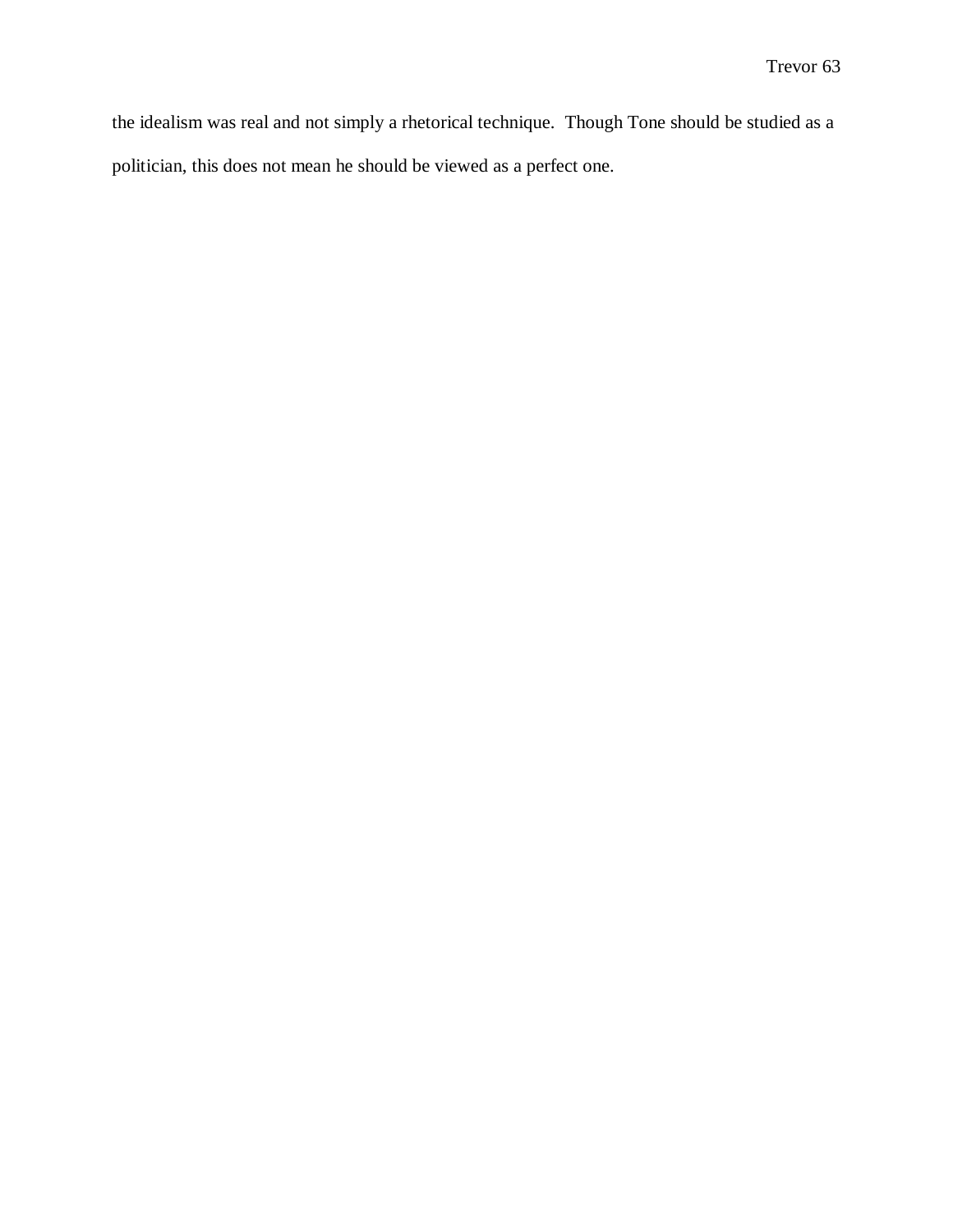the idealism was real and not simply a rhetorical technique. Though Tone should be studied as a politician, this does not mean he should be viewed as a perfect one.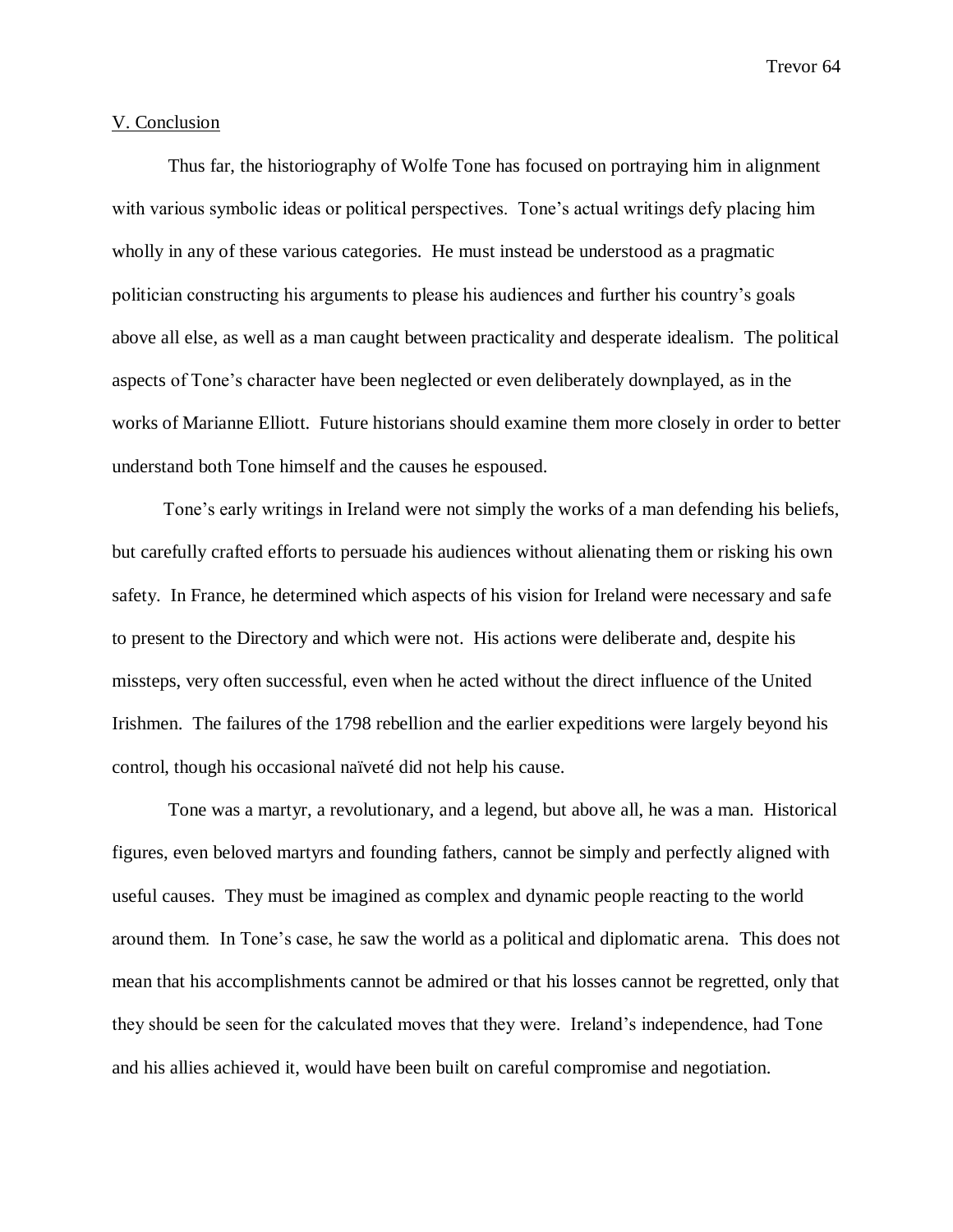## V. Conclusion

Thus far, the historiography of Wolfe Tone has focused on portraying him in alignment with various symbolic ideas or political perspectives. Tone's actual writings defy placing him wholly in any of these various categories. He must instead be understood as a pragmatic politician constructing his arguments to please his audiences and further his country's goals above all else, as well as a man caught between practicality and desperate idealism. The political aspects of Tone's character have been neglected or even deliberately downplayed, as in the works of Marianne Elliott. Future historians should examine them more closely in order to better understand both Tone himself and the causes he espoused.

Tone's early writings in Ireland were not simply the works of a man defending his beliefs, but carefully crafted efforts to persuade his audiences without alienating them or risking his own safety. In France, he determined which aspects of his vision for Ireland were necessary and safe to present to the Directory and which were not. His actions were deliberate and, despite his missteps, very often successful, even when he acted without the direct influence of the United Irishmen. The failures of the 1798 rebellion and the earlier expeditions were largely beyond his control, though his occasional naïveté did not help his cause.

Tone was a martyr, a revolutionary, and a legend, but above all, he was a man. Historical figures, even beloved martyrs and founding fathers, cannot be simply and perfectly aligned with useful causes. They must be imagined as complex and dynamic people reacting to the world around them. In Tone's case, he saw the world as a political and diplomatic arena. This does not mean that his accomplishments cannot be admired or that his losses cannot be regretted, only that they should be seen for the calculated moves that they were. Ireland's independence, had Tone and his allies achieved it, would have been built on careful compromise and negotiation.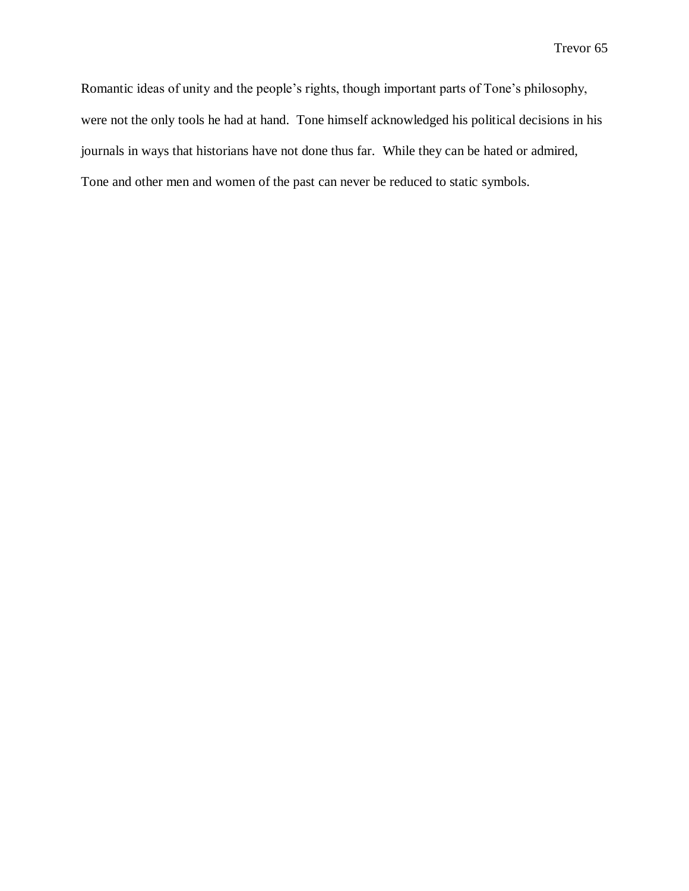Romantic ideas of unity and the people's rights, though important parts of Tone's philosophy, were not the only tools he had at hand. Tone himself acknowledged his political decisions in his journals in ways that historians have not done thus far. While they can be hated or admired, Tone and other men and women of the past can never be reduced to static symbols.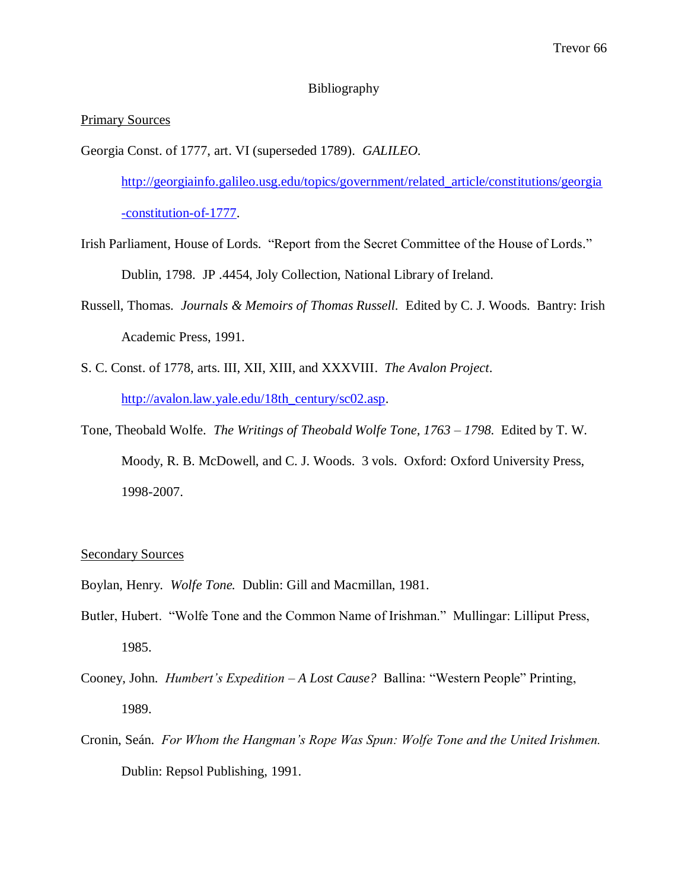# Bibliography

## Primary Sources

Georgia Const. of 1777, art. VI (superseded 1789). *GALILEO*. http://georgiainfo.galileo.usg.edu/topics/government/related_article/constitutions/georgia-constitution-of-1777.

Irish Parliament, House of Lords. "Report from the Secret Committee of the House of Lords." Dublin, 1798. JP .4454, Joly Collection, National Library of Ireland.

Russell, Thomas. *Journals & Memoirs of Thomas Russell.* Edited by C. J. Woods. Bantry: Irish Academic Press, 1991.

S. C. Const. of 1778, arts. III, XII, XIII, and XXXVIII. *The Avalon Project*. http://avalon.law.yale.edu/18th_century/sc02.asp.

Tone, Theobald Wolfe. *The Writings of Theobald Wolfe Tone, 1763 – 1798.* Edited by T. W. Moody, R. B. McDowell, and C. J. Woods. 3 vols. Oxford: Oxford University Press, 1998-2007.

## Secondary Sources

Boylan, Henry. *Wolfe Tone.* Dublin: Gill and Macmillan, 1981.

Butler, Hubert. "Wolfe Tone and the Common Name of Irishman." Mullingar: Lilliput Press, 1985.

Cooney, John. *Humbert's Expedition – A Lost Cause?* Ballina: "Western People" Printing, 1989.

Cronin, Seán. *For Whom the Hangman's Rope Was Spun: Wolfe Tone and the United Irishmen.* Dublin: Repsol Publishing, 1991.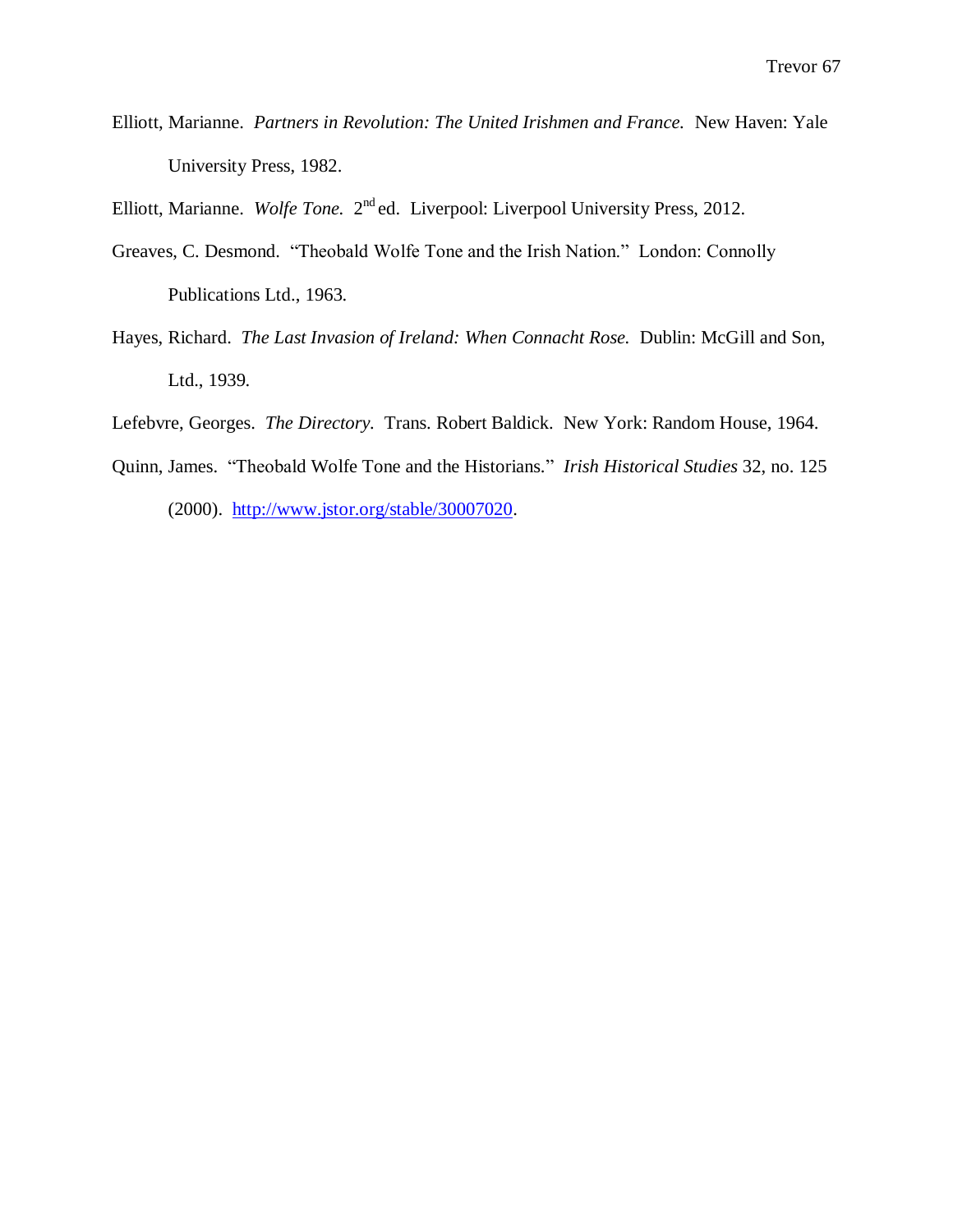Elliott, Marianne. *Partners in Revolution: The United Irishmen and France.* New Haven: Yale University Press, 1982.

Elliott, Marianne. *Wolfe Tone.* 2nd ed. Liverpool: Liverpool University Press, 2012.

Greaves, C. Desmond. "Theobald Wolfe Tone and the Irish Nation." London: Connolly Publications Ltd., 1963.

Hayes, Richard. *The Last Invasion of Ireland: When Connacht Rose.* Dublin: McGill and Son, Ltd., 1939.

Lefebvre, Georges. *The Directory.* Trans. Robert Baldick. New York: Random House, 1964.

Quinn, James. "Theobald Wolfe Tone and the Historians." *Irish Historical Studies* 32, no. 125 (2000). http://www.jstor.org/stable/30007020.